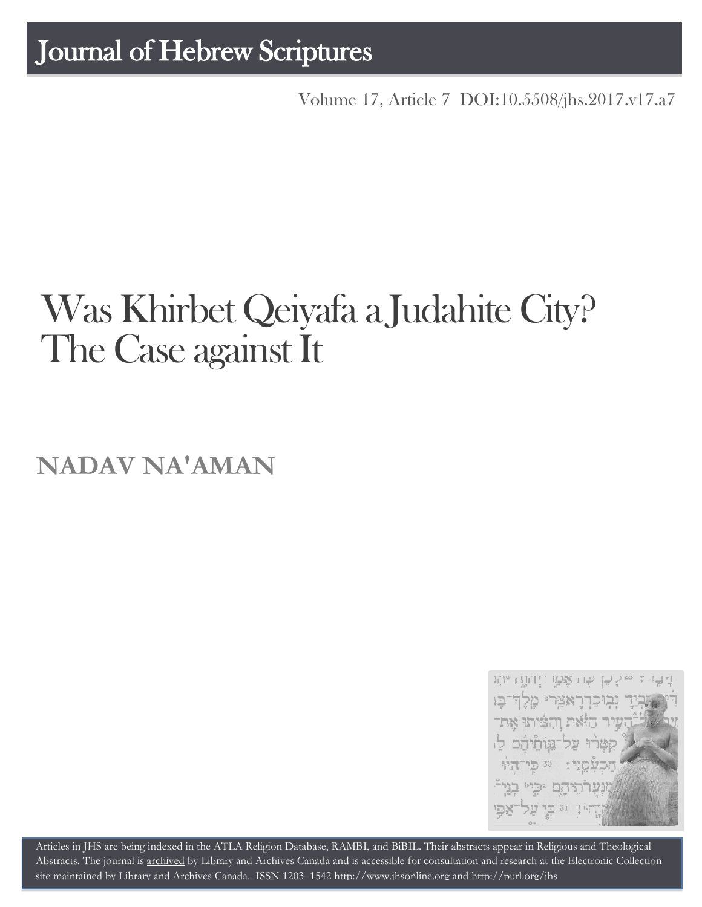# Journal of Hebrew Scriptures

Volume 17, Article 7 DOI:10.5508/jhs.2017.v17.a7

# Was Khirbet Qeiyafa a Judahite City? The Case against It

## NADAV NA'AMAN

Articles in JHS are being indexed in the ATLA Religion Database, RAMBI, and BiBIL. Their abstracts appear in Religious and Theological Abstracts. The journal is archived by Library and Archives Canada and is accessible for consultation and research at the Electronic Collection site maintained by Library and Archives Canada. ISSN 1203–1542 http://www.jhsonline.org and http://purl.org/jhs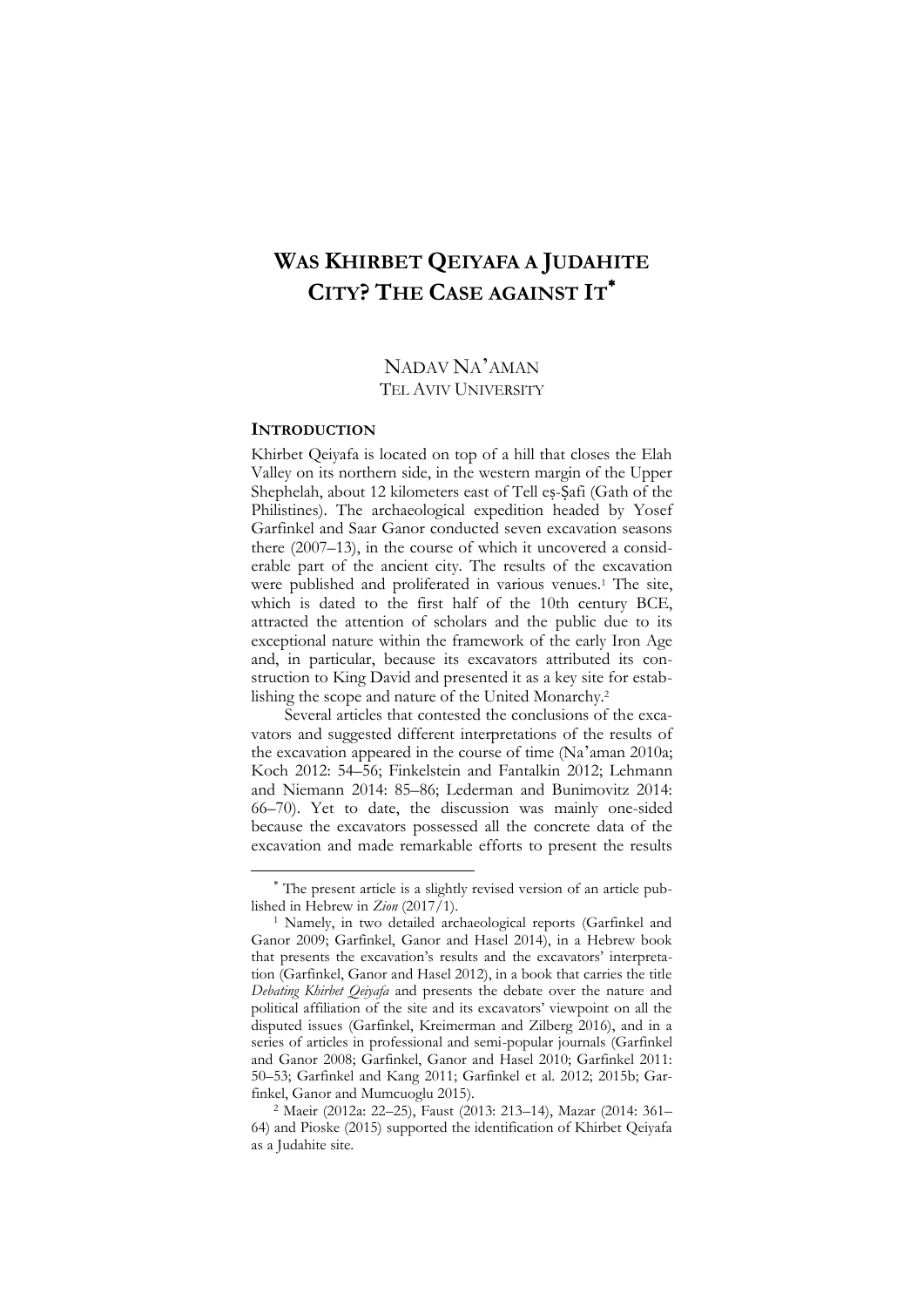# WAS KHIRBET QEIYAFA A JUDAHITE CITY? THE CASE AGAINST IT*

NADAV NA'AMAN
TEL AVIV UNIVERSITY

## INTRODUCTION

Khirbet Qeiyafa is located on top of a hill that closes the Elah Valley on its northern side, in the western margin of the Upper Shephelah, about 12 kilometers east of Tell eṣ-Ṣafi (Gath of the Philistines). The archaeological expedition headed by Yosef Garfinkel and Saar Ganor conducted seven excavation seasons there (2007–13), in the course of which it uncovered a considerable part of the ancient city. The results of the excavation were published and proliferated in various venues.[1] The site, which is dated to the first half of the 10th century BCE, attracted the attention of scholars and the public due to its exceptional nature within the framework of the early Iron Age and, in particular, because its excavators attributed its construction to King David and presented it as a key site for establishing the scope and nature of the United Monarchy.[2]

Several articles that contested the conclusions of the excavators and suggested different interpretations of the results of the excavation appeared in the course of time (Na'aman 2010a; Koch 2012: 54–56; Finkelstein and Fantalkin 2012; Lehmann and Niemann 2014: 85–86; Lederman and Bunimovitz 2014: 66–70). Yet to date, the discussion was mainly one-sided because the excavators possessed all the concrete data of the excavation and made remarkable efforts to present the results

---

* The present article is a slightly revised version of an article published in Hebrew in *Zion* (2017/1).

[1] Namely, in two detailed archaeological reports (Garfinkel and Ganor 2009; Garfinkel, Ganor and Hasel 2014), in a Hebrew book that presents the excavation's results and the excavators' interpretation (Garfinkel, Ganor and Hasel 2012), in a book that carries the title *Debating Khirbet Qeiyafa* and presents the debate over the nature and political affiliation of the site and its excavators' viewpoint on all the disputed issues (Garfinkel, Kreimerman and Zilberg 2016), and in a series of articles in professional and semi-popular journals (Garfinkel and Ganor 2008; Garfinkel, Ganor and Hasel 2010; Garfinkel 2011: 50–53; Garfinkel and Kang 2011; Garfinkel et al. 2012; 2015b; Garfinkel, Ganor and Mumcuoglu 2015).

[2] Maeir (2012a: 22–25), Faust (2013: 213–14), Mazar (2014: 361–64) and Pioske (2015) supported the identification of Khirbet Qeiyafa as a Judahite site.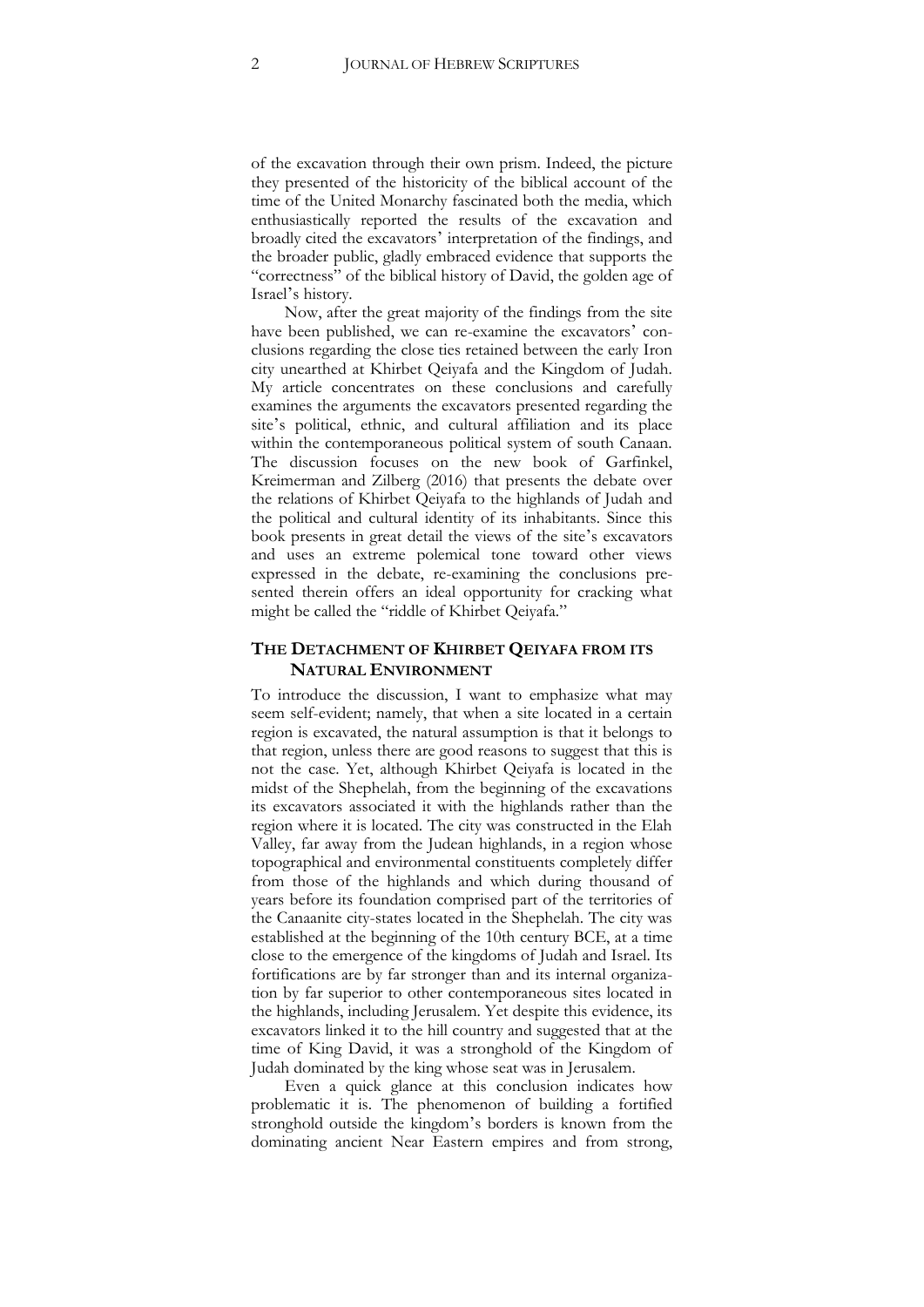of the excavation through their own prism. Indeed, the picture they presented of the historicity of the biblical account of the time of the United Monarchy fascinated both the media, which enthusiastically reported the results of the excavation and broadly cited the excavators' interpretation of the findings, and the broader public, gladly embraced evidence that supports the "correctness" of the biblical history of David, the golden age of Israel's history.

Now, after the great majority of the findings from the site have been published, we can re-examine the excavators' conclusions regarding the close ties retained between the early Iron city unearthed at Khirbet Qeiyafa and the Kingdom of Judah. My article concentrates on these conclusions and carefully examines the arguments the excavators presented regarding the site's political, ethnic, and cultural affiliation and its place within the contemporaneous political system of south Canaan. The discussion focuses on the new book of Garfinkel, Kreimerman and Zilberg (2016) that presents the debate over the relations of Khirbet Qeiyafa to the highlands of Judah and the political and cultural identity of its inhabitants. Since this book presents in great detail the views of the site's excavators and uses an extreme polemical tone toward other views expressed in the debate, re-examining the conclusions presented therein offers an ideal opportunity for cracking what might be called the "riddle of Khirbet Qeiyafa."

## THE DETACHMENT OF KHIRBET QEIYAFA FROM ITS NATURAL ENVIRONMENT

To introduce the discussion, I want to emphasize what may seem self-evident; namely, that when a site located in a certain region is excavated, the natural assumption is that it belongs to that region, unless there are good reasons to suggest that this is not the case. Yet, although Khirbet Qeiyafa is located in the midst of the Shephelah, from the beginning of the excavations its excavators associated it with the highlands rather than the region where it is located. The city was constructed in the Elah Valley, far away from the Judean highlands, in a region whose topographical and environmental constituents completely differ from those of the highlands and which during thousand of years before its foundation comprised part of the territories of the Canaanite city-states located in the Shephelah. The city was established at the beginning of the 10th century BCE, at a time close to the emergence of the kingdoms of Judah and Israel. Its fortifications are by far stronger than and its internal organization by far superior to other contemporaneous sites located in the highlands, including Jerusalem. Yet despite this evidence, its excavators linked it to the hill country and suggested that at the time of King David, it was a stronghold of the Kingdom of Judah dominated by the king whose seat was in Jerusalem.

Even a quick glance at this conclusion indicates how problematic it is. The phenomenon of building a fortified stronghold outside the kingdom's borders is known from the dominating ancient Near Eastern empires and from strong,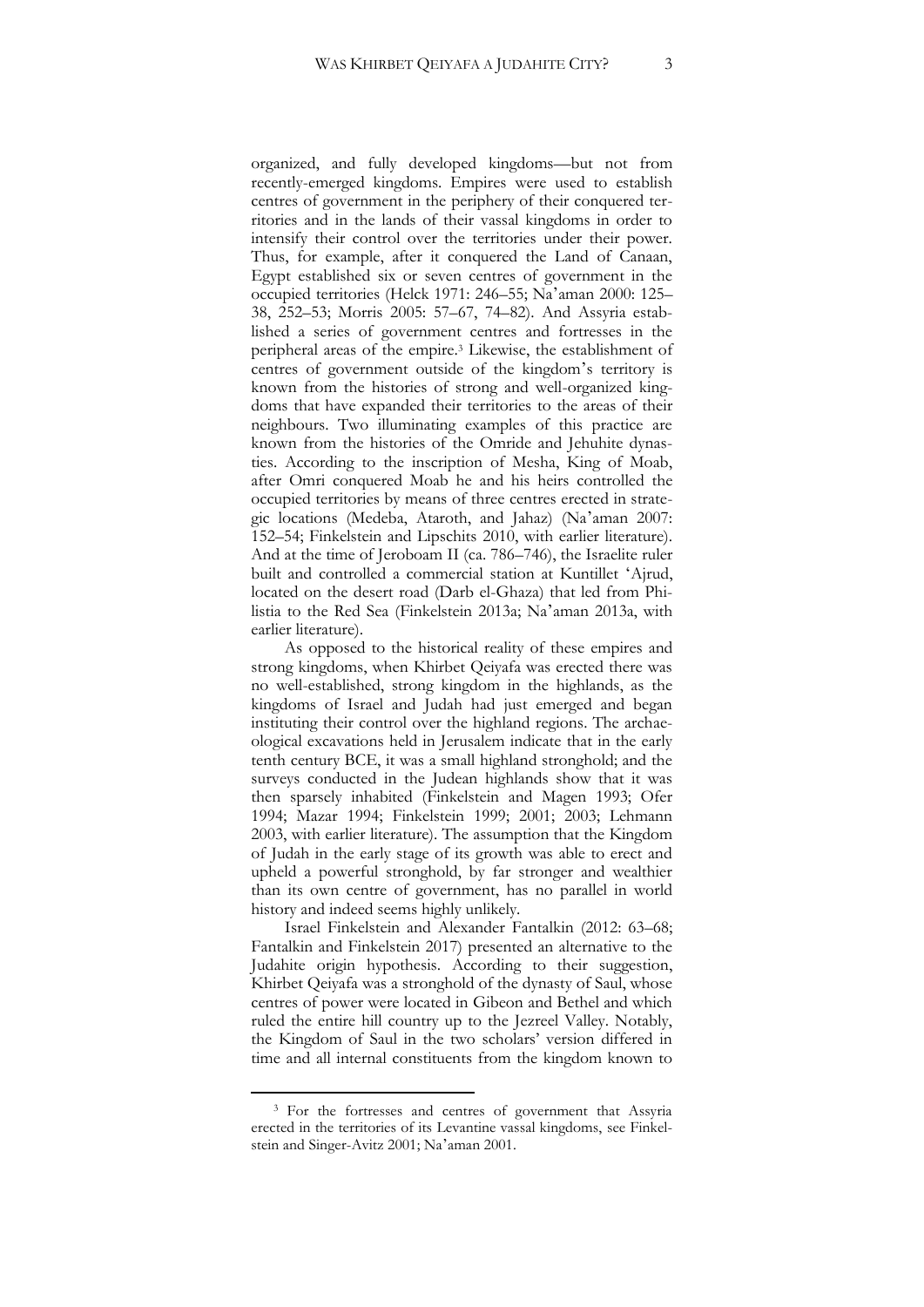organized, and fully developed kingdoms—but not from recently-emerged kingdoms. Empires were used to establish centres of government in the periphery of their conquered territories and in the lands of their vassal kingdoms in order to intensify their control over the territories under their power. Thus, for example, after it conquered the Land of Canaan, Egypt established six or seven centres of government in the occupied territories (Helck 1971: 246–55; Na'aman 2000: 125–38, 252–53; Morris 2005: 57–67, 74–82). And Assyria established a series of government centres and fortresses in the peripheral areas of the empire.[3] Likewise, the establishment of centres of government outside of the kingdom's territory is known from the histories of strong and well-organized kingdoms that have expanded their territories to the areas of their neighbours. Two illuminating examples of this practice are known from the histories of the Omride and Jehuhite dynasties. According to the inscription of Mesha, King of Moab, after Omri conquered Moab he and his heirs controlled the occupied territories by means of three centres erected in strategic locations (Medeba, Ataroth, and Jahaz) (Na'aman 2007: 152–54; Finkelstein and Lipschits 2010, with earlier literature). And at the time of Jeroboam II (ca. 786–746), the Israelite ruler built and controlled a commercial station at Kuntillet 'Ajrud, located on the desert road (Darb el-Ghaza) that led from Philistia to the Red Sea (Finkelstein 2013a; Na'aman 2013a, with earlier literature).

As opposed to the historical reality of these empires and strong kingdoms, when Khirbet Qeiyafa was erected there was no well-established, strong kingdom in the highlands, as the kingdoms of Israel and Judah had just emerged and began instituting their control over the highland regions. The archaeological excavations held in Jerusalem indicate that in the early tenth century BCE, it was a small highland stronghold; and the surveys conducted in the Judean highlands show that it was then sparsely inhabited (Finkelstein and Magen 1993; Ofer 1994; Mazar 1994; Finkelstein 1999; 2001; 2003; Lehmann 2003, with earlier literature). The assumption that the Kingdom of Judah in the early stage of its growth was able to erect and upheld a powerful stronghold, by far stronger and wealthier than its own centre of government, has no parallel in world history and indeed seems highly unlikely.

Israel Finkelstein and Alexander Fantalkin (2012: 63–68; Fantalkin and Finkelstein 2017) presented an alternative to the Judahite origin hypothesis. According to their suggestion, Khirbet Qeiyafa was a stronghold of the dynasty of Saul, whose centres of power were located in Gibeon and Bethel and which ruled the entire hill country up to the Jezreel Valley. Notably, the Kingdom of Saul in the two scholars' version differed in time and all internal constituents from the kingdom known to

[3] For the fortresses and centres of government that Assyria erected in the territories of its Levantine vassal kingdoms, see Finkelstein and Singer-Avitz 2001; Na'aman 2001.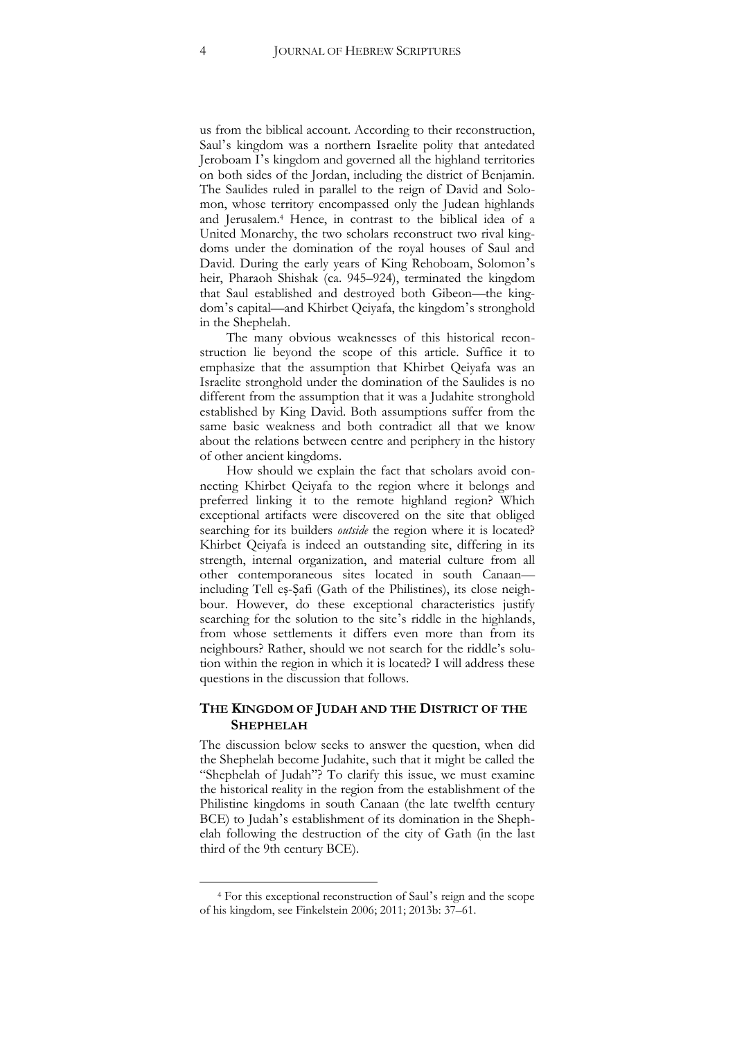us from the biblical account. According to their reconstruction, Saul's kingdom was a northern Israelite polity that antedated Jeroboam I's kingdom and governed all the highland territories on both sides of the Jordan, including the district of Benjamin. The Saulides ruled in parallel to the reign of David and Solomon, whose territory encompassed only the Judean highlands and Jerusalem.[4] Hence, in contrast to the biblical idea of a United Monarchy, the two scholars reconstruct two rival kingdoms under the domination of the royal houses of Saul and David. During the early years of King Rehoboam, Solomon's heir, Pharaoh Shishak (ca. 945–924), terminated the kingdom that Saul established and destroyed both Gibeon—the kingdom's capital—and Khirbet Qeiyafa, the kingdom's stronghold in the Shephelah.

The many obvious weaknesses of this historical reconstruction lie beyond the scope of this article. Suffice it to emphasize that the assumption that Khirbet Qeiyafa was an Israelite stronghold under the domination of the Saulides is no different from the assumption that it was a Judahite stronghold established by King David. Both assumptions suffer from the same basic weakness and both contradict all that we know about the relations between centre and periphery in the history of other ancient kingdoms.

How should we explain the fact that scholars avoid connecting Khirbet Qeiyafa to the region where it belongs and preferred linking it to the remote highland region? Which exceptional artifacts were discovered on the site that obliged searching for its builders *outside* the region where it is located? Khirbet Qeiyafa is indeed an outstanding site, differing in its strength, internal organization, and material culture from all other contemporaneous sites located in south Canaan—including Tell eṣ-Ṣafi (Gath of the Philistines), its close neighbour. However, do these exceptional characteristics justify searching for the solution to the site's riddle in the highlands, from whose settlements it differs even more than from its neighbours? Rather, should we not search for the riddle's solution within the region in which it is located? I will address these questions in the discussion that follows.

## THE KINGDOM OF JUDAH AND THE DISTRICT OF THE SHEPHELAH

The discussion below seeks to answer the question, when did the Shephelah become Judahite, such that it might be called the "Shephelah of Judah"? To clarify this issue, we must examine the historical reality in the region from the establishment of the Philistine kingdoms in south Canaan (the late twelfth century BCE) to Judah's establishment of its domination in the Shephelah following the destruction of the city of Gath (in the last third of the 9th century BCE).

[4] For this exceptional reconstruction of Saul's reign and the scope of his kingdom, see Finkelstein 2006; 2011; 2013b: 37–61.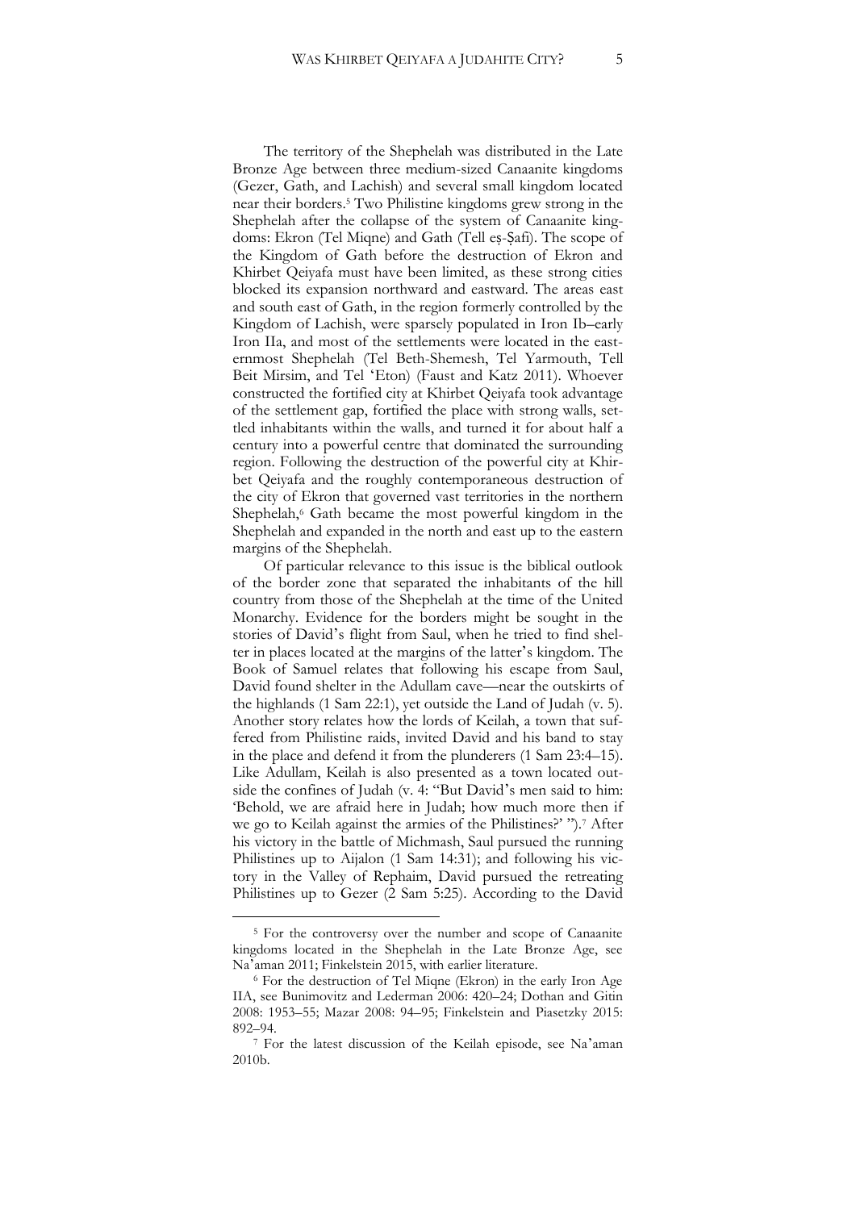The territory of the Shephelah was distributed in the Late Bronze Age between three medium-sized Canaanite kingdoms (Gezer, Gath, and Lachish) and several small kingdom located near their borders.[5] Two Philistine kingdoms grew strong in the Shephelah after the collapse of the system of Canaanite kingdoms: Ekron (Tel Miqne) and Gath (Tell eṣ-Ṣafi). The scope of the Kingdom of Gath before the destruction of Ekron and Khirbet Qeiyafa must have been limited, as these strong cities blocked its expansion northward and eastward. The areas east and south east of Gath, in the region formerly controlled by the Kingdom of Lachish, were sparsely populated in Iron Ib–early Iron IIa, and most of the settlements were located in the easternmost Shephelah (Tel Beth-Shemesh, Tel Yarmouth, Tell Beit Mirsim, and Tel ʻEton) (Faust and Katz 2011). Whoever constructed the fortified city at Khirbet Qeiyafa took advantage of the settlement gap, fortified the place with strong walls, settled inhabitants within the walls, and turned it for about half a century into a powerful centre that dominated the surrounding region. Following the destruction of the powerful city at Khirbet Qeiyafa and the roughly contemporaneous destruction of the city of Ekron that governed vast territories in the northern Shephelah,[6] Gath became the most powerful kingdom in the Shephelah and expanded in the north and east up to the eastern margins of the Shephelah.

Of particular relevance to this issue is the biblical outlook of the border zone that separated the inhabitants of the hill country from those of the Shephelah at the time of the United Monarchy. Evidence for the borders might be sought in the stories of David's flight from Saul, when he tried to find shelter in places located at the margins of the latter's kingdom. The Book of Samuel relates that following his escape from Saul, David found shelter in the Adullam cave—near the outskirts of the highlands (1 Sam 22:1), yet outside the Land of Judah (v. 5). Another story relates how the lords of Keilah, a town that suffered from Philistine raids, invited David and his band to stay in the place and defend it from the plunderers (1 Sam 23:4–15). Like Adullam, Keilah is also presented as a town located outside the confines of Judah (v. 4: "But David's men said to him: 'Behold, we are afraid here in Judah; how much more then if we go to Keilah against the armies of the Philistines?' ").[7] After his victory in the battle of Michmash, Saul pursued the running Philistines up to Aijalon (1 Sam 14:31); and following his victory in the Valley of Rephaim, David pursued the retreating Philistines up to Gezer (2 Sam 5:25). According to the David

---

[5] For the controversy over the number and scope of Canaanite kingdoms located in the Shephelah in the Late Bronze Age, see Na'aman 2011; Finkelstein 2015, with earlier literature.

[6] For the destruction of Tel Miqne (Ekron) in the early Iron Age IIA, see Bunimovitz and Lederman 2006: 420–24; Dothan and Gitin 2008: 1953–55; Mazar 2008: 94–95; Finkelstein and Piasetzky 2015: 892–94.

[7] For the latest discussion of the Keilah episode, see Na'aman 2010b.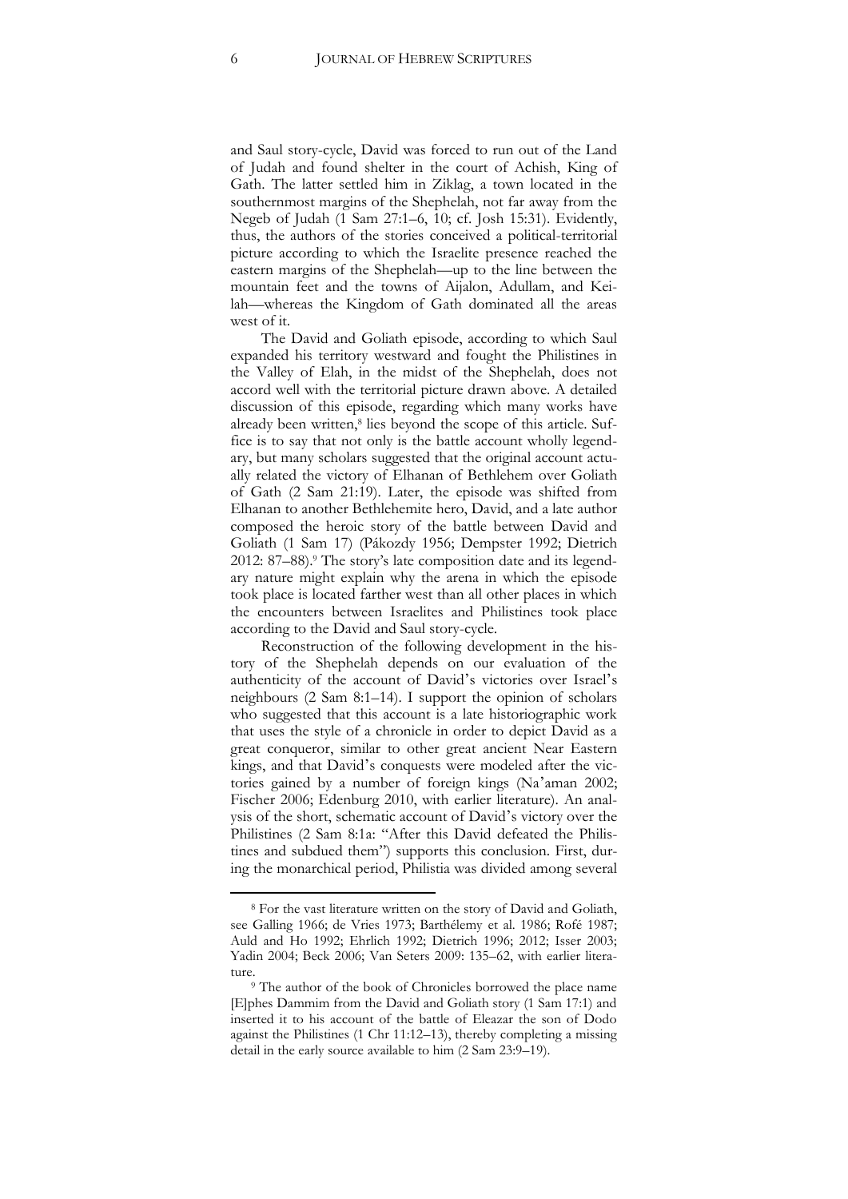and Saul story-cycle, David was forced to run out of the Land of Judah and found shelter in the court of Achish, King of Gath. The latter settled him in Ziklag, a town located in the southernmost margins of the Shephelah, not far away from the Negeb of Judah (1 Sam 27:1–6, 10; cf. Josh 15:31). Evidently, thus, the authors of the stories conceived a political-territorial picture according to which the Israelite presence reached the eastern margins of the Shephelah—up to the line between the mountain feet and the towns of Aijalon, Adullam, and Keilah—whereas the Kingdom of Gath dominated all the areas west of it.

The David and Goliath episode, according to which Saul expanded his territory westward and fought the Philistines in the Valley of Elah, in the midst of the Shephelah, does not accord well with the territorial picture drawn above. A detailed discussion of this episode, regarding which many works have already been written,[8] lies beyond the scope of this article. Suffice is to say that not only is the battle account wholly legendary, but many scholars suggested that the original account actually related the victory of Elhanan of Bethlehem over Goliath of Gath (2 Sam 21:19). Later, the episode was shifted from Elhanan to another Bethlehemite hero, David, and a late author composed the heroic story of the battle between David and Goliath (1 Sam 17) (Pákozdy 1956; Dempster 1992; Dietrich 2012: 87–88).[9] The story's late composition date and its legendary nature might explain why the arena in which the episode took place is located farther west than all other places in which the encounters between Israelites and Philistines took place according to the David and Saul story-cycle.

Reconstruction of the following development in the history of the Shephelah depends on our evaluation of the authenticity of the account of David's victories over Israel's neighbours (2 Sam 8:1–14). I support the opinion of scholars who suggested that this account is a late historiographic work that uses the style of a chronicle in order to depict David as a great conqueror, similar to other great ancient Near Eastern kings, and that David's conquests were modeled after the victories gained by a number of foreign kings (Na'aman 2002; Fischer 2006; Edenburg 2010, with earlier literature). An analysis of the short, schematic account of David's victory over the Philistines (2 Sam 8:1a: "After this David defeated the Philistines and subdued them") supports this conclusion. First, during the monarchical period, Philistia was divided among several

[8] For the vast literature written on the story of David and Goliath, see Galling 1966; de Vries 1973; Barthélemy et al. 1986; Rofé 1987; Auld and Ho 1992; Ehrlich 1992; Dietrich 1996; 2012; Isser 2003; Yadin 2004; Beck 2006; Van Seters 2009: 135–62, with earlier literature.

[9] The author of the book of Chronicles borrowed the place name [E]phes Dammim from the David and Goliath story (1 Sam 17:1) and inserted it to his account of the battle of Eleazar the son of Dodo against the Philistines (1 Chr 11:12–13), thereby completing a missing detail in the early source available to him (2 Sam 23:9–19).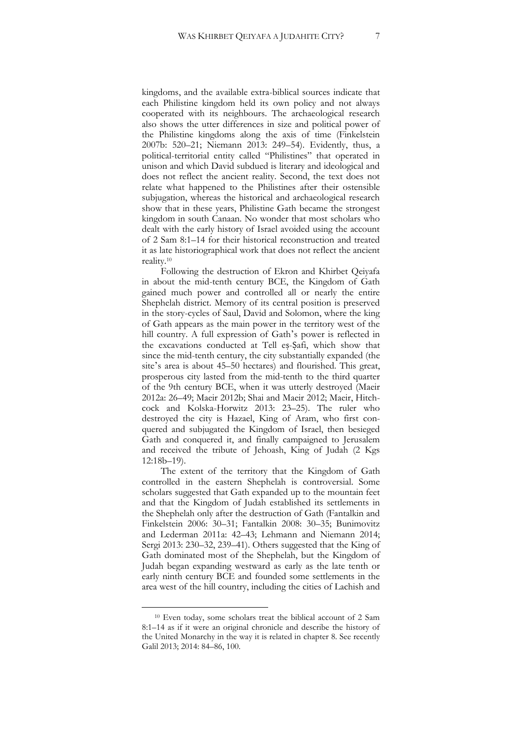kingdoms, and the available extra-biblical sources indicate that each Philistine kingdom held its own policy and not always cooperated with its neighbours. The archaeological research also shows the utter differences in size and political power of the Philistine kingdoms along the axis of time (Finkelstein 2007b: 520–21; Niemann 2013: 249–54). Evidently, thus, a political-territorial entity called "Philistines" that operated in unison and which David subdued is literary and ideological and does not reflect the ancient reality. Second, the text does not relate what happened to the Philistines after their ostensible subjugation, whereas the historical and archaeological research show that in these years, Philistine Gath became the strongest kingdom in south Canaan. No wonder that most scholars who dealt with the early history of Israel avoided using the account of 2 Sam 8:1–14 for their historical reconstruction and treated it as late historiographical work that does not reflect the ancient reality.[10]

Following the destruction of Ekron and Khirbet Qeiyafa in about the mid-tenth century BCE, the Kingdom of Gath gained much power and controlled all or nearly the entire Shephelah district. Memory of its central position is preserved in the story-cycles of Saul, David and Solomon, where the king of Gath appears as the main power in the territory west of the hill country. A full expression of Gath's power is reflected in the excavations conducted at Tell eṣ-Ṣafi, which show that since the mid-tenth century, the city substantially expanded (the site's area is about 45–50 hectares) and flourished. This great, prosperous city lasted from the mid-tenth to the third quarter of the 9th century BCE, when it was utterly destroyed (Maeir 2012a: 26–49; Maeir 2012b; Shai and Maeir 2012; Maeir, Hitchcock and Kolska-Horwitz 2013: 23–25). The ruler who destroyed the city is Hazael, King of Aram, who first conquered and subjugated the Kingdom of Israel, then besieged Gath and conquered it, and finally campaigned to Jerusalem and received the tribute of Jehoash, King of Judah (2 Kgs 12:18b–19).

The extent of the territory that the Kingdom of Gath controlled in the eastern Shephelah is controversial. Some scholars suggested that Gath expanded up to the mountain feet and that the Kingdom of Judah established its settlements in the Shephelah only after the destruction of Gath (Fantalkin and Finkelstein 2006: 30–31; Fantalkin 2008: 30–35; Bunimovitz and Lederman 2011a: 42–43; Lehmann and Niemann 2014; Sergi 2013: 230–32, 239–41). Others suggested that the King of Gath dominated most of the Shephelah, but the Kingdom of Judah began expanding westward as early as the late tenth or early ninth century BCE and founded some settlements in the area west of the hill country, including the cities of Lachish and

[10] Even today, some scholars treat the biblical account of 2 Sam 8:1–14 as if it were an original chronicle and describe the history of the United Monarchy in the way it is related in chapter 8. See recently Galil 2013; 2014: 84–86, 100.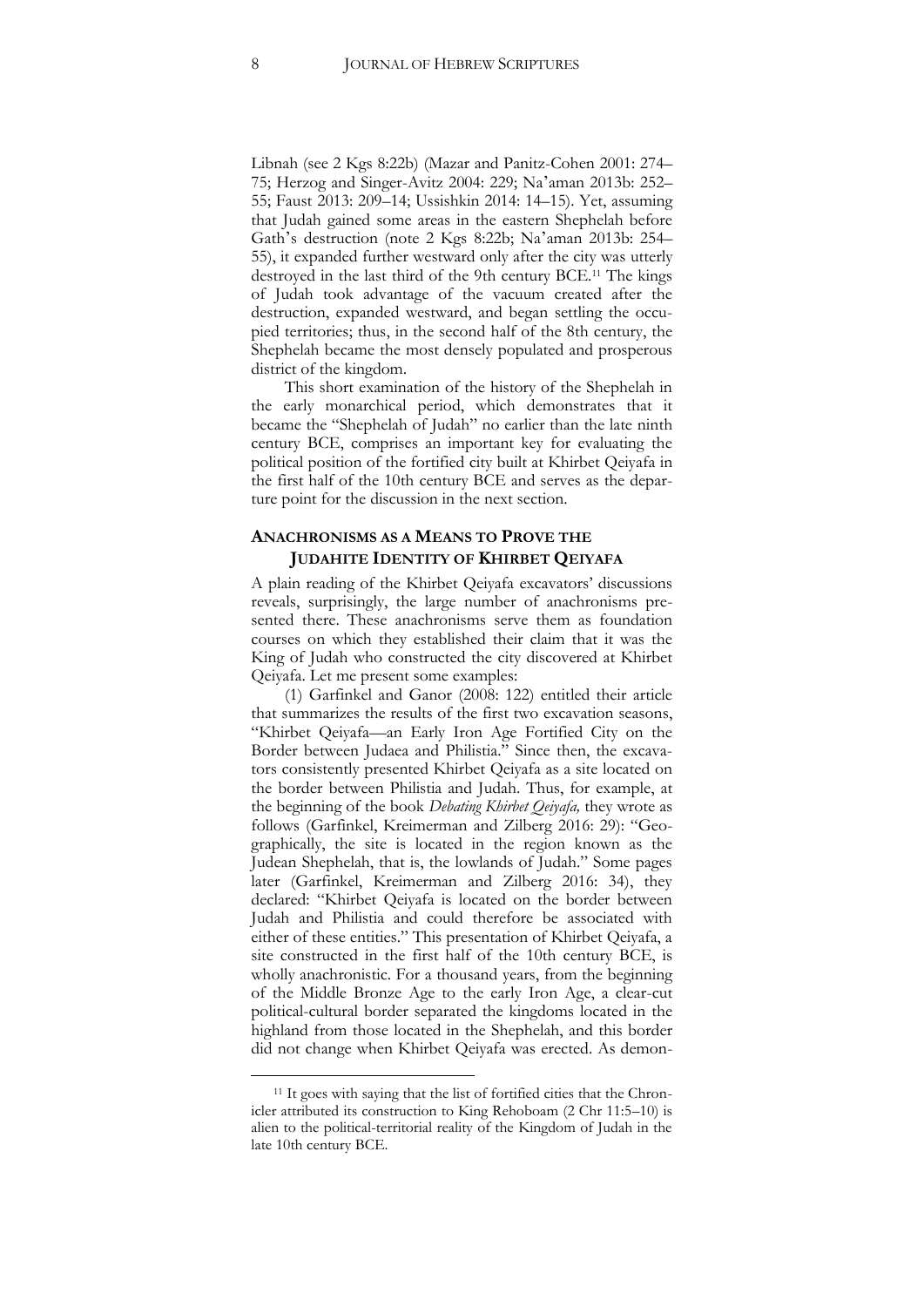Libnah (see 2 Kgs 8:22b) (Mazar and Panitz-Cohen 2001: 274–75; Herzog and Singer-Avitz 2004: 229; Na'aman 2013b: 252–55; Faust 2013: 209–14; Ussishkin 2014: 14–15). Yet, assuming that Judah gained some areas in the eastern Shephelah before Gath's destruction (note 2 Kgs 8:22b; Na'aman 2013b: 254–55), it expanded further westward only after the city was utterly destroyed in the last third of the 9th century BCE.[11] The kings of Judah took advantage of the vacuum created after the destruction, expanded westward, and began settling the occupied territories; thus, in the second half of the 8th century, the Shephelah became the most densely populated and prosperous district of the kingdom.

This short examination of the history of the Shephelah in the early monarchical period, which demonstrates that it became the "Shephelah of Judah" no earlier than the late ninth century BCE, comprises an important key for evaluating the political position of the fortified city built at Khirbet Qeiyafa in the first half of the 10th century BCE and serves as the departure point for the discussion in the next section.

## ANACHRONISMS AS A MEANS TO PROVE THE JUDAHITE IDENTITY OF KHIRBET QEIYAFA

A plain reading of the Khirbet Qeiyafa excavators' discussions reveals, surprisingly, the large number of anachronisms presented there. These anachronisms serve them as foundation courses on which they established their claim that it was the King of Judah who constructed the city discovered at Khirbet Qeiyafa. Let me present some examples:

(1) Garfinkel and Ganor (2008: 122) entitled their article that summarizes the results of the first two excavation seasons, "Khirbet Qeiyafa—an Early Iron Age Fortified City on the Border between Judaea and Philistia." Since then, the excavators consistently presented Khirbet Qeiyafa as a site located on the border between Philistia and Judah. Thus, for example, at the beginning of the book *Debating Khirbet Qeiyafa,* they wrote as follows (Garfinkel, Kreimerman and Zilberg 2016: 29): "Geographically, the site is located in the region known as the Judean Shephelah, that is, the lowlands of Judah." Some pages later (Garfinkel, Kreimerman and Zilberg 2016: 34), they declared: "Khirbet Qeiyafa is located on the border between Judah and Philistia and could therefore be associated with either of these entities." This presentation of Khirbet Qeiyafa, a site constructed in the first half of the 10th century BCE, is wholly anachronistic. For a thousand years, from the beginning of the Middle Bronze Age to the early Iron Age, a clear-cut political-cultural border separated the kingdoms located in the highland from those located in the Shephelah, and this border did not change when Khirbet Qeiyafa was erected. As demon-

[11] It goes with saying that the list of fortified cities that the Chronicler attributed its construction to King Rehoboam (2 Chr 11:5–10) is alien to the political-territorial reality of the Kingdom of Judah in the late 10th century BCE.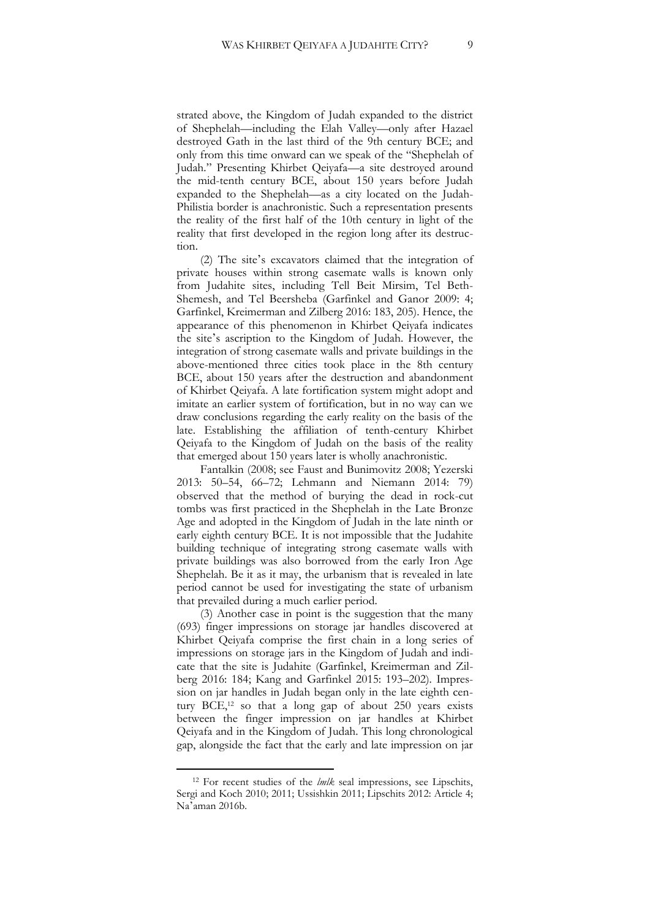strated above, the Kingdom of Judah expanded to the district of Shephelah—including the Elah Valley—only after Hazael destroyed Gath in the last third of the 9th century BCE; and only from this time onward can we speak of the "Shephelah of Judah." Presenting Khirbet Qeiyafa—a site destroyed around the mid-tenth century BCE, about 150 years before Judah expanded to the Shephelah—as a city located on the Judah-Philistia border is anachronistic. Such a representation presents the reality of the first half of the 10th century in light of the reality that first developed in the region long after its destruction.

(2) The site's excavators claimed that the integration of private houses within strong casemate walls is known only from Judahite sites, including Tell Beit Mirsim, Tel Beth-Shemesh, and Tel Beersheba (Garfinkel and Ganor 2009: 4; Garfinkel, Kreimerman and Zilberg 2016: 183, 205). Hence, the appearance of this phenomenon in Khirbet Qeiyafa indicates the site's ascription to the Kingdom of Judah. However, the integration of strong casemate walls and private buildings in the above-mentioned three cities took place in the 8th century BCE, about 150 years after the destruction and abandonment of Khirbet Qeiyafa. A late fortification system might adopt and imitate an earlier system of fortification, but in no way can we draw conclusions regarding the early reality on the basis of the late. Establishing the affiliation of tenth-century Khirbet Qeiyafa to the Kingdom of Judah on the basis of the reality that emerged about 150 years later is wholly anachronistic.

Fantalkin (2008; see Faust and Bunimovitz 2008; Yezerski 2013: 50–54, 66–72; Lehmann and Niemann 2014: 79) observed that the method of burying the dead in rock-cut tombs was first practiced in the Shephelah in the Late Bronze Age and adopted in the Kingdom of Judah in the late ninth or early eighth century BCE. It is not impossible that the Judahite building technique of integrating strong casemate walls with private buildings was also borrowed from the early Iron Age Shephelah. Be it as it may, the urbanism that is revealed in late period cannot be used for investigating the state of urbanism that prevailed during a much earlier period.

(3) Another case in point is the suggestion that the many (693) finger impressions on storage jar handles discovered at Khirbet Qeiyafa comprise the first chain in a long series of impressions on storage jars in the Kingdom of Judah and indicate that the site is Judahite (Garfinkel, Kreimerman and Zilberg 2016: 184; Kang and Garfinkel 2015: 193–202). Impression on jar handles in Judah began only in the late eighth century BCE,[12] so that a long gap of about 250 years exists between the finger impression on jar handles at Khirbet Qeiyafa and in the Kingdom of Judah. This long chronological gap, alongside the fact that the early and late impression on jar

[12] For recent studies of the *lmlk* seal impressions, see Lipschits, Sergi and Koch 2010; 2011; Ussishkin 2011; Lipschits 2012: Article 4; Na'aman 2016b.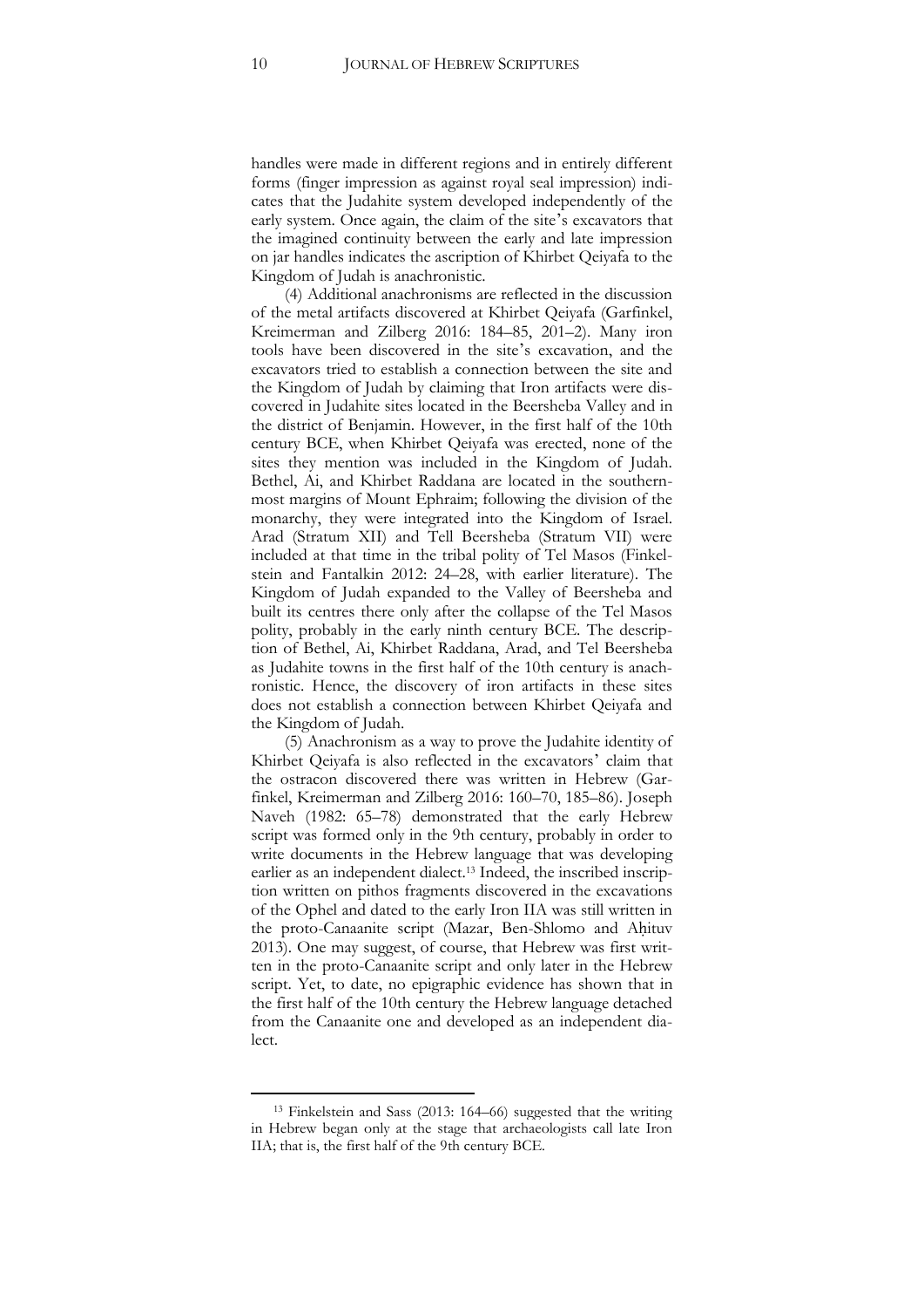handles were made in different regions and in entirely different forms (finger impression as against royal seal impression) indicates that the Judahite system developed independently of the early system. Once again, the claim of the site's excavators that the imagined continuity between the early and late impression on jar handles indicates the ascription of Khirbet Qeiyafa to the Kingdom of Judah is anachronistic.

(4) Additional anachronisms are reflected in the discussion of the metal artifacts discovered at Khirbet Qeiyafa (Garfinkel, Kreimerman and Zilberg 2016: 184–85, 201–2). Many iron tools have been discovered in the site's excavation, and the excavators tried to establish a connection between the site and the Kingdom of Judah by claiming that Iron artifacts were discovered in Judahite sites located in the Beersheba Valley and in the district of Benjamin. However, in the first half of the 10th century BCE, when Khirbet Qeiyafa was erected, none of the sites they mention was included in the Kingdom of Judah. Bethel, Ai, and Khirbet Raddana are located in the southernmost margins of Mount Ephraim; following the division of the monarchy, they were integrated into the Kingdom of Israel. Arad (Stratum XII) and Tell Beersheba (Stratum VII) were included at that time in the tribal polity of Tel Masos (Finkelstein and Fantalkin 2012: 24–28, with earlier literature). The Kingdom of Judah expanded to the Valley of Beersheba and built its centres there only after the collapse of the Tel Masos polity, probably in the early ninth century BCE. The description of Bethel, Ai, Khirbet Raddana, Arad, and Tel Beersheba as Judahite towns in the first half of the 10th century is anachronistic. Hence, the discovery of iron artifacts in these sites does not establish a connection between Khirbet Qeiyafa and the Kingdom of Judah.

(5) Anachronism as a way to prove the Judahite identity of Khirbet Qeiyafa is also reflected in the excavators' claim that the ostracon discovered there was written in Hebrew (Garfinkel, Kreimerman and Zilberg 2016: 160–70, 185–86). Joseph Naveh (1982: 65–78) demonstrated that the early Hebrew script was formed only in the 9th century, probably in order to write documents in the Hebrew language that was developing earlier as an independent dialect.[13] Indeed, the inscribed inscription written on pithos fragments discovered in the excavations of the Ophel and dated to the early Iron IIA was still written in the proto-Canaanite script (Mazar, Ben-Shlomo and Aḥituv 2013). One may suggest, of course, that Hebrew was first written in the proto-Canaanite script and only later in the Hebrew script. Yet, to date, no epigraphic evidence has shown that in the first half of the 10th century the Hebrew language detached from the Canaanite one and developed as an independent dialect.

[13] Finkelstein and Sass (2013: 164–66) suggested that the writing in Hebrew began only at the stage that archaeologists call late Iron IIA; that is, the first half of the 9th century BCE.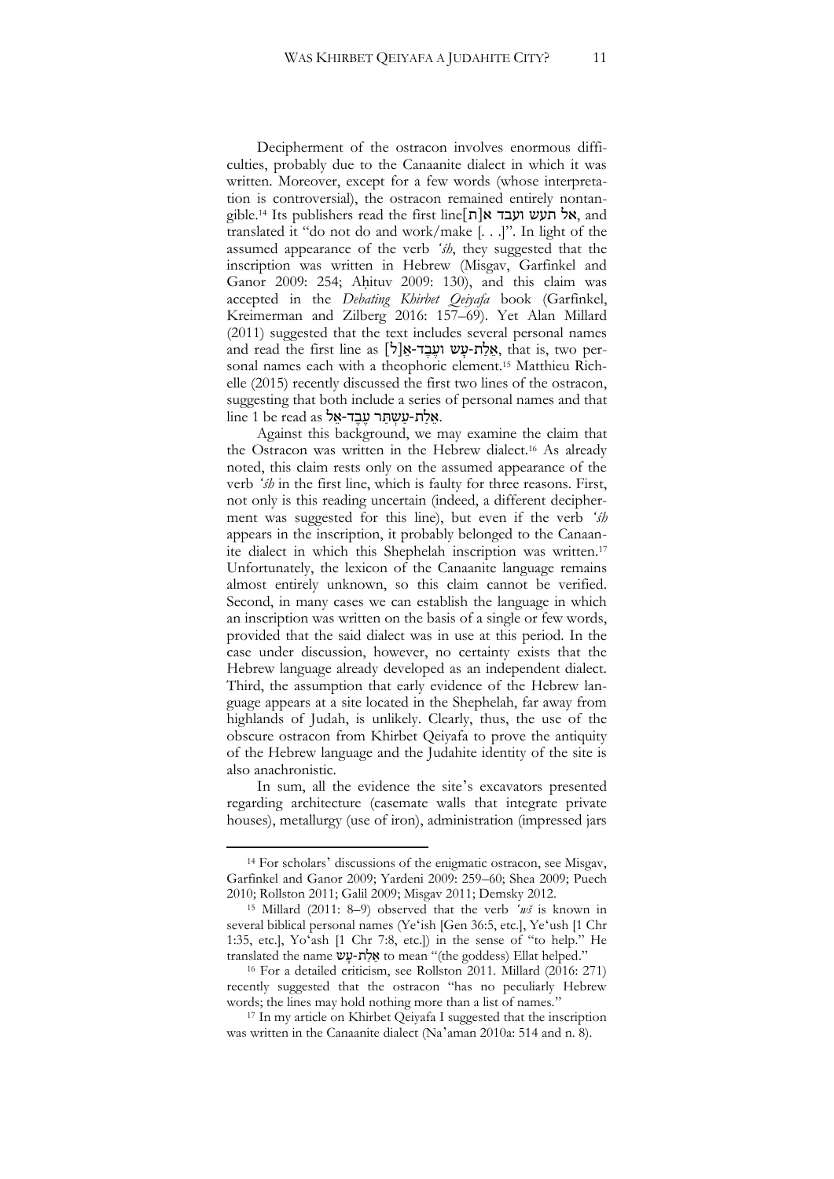Decipherment of the ostracon involves enormous difficulties, probably due to the Canaanite dialect in which it was written. Moreover, except for a few words (whose interpretation is controversial), the ostracon remained entirely nontangible.[14] Its publishers read the first line אל תעש ועבד א[ת], and translated it "do not do and work/make [. . .]". In light of the assumed appearance of the verb *'śh*, they suggested that the inscription was written in Hebrew (Misgav, Garfinkel and Ganor 2009: 254; Aḥituv 2009: 130), and this claim was accepted in the *Debating Khirbet Qeiyafa* book (Garfinkel, Kreimerman and Zilberg 2016: 157–69). Yet Alan Millard (2011) suggested that the text includes several personal names and read the first line as אֵלַת-עָשׁ וּעֶבֶד-אֵ[ל], that is, two personal names each with a theophoric element.[15] Matthieu Richelle (2015) recently discussed the first two lines of the ostracon, suggesting that both include a series of personal names and that line 1 be read as אֵלַת-עַשְׁתַּר עֶבֶד-אֵל.

Against this background, we may examine the claim that the Ostracon was written in the Hebrew dialect.[16] As already noted, this claim rests only on the assumed appearance of the verb *'śh* in the first line, which is faulty for three reasons. First, not only is this reading uncertain (indeed, a different decipherment was suggested for this line), but even if the verb *'śh* appears in the inscription, it probably belonged to the Canaanite dialect in which this Shephelah inscription was written.[17] Unfortunately, the lexicon of the Canaanite language remains almost entirely unknown, so this claim cannot be verified. Second, in many cases we can establish the language in which an inscription was written on the basis of a single or few words, provided that the said dialect was in use at this period. In the case under discussion, however, no certainty exists that the Hebrew language already developed as an independent dialect. Third, the assumption that early evidence of the Hebrew language appears at a site located in the Shephelah, far away from highlands of Judah, is unlikely. Clearly, thus, the use of the obscure ostracon from Khirbet Qeiyafa to prove the antiquity of the Hebrew language and the Judahite identity of the site is also anachronistic.

In sum, all the evidence the site's excavators presented regarding architecture (casemate walls that integrate private houses), metallurgy (use of iron), administration (impressed jars

---

[14] For scholars' discussions of the enigmatic ostracon, see Misgav, Garfinkel and Ganor 2009; Yardeni 2009: 259–60; Shea 2009; Puech 2010; Rollston 2011; Galil 2009; Misgav 2011; Demsky 2012.

[15] Millard (2011: 8–9) observed that the verb *'wš* is known in several biblical personal names (Ye'ish [Gen 36:5, etc.], Ye'ush [1 Chr 1:35, etc.], Yo'ash [1 Chr 7:8, etc.]) in the sense of "to help." He translated the name אֵלַת-עָשׁ to mean "(the goddess) Ellat helped."

[16] For a detailed criticism, see Rollston 2011. Millard (2016: 271) recently suggested that the ostracon "has no peculiarly Hebrew words; the lines may hold nothing more than a list of names."

[17] In my article on Khirbet Qeiyafa I suggested that the inscription was written in the Canaanite dialect (Na'aman 2010a: 514 and n. 8).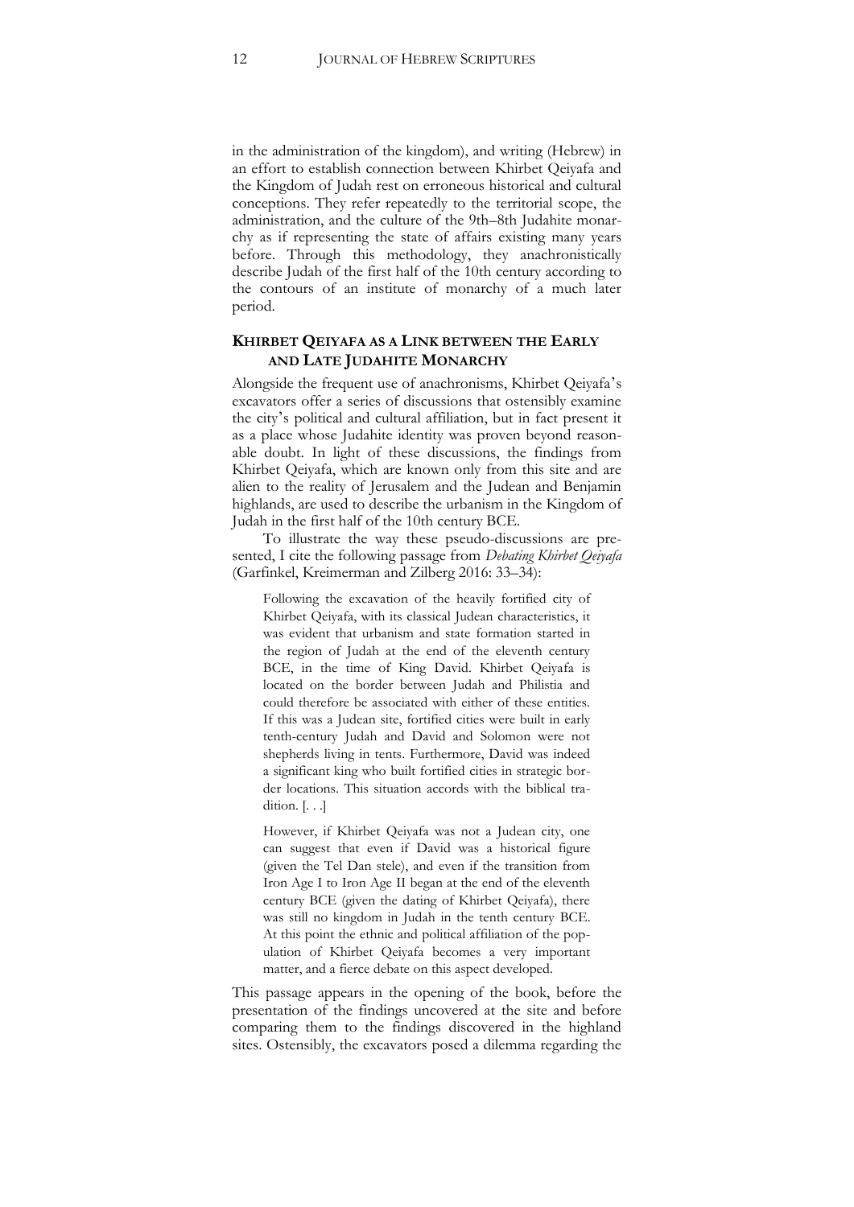in the administration of the kingdom), and writing (Hebrew) in an effort to establish connection between Khirbet Qeiyafa and the Kingdom of Judah rest on erroneous historical and cultural conceptions. They refer repeatedly to the territorial scope, the administration, and the culture of the 9th–8th Judahite monarchy as if representing the state of affairs existing many years before. Through this methodology, they anachronistically describe Judah of the first half of the 10th century according to the contours of an institute of monarchy of a much later period.

## KHIRBET QEIYAFA AS A LINK BETWEEN THE EARLY AND LATE JUDAHITE MONARCHY

Alongside the frequent use of anachronisms, Khirbet Qeiyafa's excavators offer a series of discussions that ostensibly examine the city's political and cultural affiliation, but in fact present it as a place whose Judahite identity was proven beyond reasonable doubt. In light of these discussions, the findings from Khirbet Qeiyafa, which are known only from this site and are alien to the reality of Jerusalem and the Judean and Benjamin highlands, are used to describe the urbanism in the Kingdom of Judah in the first half of the 10th century BCE.

To illustrate the way these pseudo-discussions are presented, I cite the following passage from *Debating Khirbet Qeiyafa* (Garfinkel, Kreimerman and Zilberg 2016: 33–34):

> Following the excavation of the heavily fortified city of Khirbet Qeiyafa, with its classical Judean characteristics, it was evident that urbanism and state formation started in the region of Judah at the end of the eleventh century BCE, in the time of King David. Khirbet Qeiyafa is located on the border between Judah and Philistia and could therefore be associated with either of these entities. If this was a Judean site, fortified cities were built in early tenth-century Judah and David and Solomon were not shepherds living in tents. Furthermore, David was indeed a significant king who built fortified cities in strategic border locations. This situation accords with the biblical tradition. [. . .]
>
> However, if Khirbet Qeiyafa was not a Judean city, one can suggest that even if David was a historical figure (given the Tel Dan stele), and even if the transition from Iron Age I to Iron Age II began at the end of the eleventh century BCE (given the dating of Khirbet Qeiyafa), there was still no kingdom in Judah in the tenth century BCE. At this point the ethnic and political affiliation of the population of Khirbet Qeiyafa becomes a very important matter, and a fierce debate on this aspect developed.

This passage appears in the opening of the book, before the presentation of the findings uncovered at the site and before comparing them to the findings discovered in the highland sites. Ostensibly, the excavators posed a dilemma regarding the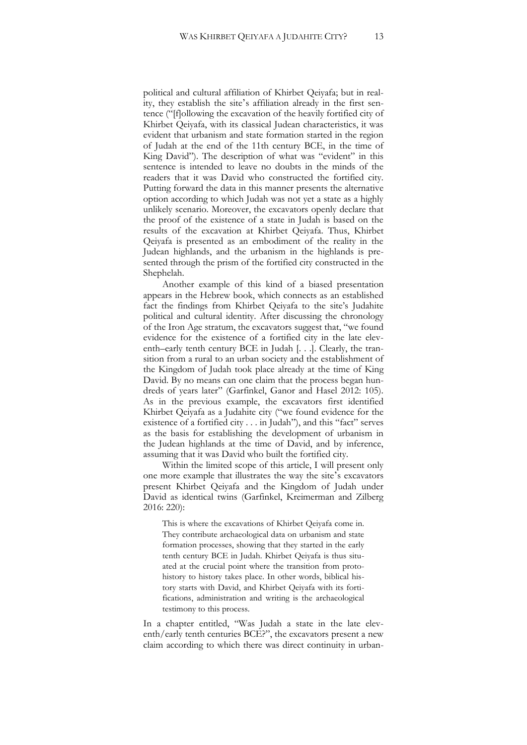political and cultural affiliation of Khirbet Qeiyafa; but in reality, they establish the site's affiliation already in the first sentence ("[f]ollowing the excavation of the heavily fortified city of Khirbet Qeiyafa, with its classical Judean characteristics, it was evident that urbanism and state formation started in the region of Judah at the end of the 11th century BCE, in the time of King David"). The description of what was "evident" in this sentence is intended to leave no doubts in the minds of the readers that it was David who constructed the fortified city. Putting forward the data in this manner presents the alternative option according to which Judah was not yet a state as a highly unlikely scenario. Moreover, the excavators openly declare that the proof of the existence of a state in Judah is based on the results of the excavation at Khirbet Qeiyafa. Thus, Khirbet Qeiyafa is presented as an embodiment of the reality in the Judean highlands, and the urbanism in the highlands is presented through the prism of the fortified city constructed in the Shephelah.

Another example of this kind of a biased presentation appears in the Hebrew book, which connects as an established fact the findings from Khirbet Qeiyafa to the site's Judahite political and cultural identity. After discussing the chronology of the Iron Age stratum, the excavators suggest that, "we found evidence for the existence of a fortified city in the late eleventh–early tenth century BCE in Judah [. . .]. Clearly, the transition from a rural to an urban society and the establishment of the Kingdom of Judah took place already at the time of King David. By no means can one claim that the process began hundreds of years later" (Garfinkel, Ganor and Hasel 2012: 105). As in the previous example, the excavators first identified Khirbet Qeiyafa as a Judahite city ("we found evidence for the existence of a fortified city . . . in Judah"), and this "fact" serves as the basis for establishing the development of urbanism in the Judean highlands at the time of David, and by inference, assuming that it was David who built the fortified city.

Within the limited scope of this article, I will present only one more example that illustrates the way the site's excavators present Khirbet Qeiyafa and the Kingdom of Judah under David as identical twins (Garfinkel, Kreimerman and Zilberg 2016: 220):

> This is where the excavations of Khirbet Qeiyafa come in. They contribute archaeological data on urbanism and state formation processes, showing that they started in the early tenth century BCE in Judah. Khirbet Qeiyafa is thus situated at the crucial point where the transition from protohistory to history takes place. In other words, biblical history starts with David, and Khirbet Qeiyafa with its fortifications, administration and writing is the archaeological testimony to this process.

In a chapter entitled, "Was Judah a state in the late eleventh/early tenth centuries BCE?", the excavators present a new claim according to which there was direct continuity in urban-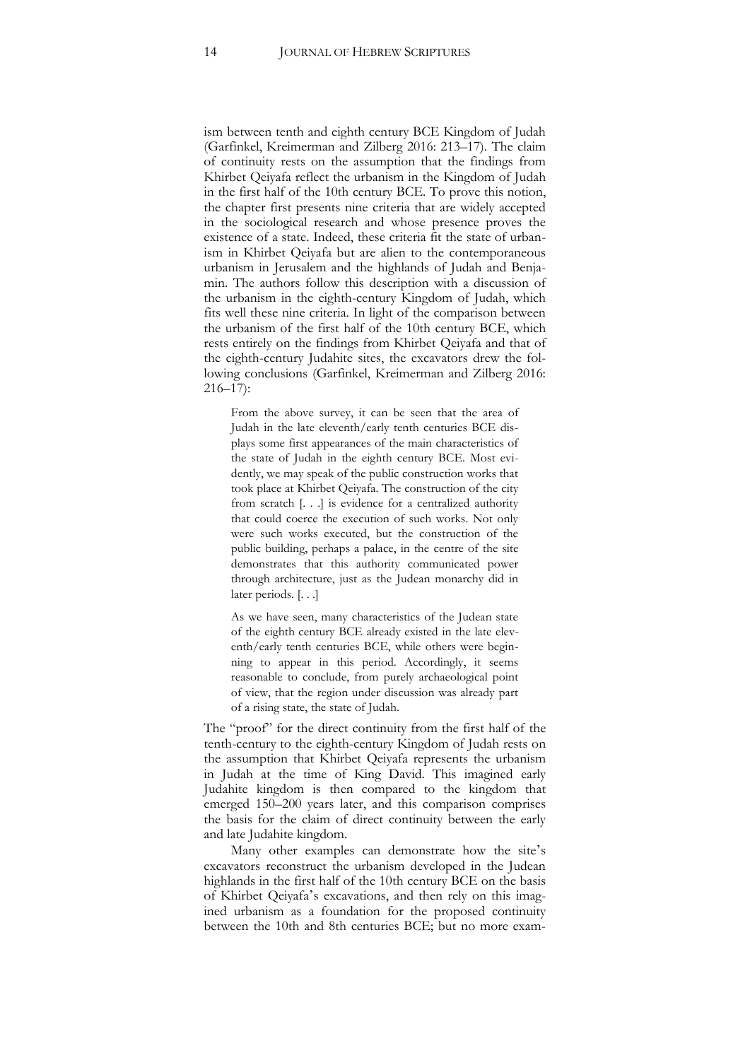ism between tenth and eighth century BCE Kingdom of Judah (Garfinkel, Kreimerman and Zilberg 2016: 213–17). The claim of continuity rests on the assumption that the findings from Khirbet Qeiyafa reflect the urbanism in the Kingdom of Judah in the first half of the 10th century BCE. To prove this notion, the chapter first presents nine criteria that are widely accepted in the sociological research and whose presence proves the existence of a state. Indeed, these criteria fit the state of urbanism in Khirbet Qeiyafa but are alien to the contemporaneous urbanism in Jerusalem and the highlands of Judah and Benjamin. The authors follow this description with a discussion of the urbanism in the eighth-century Kingdom of Judah, which fits well these nine criteria. In light of the comparison between the urbanism of the first half of the 10th century BCE, which rests entirely on the findings from Khirbet Qeiyafa and that of the eighth-century Judahite sites, the excavators drew the following conclusions (Garfinkel, Kreimerman and Zilberg 2016: 216–17):

> From the above survey, it can be seen that the area of Judah in the late eleventh/early tenth centuries BCE displays some first appearances of the main characteristics of the state of Judah in the eighth century BCE. Most evidently, we may speak of the public construction works that took place at Khirbet Qeiyafa. The construction of the city from scratch [. . .] is evidence for a centralized authority that could coerce the execution of such works. Not only were such works executed, but the construction of the public building, perhaps a palace, in the centre of the site demonstrates that this authority communicated power through architecture, just as the Judean monarchy did in later periods. [. . .]
>
> As we have seen, many characteristics of the Judean state of the eighth century BCE already existed in the late eleventh/early tenth centuries BCE, while others were beginning to appear in this period. Accordingly, it seems reasonable to conclude, from purely archaeological point of view, that the region under discussion was already part of a rising state, the state of Judah.

The "proof" for the direct continuity from the first half of the tenth-century to the eighth-century Kingdom of Judah rests on the assumption that Khirbet Qeiyafa represents the urbanism in Judah at the time of King David. This imagined early Judahite kingdom is then compared to the kingdom that emerged 150–200 years later, and this comparison comprises the basis for the claim of direct continuity between the early and late Judahite kingdom.

Many other examples can demonstrate how the site's excavators reconstruct the urbanism developed in the Judean highlands in the first half of the 10th century BCE on the basis of Khirbet Qeiyafa's excavations, and then rely on this imagined urbanism as a foundation for the proposed continuity between the 10th and 8th centuries BCE; but no more exam-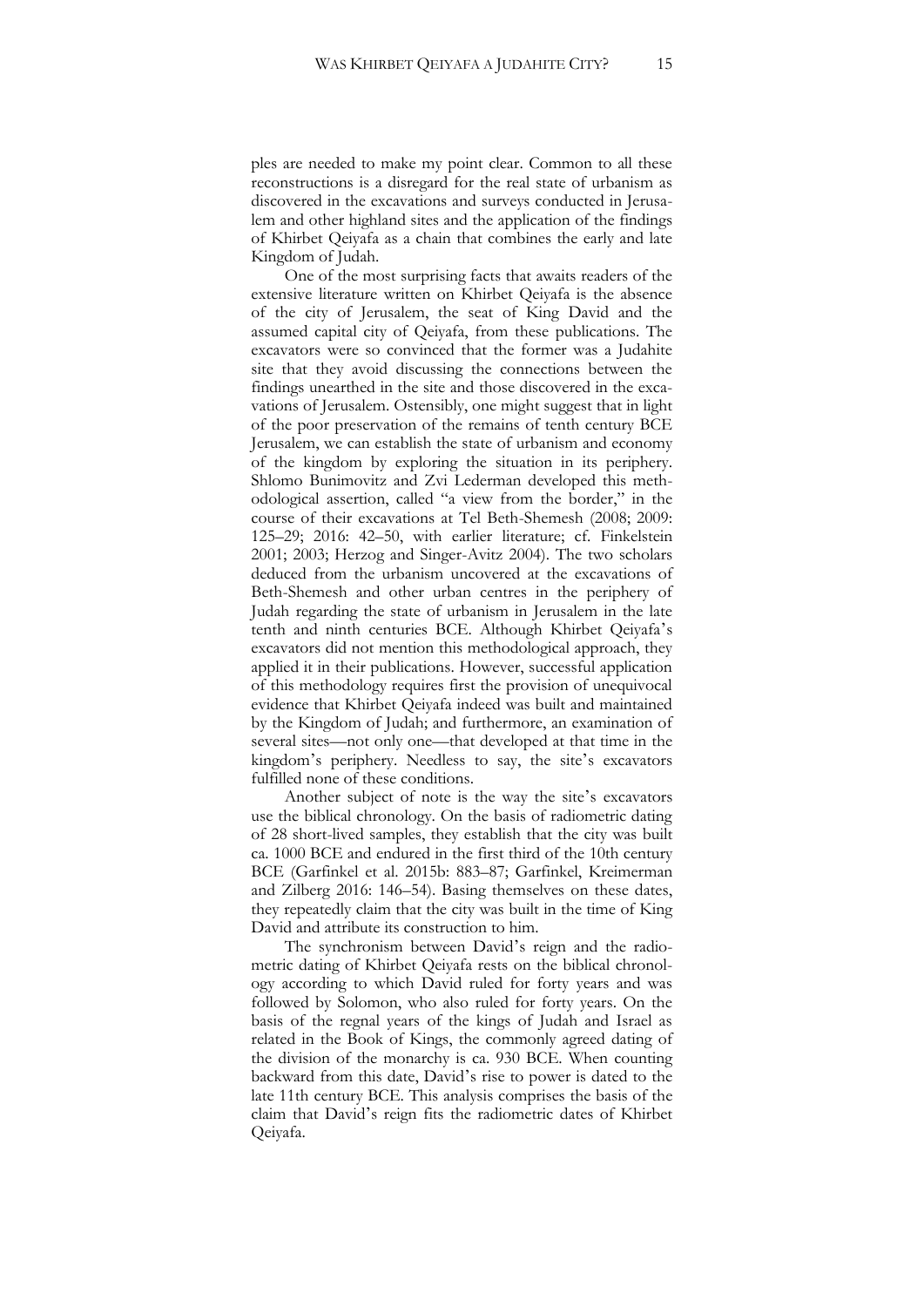ples are needed to make my point clear. Common to all these reconstructions is a disregard for the real state of urbanism as discovered in the excavations and surveys conducted in Jerusalem and other highland sites and the application of the findings of Khirbet Qeiyafa as a chain that combines the early and late Kingdom of Judah.

One of the most surprising facts that awaits readers of the extensive literature written on Khirbet Qeiyafa is the absence of the city of Jerusalem, the seat of King David and the assumed capital city of Qeiyafa, from these publications. The excavators were so convinced that the former was a Judahite site that they avoid discussing the connections between the findings unearthed in the site and those discovered in the excavations of Jerusalem. Ostensibly, one might suggest that in light of the poor preservation of the remains of tenth century BCE Jerusalem, we can establish the state of urbanism and economy of the kingdom by exploring the situation in its periphery. Shlomo Bunimovitz and Zvi Lederman developed this methodological assertion, called "a view from the border," in the course of their excavations at Tel Beth-Shemesh (2008; 2009: 125–29; 2016: 42–50, with earlier literature; cf. Finkelstein 2001; 2003; Herzog and Singer-Avitz 2004). The two scholars deduced from the urbanism uncovered at the excavations of Beth-Shemesh and other urban centres in the periphery of Judah regarding the state of urbanism in Jerusalem in the late tenth and ninth centuries BCE. Although Khirbet Qeiyafa's excavators did not mention this methodological approach, they applied it in their publications. However, successful application of this methodology requires first the provision of unequivocal evidence that Khirbet Qeiyafa indeed was built and maintained by the Kingdom of Judah; and furthermore, an examination of several sites—not only one—that developed at that time in the kingdom's periphery. Needless to say, the site's excavators fulfilled none of these conditions.

Another subject of note is the way the site's excavators use the biblical chronology. On the basis of radiometric dating of 28 short-lived samples, they establish that the city was built ca. 1000 BCE and endured in the first third of the 10th century BCE (Garfinkel et al. 2015b: 883–87; Garfinkel, Kreimerman and Zilberg 2016: 146–54). Basing themselves on these dates, they repeatedly claim that the city was built in the time of King David and attribute its construction to him.

The synchronism between David's reign and the radiometric dating of Khirbet Qeiyafa rests on the biblical chronology according to which David ruled for forty years and was followed by Solomon, who also ruled for forty years. On the basis of the regnal years of the kings of Judah and Israel as related in the Book of Kings, the commonly agreed dating of the division of the monarchy is ca. 930 BCE. When counting backward from this date, David's rise to power is dated to the late 11th century BCE. This analysis comprises the basis of the claim that David's reign fits the radiometric dates of Khirbet Qeiyafa.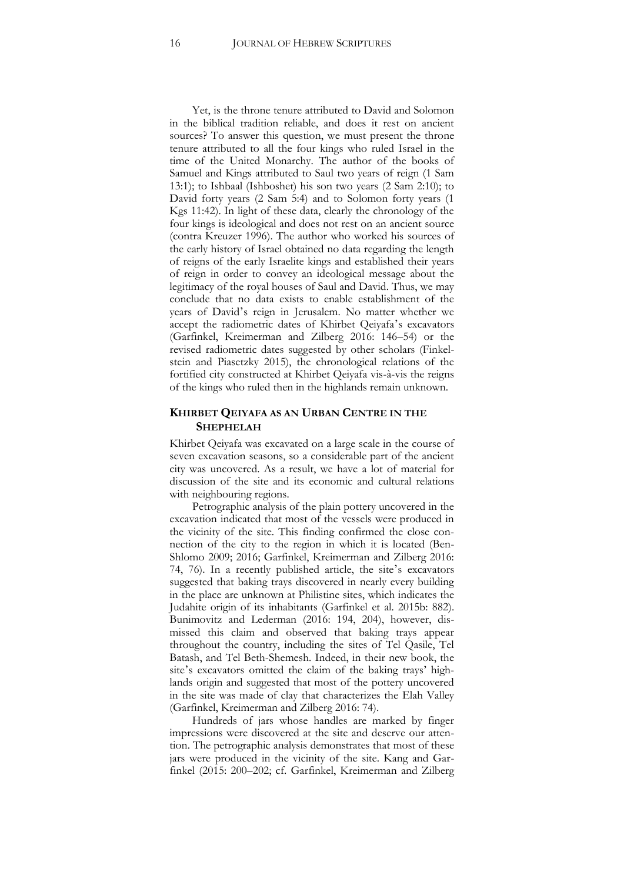Yet, is the throne tenure attributed to David and Solomon in the biblical tradition reliable, and does it rest on ancient sources? To answer this question, we must present the throne tenure attributed to all the four kings who ruled Israel in the time of the United Monarchy. The author of the books of Samuel and Kings attributed to Saul two years of reign (1 Sam 13:1); to Ishbaal (Ishboshet) his son two years (2 Sam 2:10); to David forty years (2 Sam 5:4) and to Solomon forty years (1 Kgs 11:42). In light of these data, clearly the chronology of the four kings is ideological and does not rest on an ancient source (contra Kreuzer 1996). The author who worked his sources of the early history of Israel obtained no data regarding the length of reigns of the early Israelite kings and established their years of reign in order to convey an ideological message about the legitimacy of the royal houses of Saul and David. Thus, we may conclude that no data exists to enable establishment of the years of David's reign in Jerusalem. No matter whether we accept the radiometric dates of Khirbet Qeiyafa's excavators (Garfinkel, Kreimerman and Zilberg 2016: 146–54) or the revised radiometric dates suggested by other scholars (Finkelstein and Piasetzky 2015), the chronological relations of the fortified city constructed at Khirbet Qeiyafa vis-à-vis the reigns of the kings who ruled then in the highlands remain unknown.

## KHIRBET QEIYAFA AS AN URBAN CENTRE IN THE SHEPHELAH

Khirbet Qeiyafa was excavated on a large scale in the course of seven excavation seasons, so a considerable part of the ancient city was uncovered. As a result, we have a lot of material for discussion of the site and its economic and cultural relations with neighbouring regions.

Petrographic analysis of the plain pottery uncovered in the excavation indicated that most of the vessels were produced in the vicinity of the site. This finding confirmed the close connection of the city to the region in which it is located (Ben-Shlomo 2009; 2016; Garfinkel, Kreimerman and Zilberg 2016: 74, 76). In a recently published article, the site's excavators suggested that baking trays discovered in nearly every building in the place are unknown at Philistine sites, which indicates the Judahite origin of its inhabitants (Garfinkel et al. 2015b: 882). Bunimovitz and Lederman (2016: 194, 204), however, dismissed this claim and observed that baking trays appear throughout the country, including the sites of Tel Qasile, Tel Batash, and Tel Beth-Shemesh. Indeed, in their new book, the site's excavators omitted the claim of the baking trays' highlands origin and suggested that most of the pottery uncovered in the site was made of clay that characterizes the Elah Valley (Garfinkel, Kreimerman and Zilberg 2016: 74).

Hundreds of jars whose handles are marked by finger impressions were discovered at the site and deserve our attention. The petrographic analysis demonstrates that most of these jars were produced in the vicinity of the site. Kang and Garfinkel (2015: 200–202; cf. Garfinkel, Kreimerman and Zilberg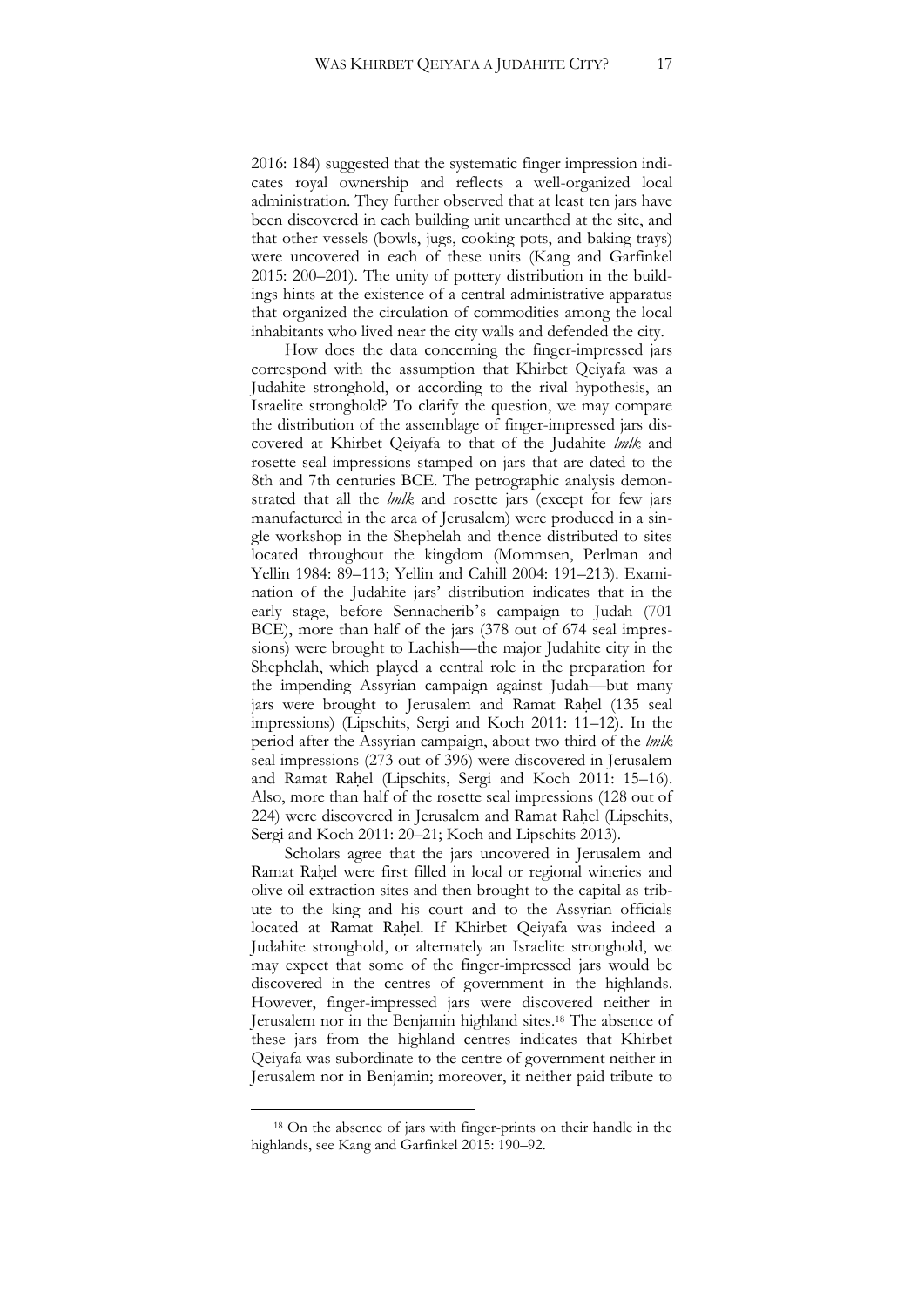2016: 184) suggested that the systematic finger impression indicates royal ownership and reflects a well-organized local administration. They further observed that at least ten jars have been discovered in each building unit unearthed at the site, and that other vessels (bowls, jugs, cooking pots, and baking trays) were uncovered in each of these units (Kang and Garfinkel 2015: 200–201). The unity of pottery distribution in the buildings hints at the existence of a central administrative apparatus that organized the circulation of commodities among the local inhabitants who lived near the city walls and defended the city.

How does the data concerning the finger-impressed jars correspond with the assumption that Khirbet Qeiyafa was a Judahite stronghold, or according to the rival hypothesis, an Israelite stronghold? To clarify the question, we may compare the distribution of the assemblage of finger-impressed jars discovered at Khirbet Qeiyafa to that of the Judahite *lmlk* and rosette seal impressions stamped on jars that are dated to the 8th and 7th centuries BCE. The petrographic analysis demonstrated that all the *lmlk* and rosette jars (except for few jars manufactured in the area of Jerusalem) were produced in a single workshop in the Shephelah and thence distributed to sites located throughout the kingdom (Mommsen, Perlman and Yellin 1984: 89–113; Yellin and Cahill 2004: 191–213). Examination of the Judahite jars' distribution indicates that in the early stage, before Sennacherib's campaign to Judah (701 BCE), more than half of the jars (378 out of 674 seal impressions) were brought to Lachish—the major Judahite city in the Shephelah, which played a central role in the preparation for the impending Assyrian campaign against Judah—but many jars were brought to Jerusalem and Ramat Raḥel (135 seal impressions) (Lipschits, Sergi and Koch 2011: 11–12). In the period after the Assyrian campaign, about two third of the *lmlk* seal impressions (273 out of 396) were discovered in Jerusalem and Ramat Raḥel (Lipschits, Sergi and Koch 2011: 15–16). Also, more than half of the rosette seal impressions (128 out of 224) were discovered in Jerusalem and Ramat Raḥel (Lipschits, Sergi and Koch 2011: 20–21; Koch and Lipschits 2013).

Scholars agree that the jars uncovered in Jerusalem and Ramat Raḥel were first filled in local or regional wineries and olive oil extraction sites and then brought to the capital as tribute to the king and his court and to the Assyrian officials located at Ramat Raḥel. If Khirbet Qeiyafa was indeed a Judahite stronghold, or alternately an Israelite stronghold, we may expect that some of the finger-impressed jars would be discovered in the centres of government in the highlands. However, finger-impressed jars were discovered neither in Jerusalem nor in the Benjamin highland sites.[18] The absence of these jars from the highland centres indicates that Khirbet Qeiyafa was subordinate to the centre of government neither in Jerusalem nor in Benjamin; moreover, it neither paid tribute to

[18] On the absence of jars with finger-prints on their handle in the highlands, see Kang and Garfinkel 2015: 190–92.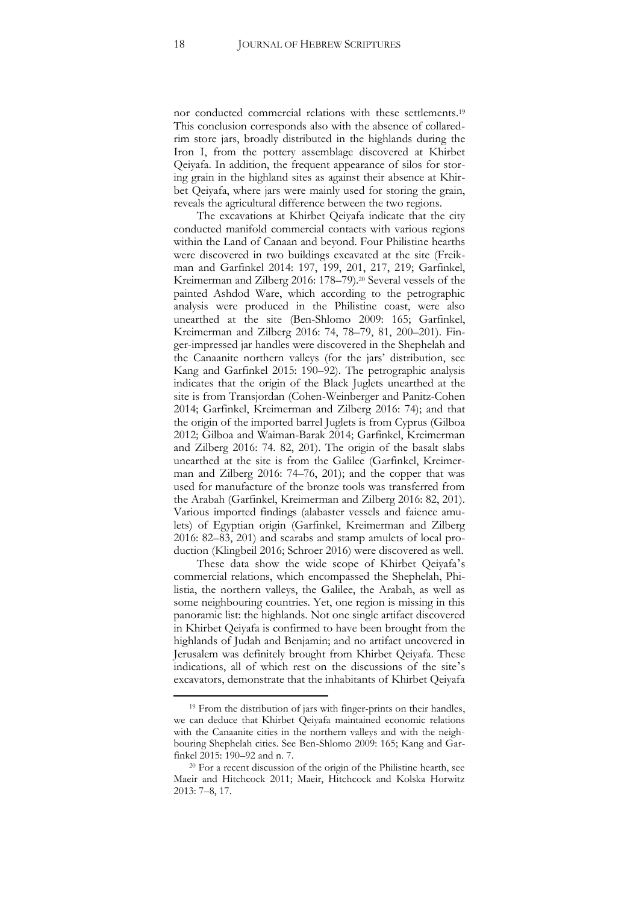nor conducted commercial relations with these settlements.[19] This conclusion corresponds also with the absence of collared-rim store jars, broadly distributed in the highlands during the Iron I, from the pottery assemblage discovered at Khirbet Qeiyafa. In addition, the frequent appearance of silos for storing grain in the highland sites as against their absence at Khirbet Qeiyafa, where jars were mainly used for storing the grain, reveals the agricultural difference between the two regions.

The excavations at Khirbet Qeiyafa indicate that the city conducted manifold commercial contacts with various regions within the Land of Canaan and beyond. Four Philistine hearths were discovered in two buildings excavated at the site (Freikman and Garfinkel 2014: 197, 199, 201, 217, 219; Garfinkel, Kreimerman and Zilberg 2016: 178–79).[20] Several vessels of the painted Ashdod Ware, which according to the petrographic analysis were produced in the Philistine coast, were also unearthed at the site (Ben-Shlomo 2009: 165; Garfinkel, Kreimerman and Zilberg 2016: 74, 78–79, 81, 200–201). Finger-impressed jar handles were discovered in the Shephelah and the Canaanite northern valleys (for the jars' distribution, see Kang and Garfinkel 2015: 190–92). The petrographic analysis indicates that the origin of the Black Juglets unearthed at the site is from Transjordan (Cohen-Weinberger and Panitz-Cohen 2014; Garfinkel, Kreimerman and Zilberg 2016: 74); and that the origin of the imported barrel Juglets is from Cyprus (Gilboa 2012; Gilboa and Waiman-Barak 2014; Garfinkel, Kreimerman and Zilberg 2016: 74. 82, 201). The origin of the basalt slabs unearthed at the site is from the Galilee (Garfinkel, Kreimerman and Zilberg 2016: 74–76, 201); and the copper that was used for manufacture of the bronze tools was transferred from the Arabah (Garfinkel, Kreimerman and Zilberg 2016: 82, 201). Various imported findings (alabaster vessels and faience amulets) of Egyptian origin (Garfinkel, Kreimerman and Zilberg 2016: 82–83, 201) and scarabs and stamp amulets of local production (Klingbeil 2016; Schroer 2016) were discovered as well.

These data show the wide scope of Khirbet Qeiyafa's commercial relations, which encompassed the Shephelah, Philistia, the northern valleys, the Galilee, the Arabah, as well as some neighbouring countries. Yet, one region is missing in this panoramic list: the highlands. Not one single artifact discovered in Khirbet Qeiyafa is confirmed to have been brought from the highlands of Judah and Benjamin; and no artifact uncovered in Jerusalem was definitely brought from Khirbet Qeiyafa. These indications, all of which rest on the discussions of the site's excavators, demonstrate that the inhabitants of Khirbet Qeiyafa

[19] From the distribution of jars with finger-prints on their handles, we can deduce that Khirbet Qeiyafa maintained economic relations with the Canaanite cities in the northern valleys and with the neighbouring Shephelah cities. See Ben-Shlomo 2009: 165; Kang and Garfinkel 2015: 190–92 and n. 7.

[20] For a recent discussion of the origin of the Philistine hearth, see Maeir and Hitchcock 2011; Maeir, Hitchcock and Kolska Horwitz 2013: 7–8, 17.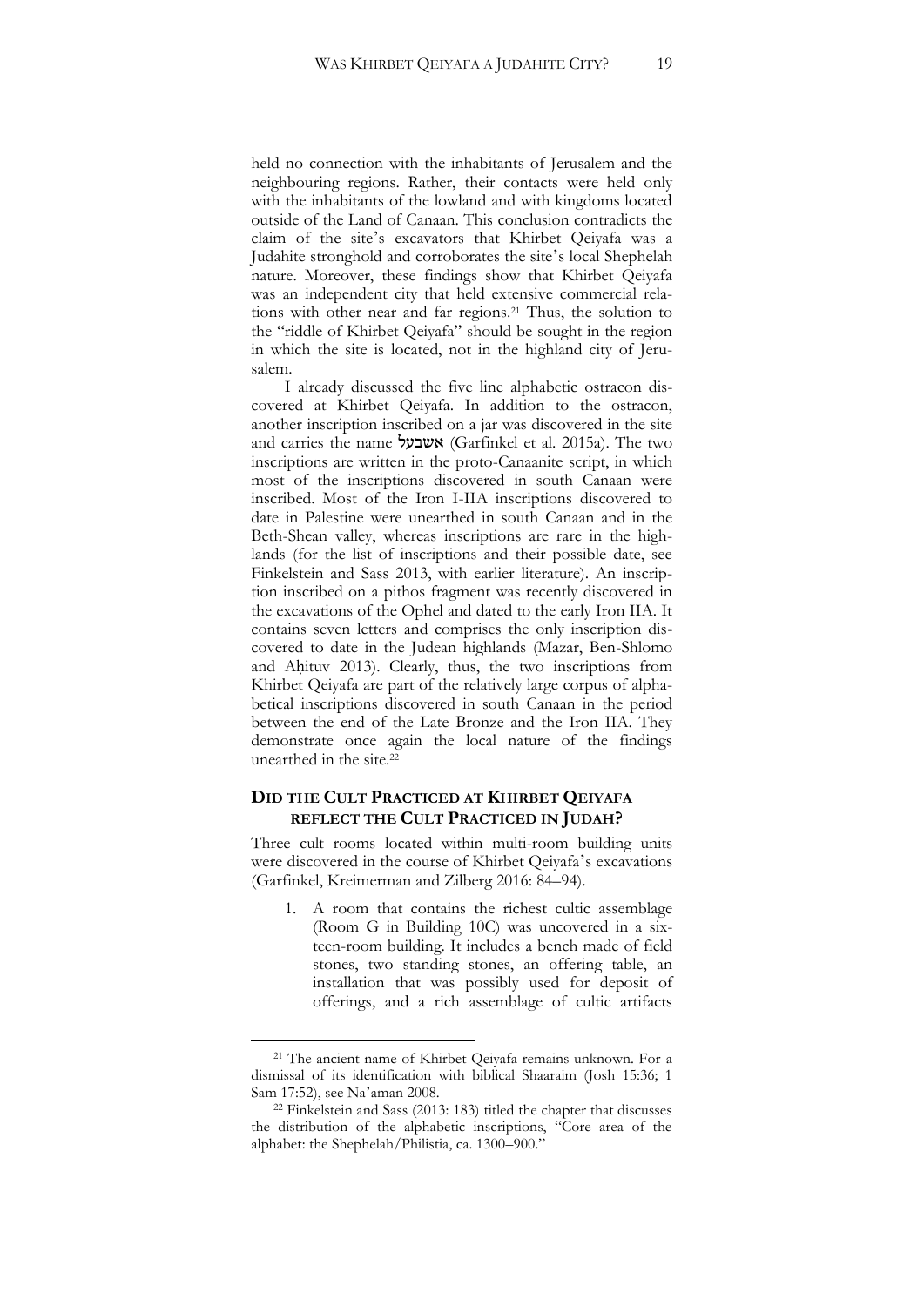held no connection with the inhabitants of Jerusalem and the neighbouring regions. Rather, their contacts were held only with the inhabitants of the lowland and with kingdoms located outside of the Land of Canaan. This conclusion contradicts the claim of the site's excavators that Khirbet Qeiyafa was a Judahite stronghold and corroborates the site's local Shephelah nature. Moreover, these findings show that Khirbet Qeiyafa was an independent city that held extensive commercial relations with other near and far regions.[21] Thus, the solution to the "riddle of Khirbet Qeiyafa" should be sought in the region in which the site is located, not in the highland city of Jerusalem.

I already discussed the five line alphabetic ostracon discovered at Khirbet Qeiyafa. In addition to the ostracon, another inscription inscribed on a jar was discovered in the site and carries the name אשבעל (Garfinkel et al. 2015a). The two inscriptions are written in the proto-Canaanite script, in which most of the inscriptions discovered in south Canaan were inscribed. Most of the Iron I-IIA inscriptions discovered to date in Palestine were unearthed in south Canaan and in the Beth-Shean valley, whereas inscriptions are rare in the highlands (for the list of inscriptions and their possible date, see Finkelstein and Sass 2013, with earlier literature). An inscription inscribed on a pithos fragment was recently discovered in the excavations of the Ophel and dated to the early Iron IIA. It contains seven letters and comprises the only inscription discovered to date in the Judean highlands (Mazar, Ben-Shlomo and Aḥituv 2013). Clearly, thus, the two inscriptions from Khirbet Qeiyafa are part of the relatively large corpus of alphabetical inscriptions discovered in south Canaan in the period between the end of the Late Bronze and the Iron IIA. They demonstrate once again the local nature of the findings unearthed in the site.[22]

## DID THE CULT PRACTICED AT KHIRBET QEIYAFA REFLECT THE CULT PRACTICED IN JUDAH?

Three cult rooms located within multi-room building units were discovered in the course of Khirbet Qeiyafa's excavations (Garfinkel, Kreimerman and Zilberg 2016: 84–94).

1. A room that contains the richest cultic assemblage (Room G in Building 10C) was uncovered in a sixteen-room building. It includes a bench made of field stones, two standing stones, an offering table, an installation that was possibly used for deposit of offerings, and a rich assemblage of cultic artifacts

---

[21] The ancient name of Khirbet Qeiyafa remains unknown. For a dismissal of its identification with biblical Shaaraim (Josh 15:36; 1 Sam 17:52), see Na'aman 2008.

[22] Finkelstein and Sass (2013: 183) titled the chapter that discusses the distribution of the alphabetic inscriptions, "Core area of the alphabet: the Shephelah/Philistia, ca. 1300–900."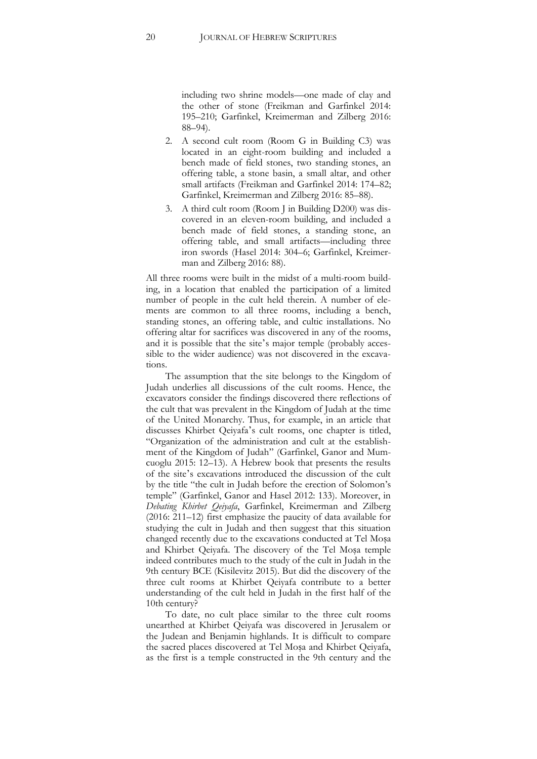including two shrine models—one made of clay and the other of stone (Freikman and Garfinkel 2014: 195–210; Garfinkel, Kreimerman and Zilberg 2016: 88–94).

2. A second cult room (Room G in Building C3) was located in an eight-room building and included a bench made of field stones, two standing stones, an offering table, a stone basin, a small altar, and other small artifacts (Freikman and Garfinkel 2014: 174–82; Garfinkel, Kreimerman and Zilberg 2016: 85–88).
3. A third cult room (Room J in Building D200) was discovered in an eleven-room building, and included a bench made of field stones, a standing stone, an offering table, and small artifacts—including three iron swords (Hasel 2014: 304–6; Garfinkel, Kreimerman and Zilberg 2016: 88).

All three rooms were built in the midst of a multi-room building, in a location that enabled the participation of a limited number of people in the cult held therein. A number of elements are common to all three rooms, including a bench, standing stones, an offering table, and cultic installations. No offering altar for sacrifices was discovered in any of the rooms, and it is possible that the site's major temple (probably accessible to the wider audience) was not discovered in the excavations.

The assumption that the site belongs to the Kingdom of Judah underlies all discussions of the cult rooms. Hence, the excavators consider the findings discovered there reflections of the cult that was prevalent in the Kingdom of Judah at the time of the United Monarchy. Thus, for example, in an article that discusses Khirbet Qeiyafa's cult rooms, one chapter is titled, "Organization of the administration and cult at the establishment of the Kingdom of Judah" (Garfinkel, Ganor and Mumcuoglu 2015: 12–13). A Hebrew book that presents the results of the site's excavations introduced the discussion of the cult by the title "the cult in Judah before the erection of Solomon's temple" (Garfinkel, Ganor and Hasel 2012: 133). Moreover, in *Debating Khirbet Qeiyafa*, Garfinkel, Kreimerman and Zilberg (2016: 211–12) first emphasize the paucity of data available for studying the cult in Judah and then suggest that this situation changed recently due to the excavations conducted at Tel Moṣa and Khirbet Qeiyafa. The discovery of the Tel Moṣa temple indeed contributes much to the study of the cult in Judah in the 9th century BCE (Kisilevitz 2015). But did the discovery of the three cult rooms at Khirbet Qeiyafa contribute to a better understanding of the cult held in Judah in the first half of the 10th century?

To date, no cult place similar to the three cult rooms unearthed at Khirbet Qeiyafa was discovered in Jerusalem or the Judean and Benjamin highlands. It is difficult to compare the sacred places discovered at Tel Moṣa and Khirbet Qeiyafa, as the first is a temple constructed in the 9th century and the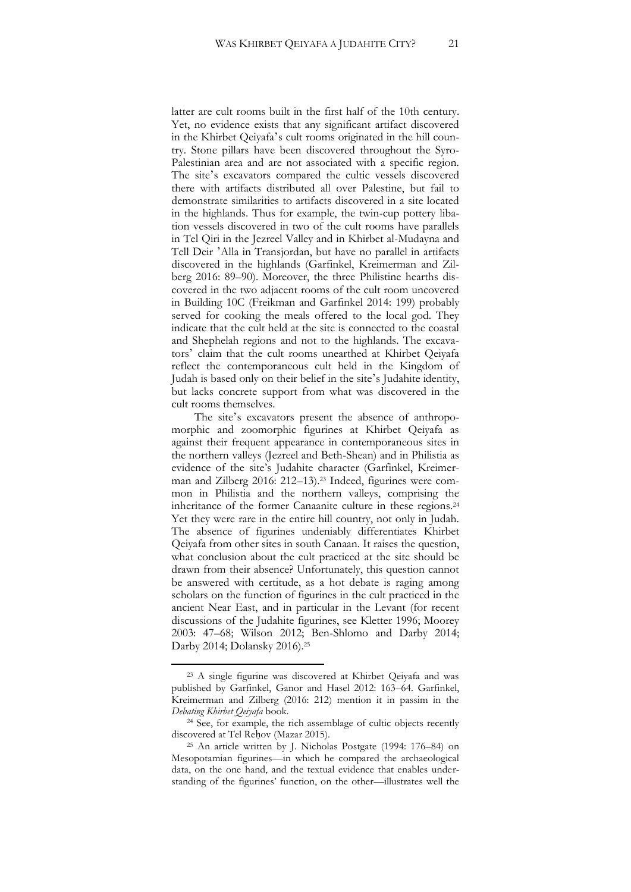latter are cult rooms built in the first half of the 10th century. Yet, no evidence exists that any significant artifact discovered in the Khirbet Qeiyafa's cult rooms originated in the hill country. Stone pillars have been discovered throughout the Syro-Palestinian area and are not associated with a specific region. The site's excavators compared the cultic vessels discovered there with artifacts distributed all over Palestine, but fail to demonstrate similarities to artifacts discovered in a site located in the highlands. Thus for example, the twin-cup pottery libation vessels discovered in two of the cult rooms have parallels in Tel Qiri in the Jezreel Valley and in Khirbet al-Mudayna and Tell Deir 'Alla in Transjordan, but have no parallel in artifacts discovered in the highlands (Garfinkel, Kreimerman and Zilberg 2016: 89–90). Moreover, the three Philistine hearths discovered in the two adjacent rooms of the cult room uncovered in Building 10C (Freikman and Garfinkel 2014: 199) probably served for cooking the meals offered to the local god. They indicate that the cult held at the site is connected to the coastal and Shephelah regions and not to the highlands. The excavators' claim that the cult rooms unearthed at Khirbet Qeiyafa reflect the contemporaneous cult held in the Kingdom of Judah is based only on their belief in the site's Judahite identity, but lacks concrete support from what was discovered in the cult rooms themselves.

The site's excavators present the absence of anthropomorphic and zoomorphic figurines at Khirbet Qeiyafa as against their frequent appearance in contemporaneous sites in the northern valleys (Jezreel and Beth-Shean) and in Philistia as evidence of the site's Judahite character (Garfinkel, Kreimerman and Zilberg 2016: 212–13).[23] Indeed, figurines were common in Philistia and the northern valleys, comprising the inheritance of the former Canaanite culture in these regions.[24] Yet they were rare in the entire hill country, not only in Judah. The absence of figurines undeniably differentiates Khirbet Qeiyafa from other sites in south Canaan. It raises the question, what conclusion about the cult practiced at the site should be drawn from their absence? Unfortunately, this question cannot be answered with certitude, as a hot debate is raging among scholars on the function of figurines in the cult practiced in the ancient Near East, and in particular in the Levant (for recent discussions of the Judahite figurines, see Kletter 1996; Moorey 2003: 47–68; Wilson 2012; Ben-Shlomo and Darby 2014; Darby 2014; Dolansky 2016).[25]

[23] A single figurine was discovered at Khirbet Qeiyafa and was published by Garfinkel, Ganor and Hasel 2012: 163–64. Garfinkel, Kreimerman and Zilberg (2016: 212) mention it in passim in the *Debating Khirbet Qeiyafa* book.

[24] See, for example, the rich assemblage of cultic objects recently discovered at Tel Reḥov (Mazar 2015).

[25] An article written by J. Nicholas Postgate (1994: 176–84) on Mesopotamian figurines—in which he compared the archaeological data, on the one hand, and the textual evidence that enables understanding of the figurines' function, on the other—illustrates well the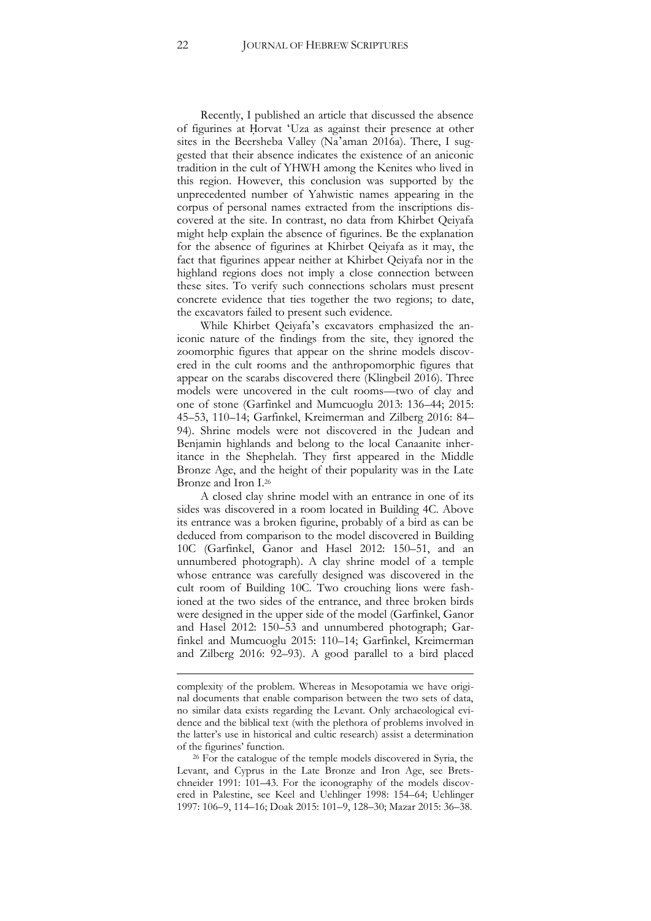Recently, I published an article that discussed the absence of figurines at Ḥorvat ʿUza as against their presence at other sites in the Beersheba Valley (Na'aman 2016a). There, I suggested that their absence indicates the existence of an aniconic tradition in the cult of YHWH among the Kenites who lived in this region. However, this conclusion was supported by the unprecedented number of Yahwistic names appearing in the corpus of personal names extracted from the inscriptions discovered at the site. In contrast, no data from Khirbet Qeiyafa might help explain the absence of figurines. Be the explanation for the absence of figurines at Khirbet Qeiyafa as it may, the fact that figurines appear neither at Khirbet Qeiyafa nor in the highland regions does not imply a close connection between these sites. To verify such connections scholars must present concrete evidence that ties together the two regions; to date, the excavators failed to present such evidence.

While Khirbet Qeiyafa's excavators emphasized the aniconic nature of the findings from the site, they ignored the zoomorphic figures that appear on the shrine models discovered in the cult rooms and the anthropomorphic figures that appear on the scarabs discovered there (Klingbeil 2016). Three models were uncovered in the cult rooms—two of clay and one of stone (Garfinkel and Mumcuoglu 2013: 136–44; 2015: 45–53, 110–14; Garfinkel, Kreimerman and Zilberg 2016: 84–94). Shrine models were not discovered in the Judean and Benjamin highlands and belong to the local Canaanite inheritance in the Shephelah. They first appeared in the Middle Bronze Age, and the height of their popularity was in the Late Bronze and Iron I.[26]

A closed clay shrine model with an entrance in one of its sides was discovered in a room located in Building 4C. Above its entrance was a broken figurine, probably of a bird as can be deduced from comparison to the model discovered in Building 10C (Garfinkel, Ganor and Hasel 2012: 150–51, and an unnumbered photograph). A clay shrine model of a temple whose entrance was carefully designed was discovered in the cult room of Building 10C. Two crouching lions were fashioned at the two sides of the entrance, and three broken birds were designed in the upper side of the model (Garfinkel, Ganor and Hasel 2012: 150–53 and unnumbered photograph; Garfinkel and Mumcuoglu 2015: 110–14; Garfinkel, Kreimerman and Zilberg 2016: 92–93). A good parallel to a bird placed

---

complexity of the problem. Whereas in Mesopotamia we have original documents that enable comparison between the two sets of data, no similar data exists regarding the Levant. Only archaeological evidence and the biblical text (with the plethora of problems involved in the latter's use in historical and cultic research) assist a determination of the figurines' function.

[26] For the catalogue of the temple models discovered in Syria, the Levant, and Cyprus in the Late Bronze and Iron Age, see Bretschneider 1991: 101–43. For the iconography of the models discovered in Palestine, see Keel and Uehlinger 1998: 154–64; Uehlinger 1997: 106–9, 114–16; Doak 2015: 101–9, 128–30; Mazar 2015: 36–38.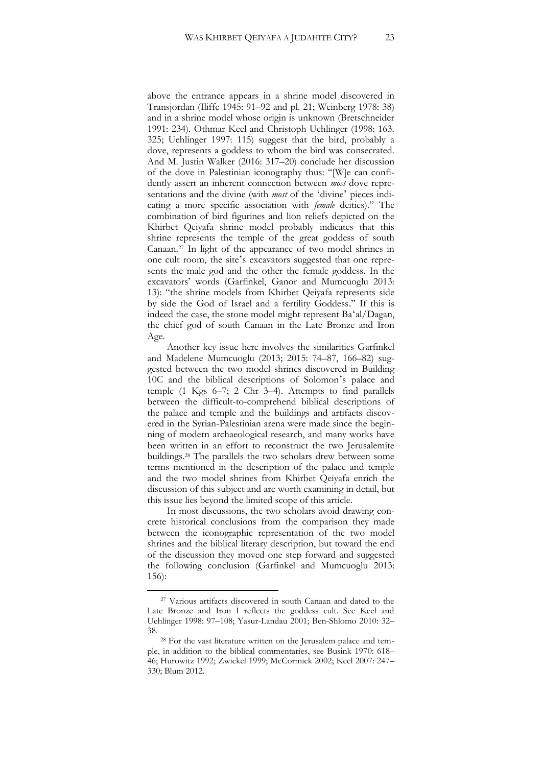above the entrance appears in a shrine model discovered in Transjordan (Iliffe 1945: 91–92 and pl. 21; Weinberg 1978: 38) and in a shrine model whose origin is unknown (Bretschneider 1991: 234). Othmar Keel and Christoph Uehlinger (1998: 163. 325; Uehlinger 1997: 115) suggest that the bird, probably a dove, represents a goddess to whom the bird was consecrated. And M. Justin Walker (2016: 317–20) conclude her discussion of the dove in Palestinian iconography thus: "[W]e can confidently assert an inherent connection between *most* dove representations and the divine (with *most* of the 'divine' pieces indicating a more specific association with *female* deities)." The combination of bird figurines and lion reliefs depicted on the Khirbet Qeiyafa shrine model probably indicates that this shrine represents the temple of the great goddess of south Canaan.[27] In light of the appearance of two model shrines in one cult room, the site's excavators suggested that one represents the male god and the other the female goddess. In the excavators' words (Garfinkel, Ganor and Mumcuoglu 2013: 13): "the shrine models from Khirbet Qeiyafa represents side by side the God of Israel and a fertility Goddess." If this is indeed the case, the stone model might represent Ba'al/Dagan, the chief god of south Canaan in the Late Bronze and Iron Age.

Another key issue here involves the similarities Garfinkel and Madelene Mumcuoglu (2013; 2015: 74–87, 166–82) suggested between the two model shrines discovered in Building 10C and the biblical descriptions of Solomon's palace and temple (1 Kgs 6–7; 2 Chr 3–4). Attempts to find parallels between the difficult-to-comprehend biblical descriptions of the palace and temple and the buildings and artifacts discovered in the Syrian-Palestinian arena were made since the beginning of modern archaeological research, and many works have been written in an effort to reconstruct the two Jerusalemite buildings.[28] The parallels the two scholars drew between some terms mentioned in the description of the palace and temple and the two model shrines from Khirbet Qeiyafa enrich the discussion of this subject and are worth examining in detail, but this issue lies beyond the limited scope of this article.

In most discussions, the two scholars avoid drawing concrete historical conclusions from the comparison they made between the iconographic representation of the two model shrines and the biblical literary description, but toward the end of the discussion they moved one step forward and suggested the following conclusion (Garfinkel and Mumcuoglu 2013: 156):

---

[27] Various artifacts discovered in south Canaan and dated to the Late Bronze and Iron I reflects the goddess cult. See Keel and Uehlinger 1998: 97–108; Yasur-Landau 2001; Ben-Shlomo 2010: 32–38.

[28] For the vast literature written on the Jerusalem palace and temple, in addition to the biblical commentaries, see Busink 1970: 618–46; Hurowitz 1992; Zwickel 1999; McCormick 2002; Keel 2007: 247–330; Blum 2012.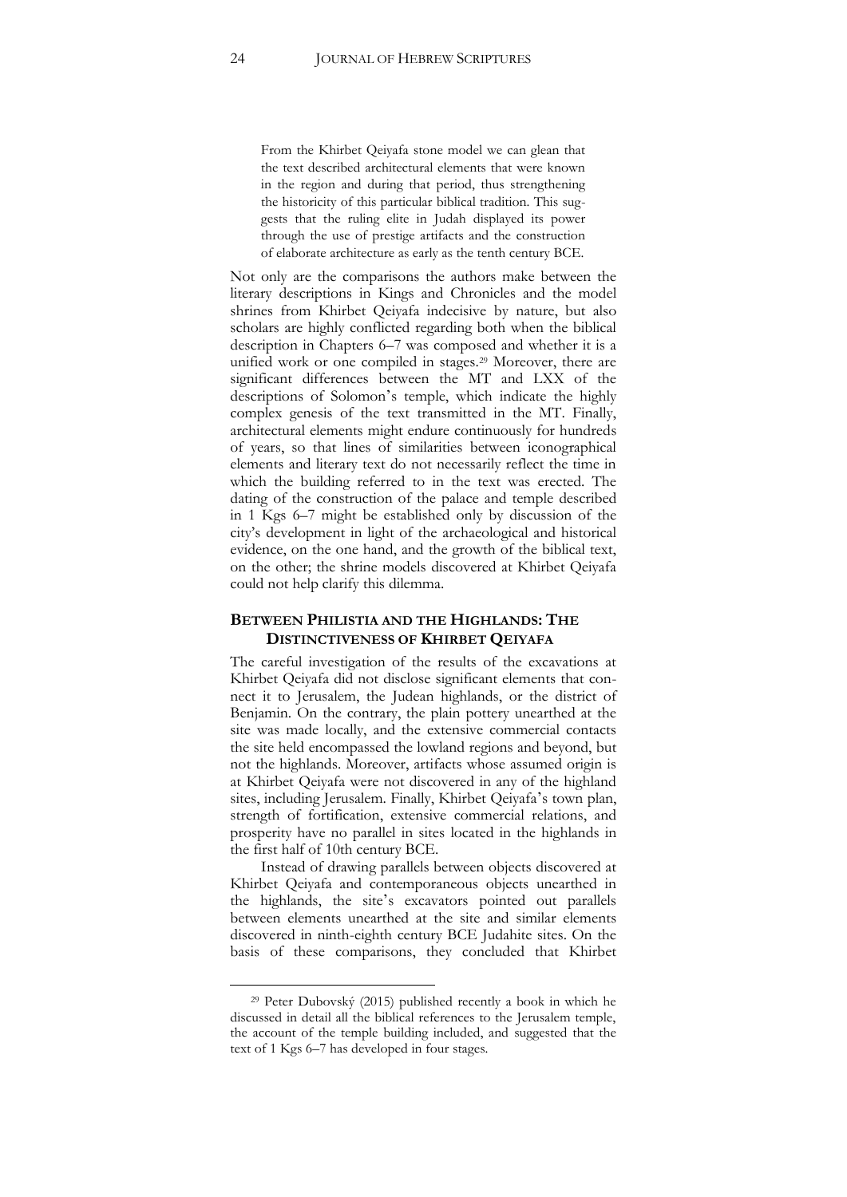> From the Khirbet Qeiyafa stone model we can glean that the text described architectural elements that were known in the region and during that period, thus strengthening the historicity of this particular biblical tradition. This suggests that the ruling elite in Judah displayed its power through the use of prestige artifacts and the construction of elaborate architecture as early as the tenth century BCE.

Not only are the comparisons the authors make between the literary descriptions in Kings and Chronicles and the model shrines from Khirbet Qeiyafa indecisive by nature, but also scholars are highly conflicted regarding both when the biblical description in Chapters 6–7 was composed and whether it is a unified work or one compiled in stages.[29] Moreover, there are significant differences between the MT and LXX of the descriptions of Solomon's temple, which indicate the highly complex genesis of the text transmitted in the MT. Finally, architectural elements might endure continuously for hundreds of years, so that lines of similarities between iconographical elements and literary text do not necessarily reflect the time in which the building referred to in the text was erected. The dating of the construction of the palace and temple described in 1 Kgs 6–7 might be established only by discussion of the city's development in light of the archaeological and historical evidence, on the one hand, and the growth of the biblical text, on the other; the shrine models discovered at Khirbet Qeiyafa could not help clarify this dilemma.

## BETWEEN PHILISTIA AND THE HIGHLANDS: THE DISTINCTIVENESS OF KHIRBET QEIYAFA

The careful investigation of the results of the excavations at Khirbet Qeiyafa did not disclose significant elements that connect it to Jerusalem, the Judean highlands, or the district of Benjamin. On the contrary, the plain pottery unearthed at the site was made locally, and the extensive commercial contacts the site held encompassed the lowland regions and beyond, but not the highlands. Moreover, artifacts whose assumed origin is at Khirbet Qeiyafa were not discovered in any of the highland sites, including Jerusalem. Finally, Khirbet Qeiyafa's town plan, strength of fortification, extensive commercial relations, and prosperity have no parallel in sites located in the highlands in the first half of 10th century BCE.

Instead of drawing parallels between objects discovered at Khirbet Qeiyafa and contemporaneous objects unearthed in the highlands, the site's excavators pointed out parallels between elements unearthed at the site and similar elements discovered in ninth-eighth century BCE Judahite sites. On the basis of these comparisons, they concluded that Khirbet

---

[29] Peter Dubovský (2015) published recently a book in which he discussed in detail all the biblical references to the Jerusalem temple, the account of the temple building included, and suggested that the text of 1 Kgs 6–7 has developed in four stages.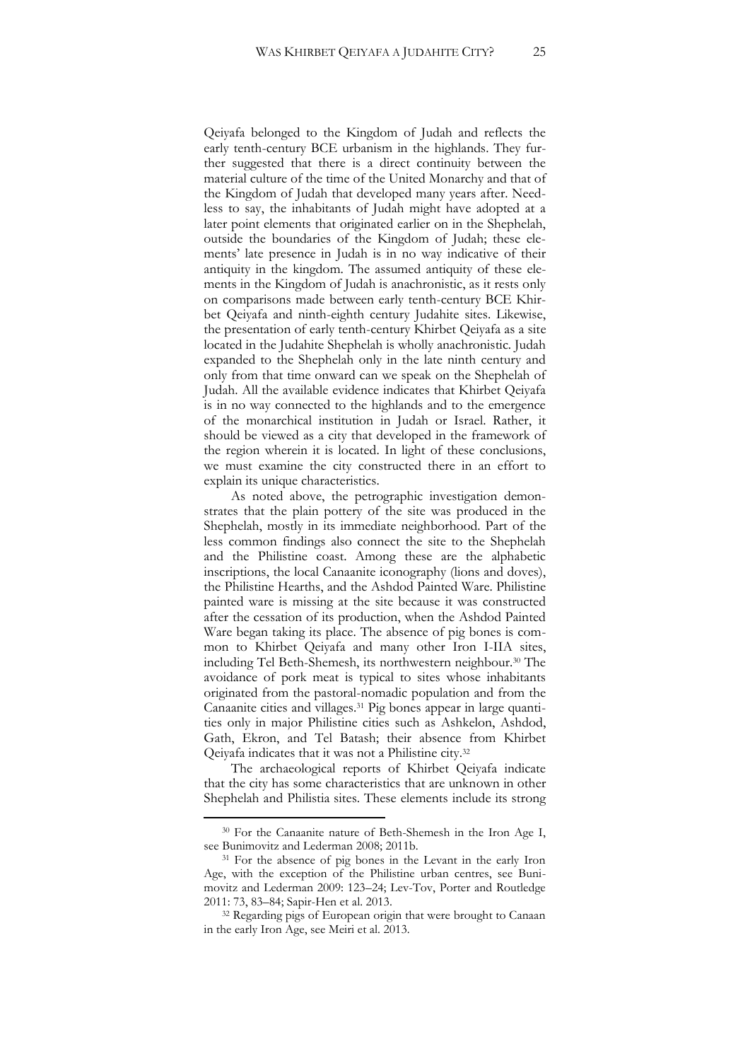Qeiyafa belonged to the Kingdom of Judah and reflects the early tenth-century BCE urbanism in the highlands. They further suggested that there is a direct continuity between the material culture of the time of the United Monarchy and that of the Kingdom of Judah that developed many years after. Needless to say, the inhabitants of Judah might have adopted at a later point elements that originated earlier on in the Shephelah, outside the boundaries of the Kingdom of Judah; these elements' late presence in Judah is in no way indicative of their antiquity in the kingdom. The assumed antiquity of these elements in the Kingdom of Judah is anachronistic, as it rests only on comparisons made between early tenth-century BCE Khirbet Qeiyafa and ninth-eighth century Judahite sites. Likewise, the presentation of early tenth-century Khirbet Qeiyafa as a site located in the Judahite Shephelah is wholly anachronistic. Judah expanded to the Shephelah only in the late ninth century and only from that time onward can we speak on the Shephelah of Judah. All the available evidence indicates that Khirbet Qeiyafa is in no way connected to the highlands and to the emergence of the monarchical institution in Judah or Israel. Rather, it should be viewed as a city that developed in the framework of the region wherein it is located. In light of these conclusions, we must examine the city constructed there in an effort to explain its unique characteristics.

As noted above, the petrographic investigation demonstrates that the plain pottery of the site was produced in the Shephelah, mostly in its immediate neighborhood. Part of the less common findings also connect the site to the Shephelah and the Philistine coast. Among these are the alphabetic inscriptions, the local Canaanite iconography (lions and doves), the Philistine Hearths, and the Ashdod Painted Ware. Philistine painted ware is missing at the site because it was constructed after the cessation of its production, when the Ashdod Painted Ware began taking its place. The absence of pig bones is common to Khirbet Qeiyafa and many other Iron I-IIA sites, including Tel Beth-Shemesh, its northwestern neighbour.[30] The avoidance of pork meat is typical to sites whose inhabitants originated from the pastoral-nomadic population and from the Canaanite cities and villages.[31] Pig bones appear in large quantities only in major Philistine cities such as Ashkelon, Ashdod, Gath, Ekron, and Tel Batash; their absence from Khirbet Qeiyafa indicates that it was not a Philistine city.[32]

The archaeological reports of Khirbet Qeiyafa indicate that the city has some characteristics that are unknown in other Shephelah and Philistia sites. These elements include its strong

---

[30] For the Canaanite nature of Beth-Shemesh in the Iron Age I, see Bunimovitz and Lederman 2008; 2011b.

[31] For the absence of pig bones in the Levant in the early Iron Age, with the exception of the Philistine urban centres, see Bunimovitz and Lederman 2009: 123–24; Lev-Tov, Porter and Routledge 2011: 73, 83–84; Sapir-Hen et al. 2013.

[32] Regarding pigs of European origin that were brought to Canaan in the early Iron Age, see Meiri et al. 2013.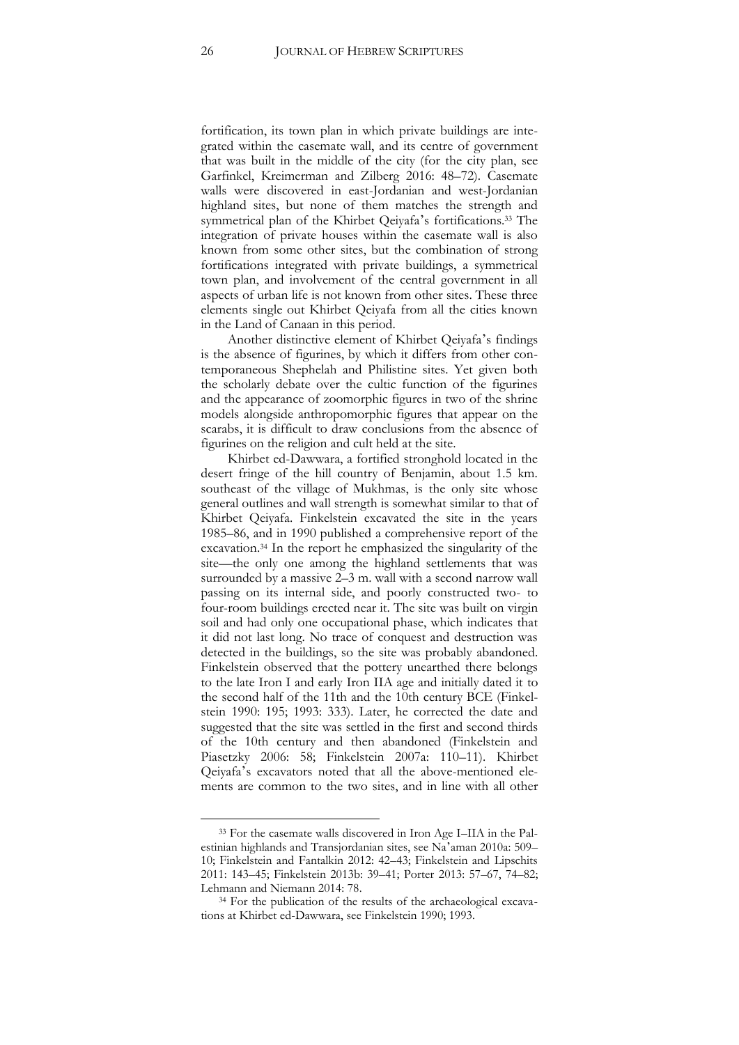fortification, its town plan in which private buildings are integrated within the casemate wall, and its centre of government that was built in the middle of the city (for the city plan, see Garfinkel, Kreimerman and Zilberg 2016: 48–72). Casemate walls were discovered in east-Jordanian and west-Jordanian highland sites, but none of them matches the strength and symmetrical plan of the Khirbet Qeiyafa's fortifications.[33] The integration of private houses within the casemate wall is also known from some other sites, but the combination of strong fortifications integrated with private buildings, a symmetrical town plan, and involvement of the central government in all aspects of urban life is not known from other sites. These three elements single out Khirbet Qeiyafa from all the cities known in the Land of Canaan in this period.

Another distinctive element of Khirbet Qeiyafa's findings is the absence of figurines, by which it differs from other contemporaneous Shephelah and Philistine sites. Yet given both the scholarly debate over the cultic function of the figurines and the appearance of zoomorphic figures in two of the shrine models alongside anthropomorphic figures that appear on the scarabs, it is difficult to draw conclusions from the absence of figurines on the religion and cult held at the site.

Khirbet ed-Dawwara, a fortified stronghold located in the desert fringe of the hill country of Benjamin, about 1.5 km. southeast of the village of Mukhmas, is the only site whose general outlines and wall strength is somewhat similar to that of Khirbet Qeiyafa. Finkelstein excavated the site in the years 1985–86, and in 1990 published a comprehensive report of the excavation.[34] In the report he emphasized the singularity of the site—the only one among the highland settlements that was surrounded by a massive 2–3 m. wall with a second narrow wall passing on its internal side, and poorly constructed two- to four-room buildings erected near it. The site was built on virgin soil and had only one occupational phase, which indicates that it did not last long. No trace of conquest and destruction was detected in the buildings, so the site was probably abandoned. Finkelstein observed that the pottery unearthed there belongs to the late Iron I and early Iron IIA age and initially dated it to the second half of the 11th and the 10th century BCE (Finkelstein 1990: 195; 1993: 333). Later, he corrected the date and suggested that the site was settled in the first and second thirds of the 10th century and then abandoned (Finkelstein and Piasetzky 2006: 58; Finkelstein 2007a: 110–11). Khirbet Qeiyafa's excavators noted that all the above-mentioned elements are common to the two sites, and in line with all other

---

[33] For the casemate walls discovered in Iron Age I–IIA in the Palestinian highlands and Transjordanian sites, see Na'aman 2010a: 509–10; Finkelstein and Fantalkin 2012: 42–43; Finkelstein and Lipschits 2011: 143–45; Finkelstein 2013b: 39–41; Porter 2013: 57–67, 74–82; Lehmann and Niemann 2014: 78.

[34] For the publication of the results of the archaeological excavations at Khirbet ed-Dawwara, see Finkelstein 1990; 1993.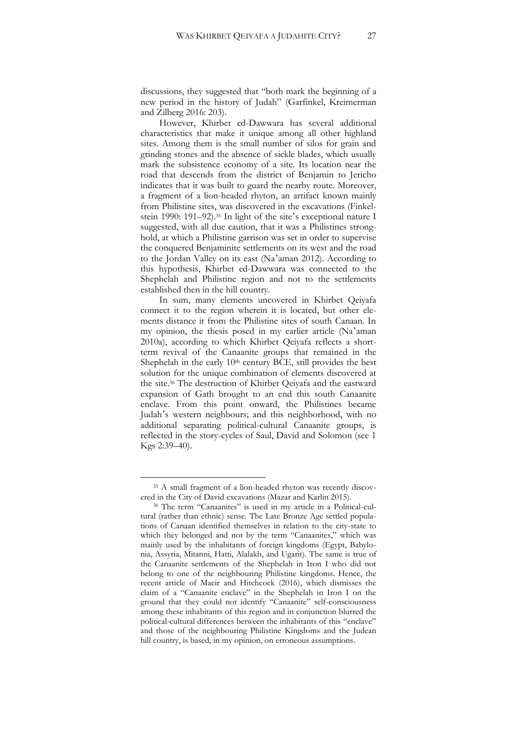discussions, they suggested that "both mark the beginning of a new period in the history of Judah" (Garfinkel, Kreimerman and Zilberg 2016: 203).

However, Khirbet ed-Dawwara has several additional characteristics that make it unique among all other highland sites. Among them is the small number of silos for grain and grinding stones and the absence of sickle blades, which usually mark the subsistence economy of a site. Its location near the road that descends from the district of Benjamin to Jericho indicates that it was built to guard the nearby route. Moreover, a fragment of a lion-headed rhyton, an artifact known mainly from Philistine sites, was discovered in the excavations (Finkelstein 1990: 191–92).[35] In light of the site's exceptional nature I suggested, with all due caution, that it was a Philistines stronghold, at which a Philistine garrison was set in order to supervise the conquered Benjaminite settlements on its west and the road to the Jordan Valley on its east (Na'aman 2012). According to this hypothesis, Khirbet ed-Dawwara was connected to the Shephelah and Philistine region and not to the settlements established then in the hill country.

In sum, many elements uncovered in Khirbet Qeiyafa connect it to the region wherein it is located, but other elements distance it from the Philistine sites of south Canaan. In my opinion, the thesis posed in my earlier article (Na'aman 2010a), according to which Khirbet Qeiyafa reflects a short-term revival of the Canaanite groups that remained in the Shephelah in the early 10th century BCE, still provides the best solution for the unique combination of elements discovered at the site.[36] The destruction of Khirbet Qeiyafa and the eastward expansion of Gath brought to an end this south Canaanite enclave. From this point onward, the Philistines became Judah's western neighbours; and this neighborhood, with no additional separating political-cultural Canaanite groups, is reflected in the story-cycles of Saul, David and Solomon (see 1 Kgs 2:39–40).

---

[35] A small fragment of a lion-headed rhyton was recently discovered in the City of David excavations (Mazar and Karlin 2015).

[36] The term "Canaanites" is used in my article in a Political-cultural (rather than ethnic) sense. The Late Bronze Age settled populations of Canaan identified themselves in relation to the city-state to which they belonged and not by the term "Canaanites," which was mainly used by the inhabitants of foreign kingdoms (Egypt, Babylonia, Assyria, Mitanni, Hatti, Alalakh, and Ugarit). The same is true of the Canaanite settlements of the Shephelah in Iron I who did not belong to one of the neighbouring Philistine kingdoms. Hence, the recent article of Maeir and Hitchcock (2016), which dismisses the claim of a "Canaanite enclave" in the Shephelah in Iron I on the ground that they could not identify "Canaanite" self-consciousness among these inhabitants of this region and in conjunction blurred the political-cultural differences between the inhabitants of this "enclave" and those of the neighbouring Philistine Kingdoms and the Judean hill country, is based, in my opinion, on erroneous assumptions.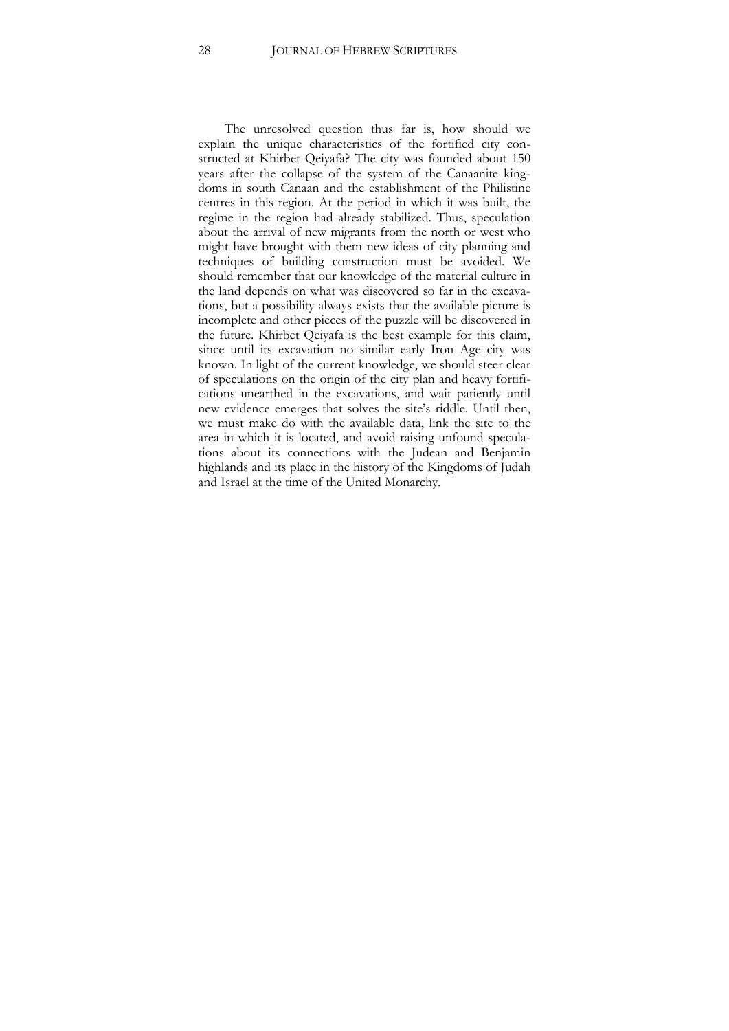The unresolved question thus far is, how should we explain the unique characteristics of the fortified city constructed at Khirbet Qeiyafa? The city was founded about 150 years after the collapse of the system of the Canaanite kingdoms in south Canaan and the establishment of the Philistine centres in this region. At the period in which it was built, the regime in the region had already stabilized. Thus, speculation about the arrival of new migrants from the north or west who might have brought with them new ideas of city planning and techniques of building construction must be avoided. We should remember that our knowledge of the material culture in the land depends on what was discovered so far in the excavations, but a possibility always exists that the available picture is incomplete and other pieces of the puzzle will be discovered in the future. Khirbet Qeiyafa is the best example for this claim, since until its excavation no similar early Iron Age city was known. In light of the current knowledge, we should steer clear of speculations on the origin of the city plan and heavy fortifications unearthed in the excavations, and wait patiently until new evidence emerges that solves the site's riddle. Until then, we must make do with the available data, link the site to the area in which it is located, and avoid raising unfound speculations about its connections with the Judean and Benjamin highlands and its place in the history of the Kingdoms of Judah and Israel at the time of the United Monarchy.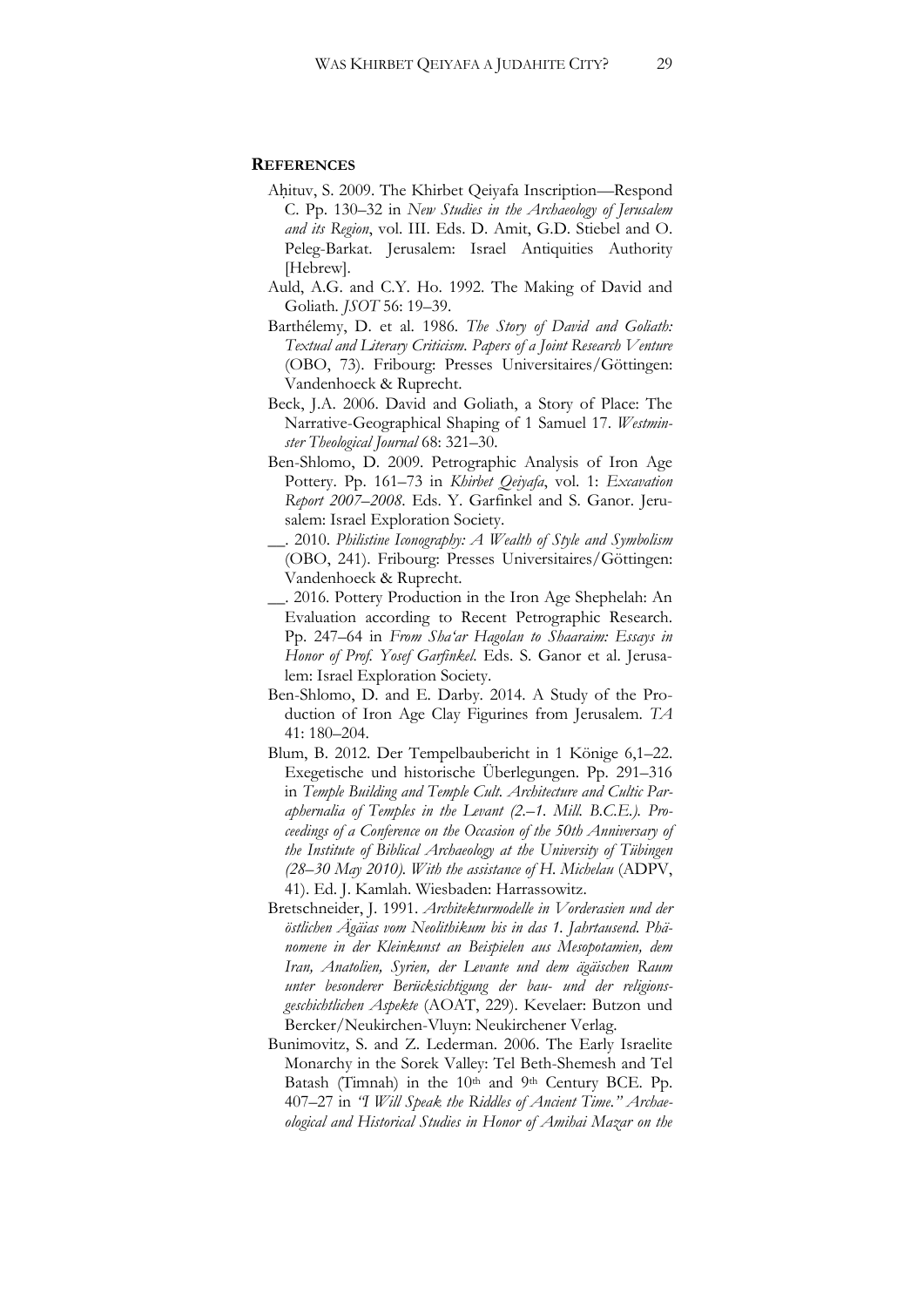## REFERENCES

Aḥituv, S. 2009. The Khirbet Qeiyafa Inscription—Respond C. Pp. 130–32 in *New Studies in the Archaeology of Jerusalem and its Region*, vol. III. Eds. D. Amit, G.D. Stiebel and O. Peleg-Barkat. Jerusalem: Israel Antiquities Authority [Hebrew].

Auld, A.G. and C.Y. Ho. 1992. The Making of David and Goliath. *JSOT* 56: 19–39.

Barthélemy, D. et al. 1986. *The Story of David and Goliath: Textual and Literary Criticism. Papers of a Joint Research Venture* (OBO, 73). Fribourg: Presses Universitaires/Göttingen: Vandenhoeck & Ruprecht.

Beck, J.A. 2006. David and Goliath, a Story of Place: The Narrative-Geographical Shaping of 1 Samuel 17. *Westminster Theological Journal* 68: 321–30.

Ben-Shlomo, D. 2009. Petrographic Analysis of Iron Age Pottery. Pp. 161–73 in *Khirbet Qeiyafa*, vol. 1: *Excavation Report 2007–2008*. Eds. Y. Garfinkel and S. Ganor. Jerusalem: Israel Exploration Society.

__. 2010. *Philistine Iconography: A Wealth of Style and Symbolism* (OBO, 241). Fribourg: Presses Universitaires/Göttingen: Vandenhoeck & Ruprecht.

__. 2016. Pottery Production in the Iron Age Shephelah: An Evaluation according to Recent Petrographic Research. Pp. 247–64 in *From Sha'ar Hagolan to Shaaraim: Essays in Honor of Prof. Yosef Garfinkel*. Eds. S. Ganor et al. Jerusalem: Israel Exploration Society.

Ben-Shlomo, D. and E. Darby. 2014. A Study of the Production of Iron Age Clay Figurines from Jerusalem. *TA* 41: 180–204.

Blum, B. 2012. Der Tempelbaubericht in 1 Könige 6,1–22. Exegetische und historische Überlegungen. Pp. 291–316 in *Temple Building and Temple Cult. Architecture and Cultic Paraphernalia of Temples in the Levant (2.–1. Mill. B.C.E.). Proceedings of a Conference on the Occasion of the 50th Anniversary of the Institute of Biblical Archaeology at the University of Tübingen (28–30 May 2010). With the assistance of H. Michelau* (ADPV, 41). Ed. J. Kamlah. Wiesbaden: Harrassowitz.

Bretschneider, J. 1991. *Architekturmodelle in Vorderasien und der östlichen Ägäis vom Neolithikum bis in das 1. Jahrtausend. Phänomene in der Kleinkunst an Beispielen aus Mesopotamien, dem Iran, Anatolien, Syrien, der Levante und dem ägäischen Raum unter besonderer Berücksichtigung der bau- und der religionsgeschichtlichen Aspekte* (AOAT, 229). Kevelaer: Butzon und Bercker/Neukirchen-Vluyn: Neukirchener Verlag.

Bunimovitz, S. and Z. Lederman. 2006. The Early Israelite Monarchy in the Sorek Valley: Tel Beth-Shemesh and Tel Batash (Timnah) in the 10th and 9th Century BCE. Pp. 407–27 in *"I Will Speak the Riddles of Ancient Time." Archaeological and Historical Studies in Honor of Amihai Mazar on the*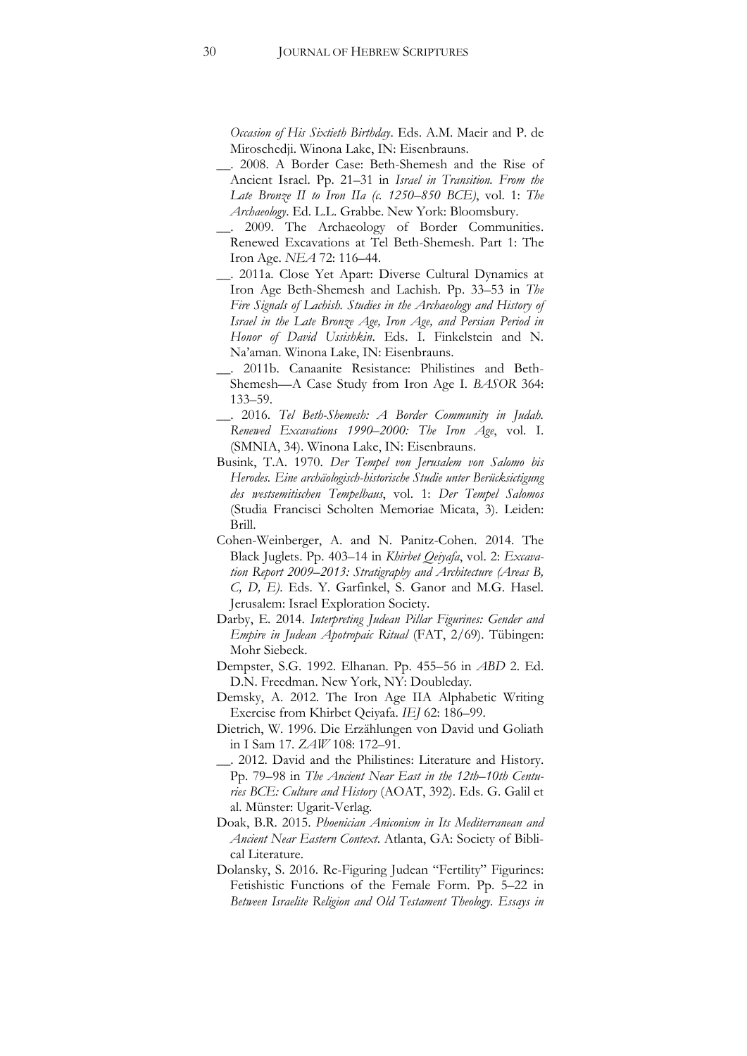*Occasion of His Sixtieth Birthday*. Eds. A.M. Maeir and P. de Miroschedji. Winona Lake, IN: Eisenbrauns.

\_\_. 2008. A Border Case: Beth-Shemesh and the Rise of Ancient Israel. Pp. 21–31 in *Israel in Transition. From the Late Bronze II to Iron IIa (c. 1250–850 BCE)*, vol. 1: *The Archaeology*. Ed. L.L. Grabbe. New York: Bloomsbury.

\_\_. 2009. The Archaeology of Border Communities. Renewed Excavations at Tel Beth-Shemesh. Part 1: The Iron Age. *NEA* 72: 116–44.

\_\_. 2011a. Close Yet Apart: Diverse Cultural Dynamics at Iron Age Beth-Shemesh and Lachish. Pp. 33–53 in *The Fire Signals of Lachish. Studies in the Archaeology and History of Israel in the Late Bronze Age, Iron Age, and Persian Period in Honor of David Ussishkin*. Eds. I. Finkelstein and N. Na'aman. Winona Lake, IN: Eisenbrauns.

\_\_. 2011b. Canaanite Resistance: Philistines and Beth-Shemesh—A Case Study from Iron Age I. *BASOR* 364: 133–59.

\_\_. 2016. *Tel Beth-Shemesh: A Border Community in Judah. Renewed Excavations 1990–2000: The Iron Age*, vol. I. (SMNIA, 34). Winona Lake, IN: Eisenbrauns.

Busink, T.A. 1970. *Der Tempel von Jerusalem von Salomo bis Herodes. Eine archäologisch-historische Studie unter Berücksictigung des westsemitischen Tempelbaus*, vol. 1: *Der Tempel Salomos* (Studia Francisci Scholten Memoriae Micata, 3). Leiden: Brill.

Cohen-Weinberger, A. and N. Panitz-Cohen. 2014. The Black Juglets. Pp. 403–14 in *Khirbet Qeiyafa*, vol. 2: *Excavation Report 2009–2013: Stratigraphy and Architecture (Areas B, C, D, E)*. Eds. Y. Garfinkel, S. Ganor and M.G. Hasel. Jerusalem: Israel Exploration Society.

Darby, E. 2014. *Interpreting Judean Pillar Figurines: Gender and Empire in Judean Apotropaic Ritual* (FAT, 2/69). Tübingen: Mohr Siebeck.

Dempster, S.G. 1992. Elhanan. Pp. 455–56 in *ABD* 2. Ed. D.N. Freedman. New York, NY: Doubleday.

Demsky, A. 2012. The Iron Age IIA Alphabetic Writing Exercise from Khirbet Qeiyafa. *IEJ* 62: 186–99.

Dietrich, W. 1996. Die Erzählungen von David und Goliath in I Sam 17. *ZAW* 108: 172–91.

\_\_. 2012. David and the Philistines: Literature and History. Pp. 79–98 in *The Ancient Near East in the 12th–10th Centuries BCE: Culture and History* (AOAT, 392). Eds. G. Galil et al. Münster: Ugarit-Verlag.

Doak, B.R. 2015. *Phoenician Aniconism in Its Mediterranean and Ancient Near Eastern Context*. Atlanta, GA: Society of Biblical Literature.

Dolansky, S. 2016. Re-Figuring Judean "Fertility" Figurines: Fetishistic Functions of the Female Form. Pp. 5–22 in *Between Israelite Religion and Old Testament Theology. Essays in*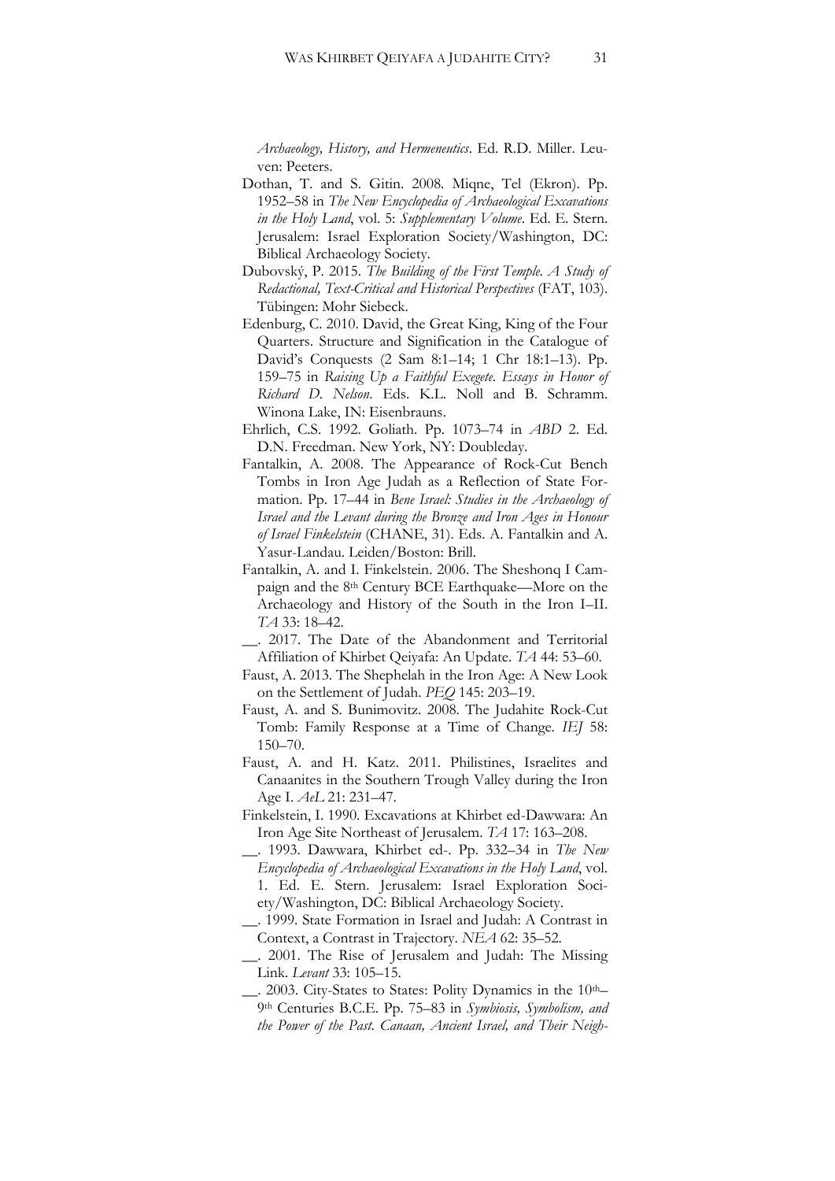*Archaeology, History, and Hermeneutics*. Ed. R.D. Miller. Leuven: Peeters.

Dothan, T. and S. Gitin. 2008. Miqne, Tel (Ekron). Pp. 1952–58 in *The New Encyclopedia of Archaeological Excavations in the Holy Land*, vol. 5: *Supplementary Volume*. Ed. E. Stern. Jerusalem: Israel Exploration Society/Washington, DC: Biblical Archaeology Society.

Dubovský, P. 2015. *The Building of the First Temple. A Study of Redactional, Text-Critical and Historical Perspectives* (FAT, 103). Tübingen: Mohr Siebeck.

Edenburg, C. 2010. David, the Great King, King of the Four Quarters. Structure and Signification in the Catalogue of David's Conquests (2 Sam 8:1–14; 1 Chr 18:1–13). Pp. 159–75 in *Raising Up a Faithful Exegete. Essays in Honor of Richard D. Nelson*. Eds. K.L. Noll and B. Schramm. Winona Lake, IN: Eisenbrauns.

Ehrlich, C.S. 1992. Goliath. Pp. 1073–74 in *ABD* 2. Ed. D.N. Freedman. New York, NY: Doubleday.

Fantalkin, A. 2008. The Appearance of Rock-Cut Bench Tombs in Iron Age Judah as a Reflection of State Formation. Pp. 17–44 in *Bene Israel: Studies in the Archaeology of Israel and the Levant during the Bronze and Iron Ages in Honour of Israel Finkelstein* (CHANE, 31). Eds. A. Fantalkin and A. Yasur-Landau. Leiden/Boston: Brill.

Fantalkin, A. and I. Finkelstein. 2006. The Sheshonq I Campaign and the 8th Century BCE Earthquake—More on the Archaeology and History of the South in the Iron I–II. *TA* 33: 18–42.

__. 2017. The Date of the Abandonment and Territorial Affiliation of Khirbet Qeiyafa: An Update. *TA* 44: 53–60.

Faust, A. 2013. The Shephelah in the Iron Age: A New Look on the Settlement of Judah. *PEQ* 145: 203–19.

Faust, A. and S. Bunimovitz. 2008. The Judahite Rock-Cut Tomb: Family Response at a Time of Change. *IEJ* 58: 150–70.

Faust, A. and H. Katz. 2011. Philistines, Israelites and Canaanites in the Southern Trough Valley during the Iron Age I. *AeL* 21: 231–47.

Finkelstein, I. 1990. Excavations at Khirbet ed-Dawwara: An Iron Age Site Northeast of Jerusalem. *TA* 17: 163–208.

__. 1993. Dawwara, Khirbet ed-. Pp. 332–34 in *The New Encyclopedia of Archaeological Excavations in the Holy Land*, vol. 1. Ed. E. Stern. Jerusalem: Israel Exploration Society/Washington, DC: Biblical Archaeology Society.

__. 1999. State Formation in Israel and Judah: A Contrast in Context, a Contrast in Trajectory. *NEA* 62: 35–52.

__. 2001. The Rise of Jerusalem and Judah: The Missing Link. *Levant* 33: 105–15.

__. 2003. City-States to States: Polity Dynamics in the 10th–9th Centuries B.C.E. Pp. 75–83 in *Symbiosis, Symbolism, and the Power of the Past. Canaan, Ancient Israel, and Their Neigh-*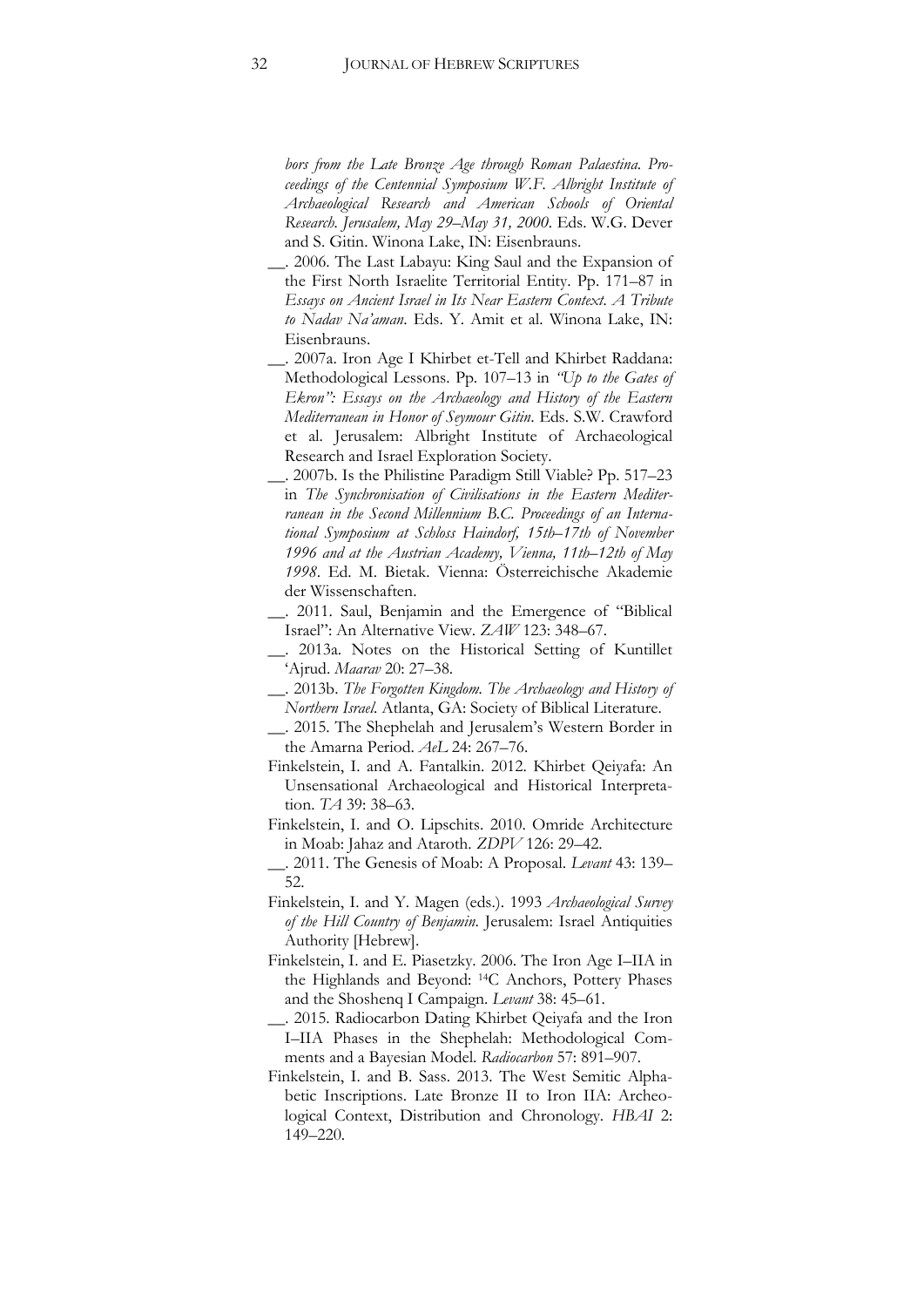*bors from the Late Bronze Age through Roman Palaestina. Proceedings of the Centennial Symposium W.F. Albright Institute of Archaeological Research and American Schools of Oriental Research. Jerusalem, May 29–May 31, 2000*. Eds. W.G. Dever and S. Gitin. Winona Lake, IN: Eisenbrauns.

__. 2006. The Last Labayu: King Saul and the Expansion of the First North Israelite Territorial Entity. Pp. 171–87 in *Essays on Ancient Israel in Its Near Eastern Context. A Tribute to Nadav Na'aman*. Eds. Y. Amit et al. Winona Lake, IN: Eisenbrauns.

__. 2007a. Iron Age I Khirbet et-Tell and Khirbet Raddana: Methodological Lessons. Pp. 107–13 in *"Up to the Gates of Ekron": Essays on the Archaeology and History of the Eastern Mediterranean in Honor of Seymour Gitin*. Eds. S.W. Crawford et al. Jerusalem: Albright Institute of Archaeological Research and Israel Exploration Society.

__. 2007b. Is the Philistine Paradigm Still Viable? Pp. 517–23 in *The Synchronisation of Civilisations in the Eastern Mediterranean in the Second Millennium B.C. Proceedings of an International Symposium at Schloss Haindorf, 15th–17th of November 1996 and at the Austrian Academy, Vienna, 11th–12th of May 1998*. Ed. M. Bietak. Vienna: Österreichische Akademie der Wissenschaften.

__. 2011. Saul, Benjamin and the Emergence of "Biblical Israel": An Alternative View. *ZAW* 123: 348–67.

__. 2013a. Notes on the Historical Setting of Kuntillet 'Ajrud. *Maarav* 20: 27–38.

__. 2013b. *The Forgotten Kingdom. The Archaeology and History of Northern Israel*. Atlanta, GA: Society of Biblical Literature.

__. 2015. The Shephelah and Jerusalem's Western Border in the Amarna Period. *AeL* 24: 267–76.

Finkelstein, I. and A. Fantalkin. 2012. Khirbet Qeiyafa: An Unsensational Archaeological and Historical Interpretation. *TA* 39: 38–63.

Finkelstein, I. and O. Lipschits. 2010. Omride Architecture in Moab: Jahaz and Ataroth. *ZDPV* 126: 29–42.

__. 2011. The Genesis of Moab: A Proposal. *Levant* 43: 139–52.

Finkelstein, I. and Y. Magen (eds.). 1993 *Archaeological Survey of the Hill Country of Benjamin*. Jerusalem: Israel Antiquities Authority [Hebrew].

Finkelstein, I. and E. Piasetzky. 2006. The Iron Age I–IIA in the Highlands and Beyond: $^{14}$C Anchors, Pottery Phases and the Shoshenq I Campaign. *Levant* 38: 45–61.

__. 2015. Radiocarbon Dating Khirbet Qeiyafa and the Iron I–IIA Phases in the Shephelah: Methodological Comments and a Bayesian Model. *Radiocarbon* 57: 891–907.

Finkelstein, I. and B. Sass. 2013. The West Semitic Alphabetic Inscriptions. Late Bronze II to Iron IIA: Archeological Context, Distribution and Chronology. *HBAI* 2: 149–220.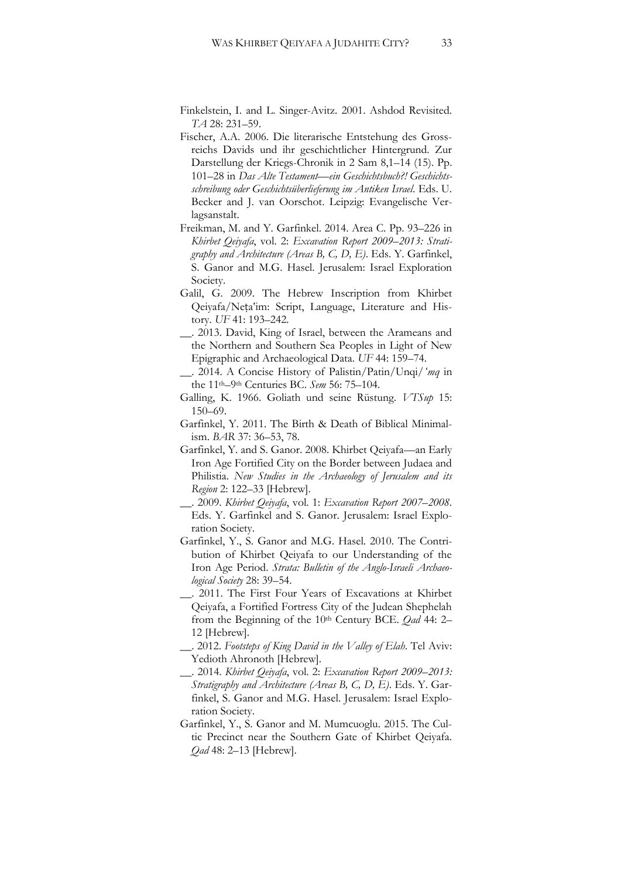Finkelstein, I. and L. Singer-Avitz. 2001. Ashdod Revisited. *TA* 28: 231–59.

Fischer, A.A. 2006. Die literarische Entstehung des Grossreichs Davids und ihr geschichtlicher Hintergrund. Zur Darstellung der Kriegs-Chronik in 2 Sam 8,1–14 (15). Pp. 101–28 in *Das Alte Testament—ein Geschichtsbuch?! Geschichtsschreibung oder Geschichtsüberlieferung im Antiken Israel*. Eds. U. Becker and J. van Oorschot. Leipzig: Evangelische Verlagsanstalt.

Freikman, M. and Y. Garfinkel. 2014. Area C. Pp. 93–226 in *Khirbet Qeiyafa*, vol. 2: *Excavation Report 2009–2013: Stratigraphy and Architecture (Areas B, C, D, E)*. Eds. Y. Garfinkel, S. Ganor and M.G. Hasel. Jerusalem: Israel Exploration Society.

Galil, G. 2009. The Hebrew Inscription from Khirbet Qeiyafa/Neṭaʿim: Script, Language, Literature and History. *UF* 41: 193–242.

__. 2013. David, King of Israel, between the Arameans and the Northern and Southern Sea Peoples in Light of New Epigraphic and Archaeological Data. *UF* 44: 159–74.

__. 2014. A Concise History of Palistin/Patin/Unqi/*ʿmq* in the 11th–9th Centuries BC. *Sem* 56: 75–104.

Galling, K. 1966. Goliath und seine Rüstung. *VTSup* 15: 150–69.

Garfinkel, Y. 2011. The Birth & Death of Biblical Minimalism. *BAR* 37: 36–53, 78.

Garfinkel, Y. and S. Ganor. 2008. Khirbet Qeiyafa—an Early Iron Age Fortified City on the Border between Judaea and Philistia. *New Studies in the Archaeology of Jerusalem and its Region* 2: 122–33 [Hebrew].

__. 2009. *Khirbet Qeiyafa*, vol. 1: *Excavation Report 2007–2008*. Eds. Y. Garfinkel and S. Ganor. Jerusalem: Israel Exploration Society.

Garfinkel, Y., S. Ganor and M.G. Hasel. 2010. The Contribution of Khirbet Qeiyafa to our Understanding of the Iron Age Period. *Strata: Bulletin of the Anglo-Israeli Archaeological Society* 28: 39–54.

__. 2011. The First Four Years of Excavations at Khirbet Qeiyafa, a Fortified Fortress City of the Judean Shephelah from the Beginning of the 10th Century BCE. *Qad* 44: 2–12 [Hebrew].

__. 2012. *Footsteps of King David in the Valley of Elah*. Tel Aviv: Yedioth Ahronoth [Hebrew].

__. 2014. *Khirbet Qeiyafa*, vol. 2: *Excavation Report 2009–2013: Stratigraphy and Architecture (Areas B, C, D, E)*. Eds. Y. Garfinkel, S. Ganor and M.G. Hasel. Jerusalem: Israel Exploration Society.

Garfinkel, Y., S. Ganor and M. Mumcuoglu. 2015. The Cultic Precinct near the Southern Gate of Khirbet Qeiyafa. *Qad* 48: 2–13 [Hebrew].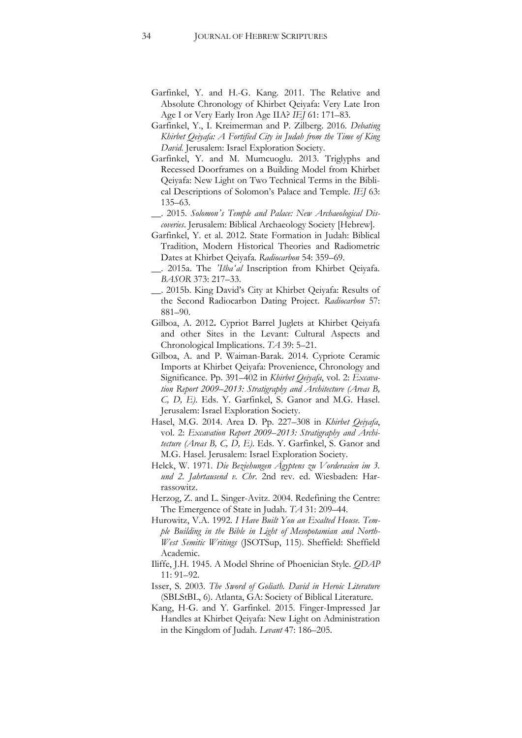Garfinkel, Y. and H.-G. Kang. 2011. The Relative and Absolute Chronology of Khirbet Qeiyafa: Very Late Iron Age I or Very Early Iron Age IIA? *IEJ* 61: 171–83.

Garfinkel, Y., I. Kreimerman and P. Zilberg. 2016. *Debating Khirbet Qeiyafa: A Fortified City in Judah from the Time of King David.* Jerusalem: Israel Exploration Society.

Garfinkel, Y. and M. Mumcuoglu. 2013. Triglyphs and Recessed Doorframes on a Building Model from Khirbet Qeiyafa: New Light on Two Technical Terms in the Biblical Descriptions of Solomon's Palace and Temple. *IEJ* 63: 135–63.

\_\_. 2015. *Solomon's Temple and Palace: New Archaeological Discoveries*. Jerusalem: Biblical Archaeology Society [Hebrew].

Garfinkel, Y. et al. 2012. State Formation in Judah: Biblical Tradition, Modern Historical Theories and Radiometric Dates at Khirbet Qeiyafa. *Radiocarbon* 54: 359–69.

\_\_. 2015a. The *'Išba'al* Inscription from Khirbet Qeiyafa. *BASOR* 373: 217–33.

\_\_. 2015b. King David's City at Khirbet Qeiyafa: Results of the Second Radiocarbon Dating Project. *Radiocarbon* 57: 881–90.

Gilboa, A. 2012. Cypriot Barrel Juglets at Khirbet Qeiyafa and other Sites in the Levant: Cultural Aspects and Chronological Implications. *TA* 39: 5–21.

Gilboa, A. and P. Waiman-Barak. 2014. Cypriote Ceramic Imports at Khirbet Qeiyafa: Provenience, Chronology and Significance. Pp. 391–402 in *Khirbet Qeiyafa*, vol. 2: *Excavation Report 2009–2013: Stratigraphy and Architecture (Areas B, C, D, E)*. Eds. Y. Garfinkel, S. Ganor and M.G. Hasel. Jerusalem: Israel Exploration Society.

Hasel, M.G. 2014. Area D. Pp. 227–308 in *Khirbet Qeiyafa*, vol. 2: *Excavation Report 2009–2013: Stratigraphy and Architecture (Areas B, C, D, E)*. Eds. Y. Garfinkel, S. Ganor and M.G. Hasel. Jerusalem: Israel Exploration Society.

Helck, W. 1971. *Die Beziehungen Ägyptens zu Vorderasien im 3. und 2. Jahrtausend v. Chr*. 2nd rev. ed. Wiesbaden: Harrassowitz.

Herzog, Z. and L. Singer-Avitz. 2004. Redefining the Centre: The Emergence of State in Judah. *TA* 31: 209–44.

Hurowitz, V.A. 1992. *I Have Built You an Exalted House. Temple Building in the Bible in Light of Mesopotamian and North-West Semitic Writings* (JSOTSup, 115). Sheffield: Sheffield Academic.

Iliffe, J.H. 1945. A Model Shrine of Phoenician Style. *QDAP* 11: 91–92.

Isser, S. 2003. *The Sword of Goliath. David in Heroic Literature* (SBLStBL, 6). Atlanta, GA: Society of Biblical Literature.

Kang, H-G. and Y. Garfinkel. 2015. Finger-Impressed Jar Handles at Khirbet Qeiyafa: New Light on Administration in the Kingdom of Judah. *Levant* 47: 186–205.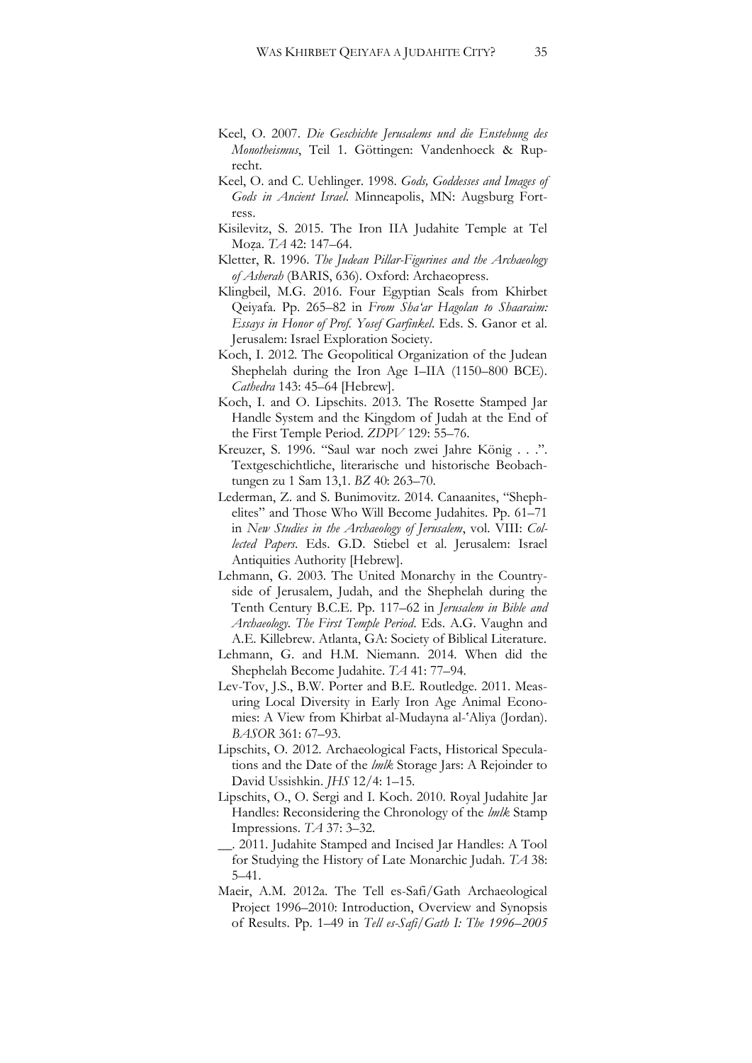Keel, O. 2007. *Die Geschichte Jerusalems und die Enstehung des Monotheismus*, Teil 1. Göttingen: Vandenhoeck & Ruprecht.

Keel, O. and C. Uehlinger. 1998. *Gods, Goddesses and Images of Gods in Ancient Israel*. Minneapolis, MN: Augsburg Fortress.

Kisilevitz, S. 2015. The Iron IIA Judahite Temple at Tel Moẓa. *TA* 42: 147–64.

Kletter, R. 1996. *The Judean Pillar-Figurines and the Archaeology of Asherah* (BARIS, 636). Oxford: Archaeopress.

Klingbeil, M.G. 2016. Four Egyptian Seals from Khirbet Qeiyafa. Pp. 265–82 in *From Sha'ar Hagolan to Shaaraim: Essays in Honor of Prof. Yosef Garfinkel*. Eds. S. Ganor et al. Jerusalem: Israel Exploration Society.

Koch, I. 2012. The Geopolitical Organization of the Judean Shephelah during the Iron Age I–IIA (1150–800 BCE). *Cathedra* 143: 45–64 [Hebrew].

Koch, I. and O. Lipschits. 2013. The Rosette Stamped Jar Handle System and the Kingdom of Judah at the End of the First Temple Period. *ZDPV* 129: 55–76.

Kreuzer, S. 1996. "Saul war noch zwei Jahre König . . .". Textgeschichtliche, literarische und historische Beobachtungen zu 1 Sam 13,1. *BZ* 40: 263–70.

Lederman, Z. and S. Bunimovitz. 2014. Canaanites, "Shephelites" and Those Who Will Become Judahites. Pp. 61–71 in *New Studies in the Archaeology of Jerusalem*, vol. VIII: *Collected Papers*. Eds. G.D. Stiebel et al. Jerusalem: Israel Antiquities Authority [Hebrew].

Lehmann, G. 2003. The United Monarchy in the Countryside of Jerusalem, Judah, and the Shephelah during the Tenth Century B.C.E. Pp. 117–62 in *Jerusalem in Bible and Archaeology. The First Temple Period*. Eds. A.G. Vaughn and A.E. Killebrew. Atlanta, GA: Society of Biblical Literature.

Lehmann, G. and H.M. Niemann. 2014. When did the Shephelah Become Judahite. *TA* 41: 77–94.

Lev-Tov, J.S., B.W. Porter and B.E. Routledge. 2011. Measuring Local Diversity in Early Iron Age Animal Economies: A View from Khirbat al-Mudayna al-'Aliya (Jordan). *BASOR* 361: 67–93.

Lipschits, O. 2012. Archaeological Facts, Historical Speculations and the Date of the *lmlk* Storage Jars: A Rejoinder to David Ussishkin. *JHS* 12/4: 1–15.

Lipschits, O., O. Sergi and I. Koch. 2010. Royal Judahite Jar Handles: Reconsidering the Chronology of the *lmlk* Stamp Impressions. *TA* 37: 3–32.

__. 2011. Judahite Stamped and Incised Jar Handles: A Tool for Studying the History of Late Monarchic Judah. *TA* 38: 5–41.

Maeir, A.M. 2012a. The Tell es-Safi/Gath Archaeological Project 1996–2010: Introduction, Overview and Synopsis of Results. Pp. 1–49 in *Tell es-Safi/Gath I: The 1996–2005*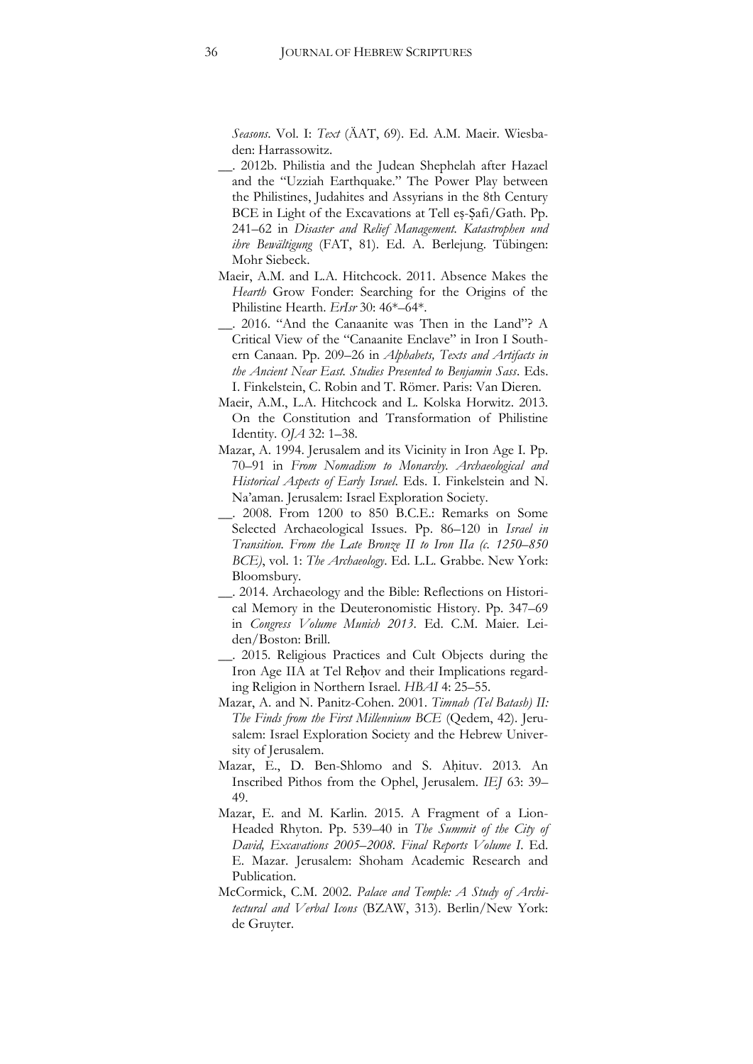*Seasons*. Vol. I: *Text* (ÄAT, 69). Ed. A.M. Maeir. Wiesbaden: Harrassowitz.

__. 2012b. Philistia and the Judean Shephelah after Hazael and the "Uzziah Earthquake." The Power Play between the Philistines, Judahites and Assyrians in the 8th Century BCE in Light of the Excavations at Tell eṣ-Ṣafi/Gath. Pp. 241–62 in *Disaster and Relief Management. Katastrophen und ihre Bewältigung* (FAT, 81). Ed. A. Berlejung. Tübingen: Mohr Siebeck.

Maeir, A.M. and L.A. Hitchcock. 2011. Absence Makes the *Hearth* Grow Fonder: Searching for the Origins of the Philistine Hearth. *ErIsr* 30: 46*–64*.

__. 2016. "And the Canaanite was Then in the Land"? A Critical View of the "Canaanite Enclave" in Iron I Southern Canaan. Pp. 209–26 in *Alphabets, Texts and Artifacts in the Ancient Near East. Studies Presented to Benjamin Sass*. Eds. I. Finkelstein, C. Robin and T. Römer. Paris: Van Dieren.

Maeir, A.M., L.A. Hitchcock and L. Kolska Horwitz. 2013. On the Constitution and Transformation of Philistine Identity. *OJA* 32: 1–38.

Mazar, A. 1994. Jerusalem and its Vicinity in Iron Age I. Pp. 70–91 in *From Nomadism to Monarchy. Archaeological and Historical Aspects of Early Israel*. Eds. I. Finkelstein and N. Na'aman. Jerusalem: Israel Exploration Society.

__. 2008. From 1200 to 850 B.C.E.: Remarks on Some Selected Archaeological Issues. Pp. 86–120 in *Israel in Transition. From the Late Bronze II to Iron IIa (c. 1250–850 BCE)*, vol. 1: *The Archaeology*. Ed. L.L. Grabbe. New York: Bloomsbury.

__. 2014. Archaeology and the Bible: Reflections on Historical Memory in the Deuteronomistic History. Pp. 347–69 in *Congress Volume Munich 2013*. Ed. C.M. Maier. Leiden/Boston: Brill.

__. 2015. Religious Practices and Cult Objects during the Iron Age IIA at Tel Reḥov and their Implications regarding Religion in Northern Israel. *HBAI* 4: 25–55.

Mazar, A. and N. Panitz-Cohen. 2001. *Timnah (Tel Batash) II: The Finds from the First Millennium BCE* (Qedem, 42). Jerusalem: Israel Exploration Society and the Hebrew University of Jerusalem.

Mazar, E., D. Ben-Shlomo and S. Aḥituv. 2013. An Inscribed Pithos from the Ophel, Jerusalem. *IEJ* 63: 39–49.

Mazar, E. and M. Karlin. 2015. A Fragment of a Lion-Headed Rhyton. Pp. 539–40 in *The Summit of the City of David, Excavations 2005–2008. Final Reports Volume I*. Ed. E. Mazar. Jerusalem: Shoham Academic Research and Publication.

McCormick, C.M. 2002. *Palace and Temple: A Study of Architectural and Verbal Icons* (BZAW, 313). Berlin/New York: de Gruyter.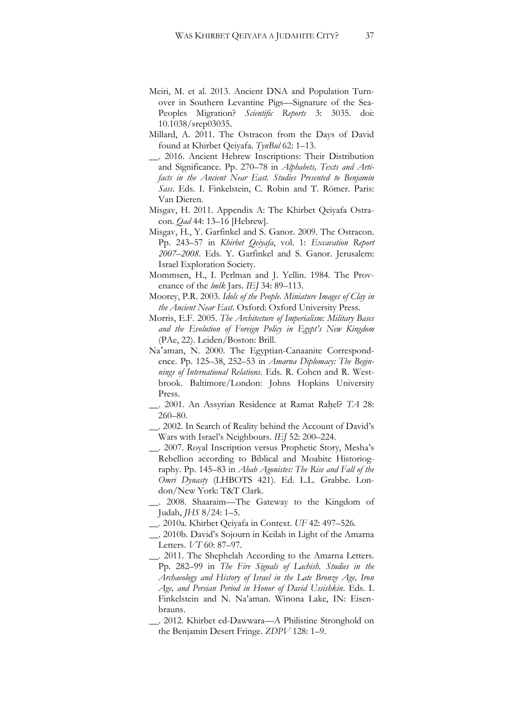Meiri, M. et al. 2013. Ancient DNA and Population Turnover in Southern Levantine Pigs—Signature of the Sea-Peoples Migration? *Scientific Reports* 3: 3035. doi: 10.1038/srep03035.

Millard, A. 2011. The Ostracon from the Days of David found at Khirbet Qeiyafa. *TynBul* 62: 1–13.

__. 2016. Ancient Hebrew Inscriptions: Their Distribution and Significance. Pp. 270–78 in *Alphabets, Texts and Artifacts in the Ancient Near East. Studies Presented to Benjamin Sass*. Eds. I. Finkelstein, C. Robin and T. Römer. Paris: Van Dieren.

Misgav, H. 2011. Appendix A: The Khirbet Qeiyafa Ostracon. *Qad* 44: 13–16 [Hebrew].

Misgav, H., Y. Garfinkel and S. Ganor. 2009. The Ostracon. Pp. 243–57 in *Khirbet Qeiyafa*, vol. 1: *Excavation Report 2007–2008*. Eds. Y. Garfinkel and S. Ganor. Jerusalem: Israel Exploration Society.

Mommsen, H., I. Perlman and J. Yellin. 1984. The Provenance of the *lmlk* Jars. *IEJ* 34: 89–113.

Moorey, P.R. 2003. *Idols of the People. Miniature Images of Clay in the Ancient Near East*. Oxford: Oxford University Press.

Morris, E.F. 2005. *The Architecture of Imperialism: Military Bases and the Evolution of Foreign Policy in Egypt's New Kingdom* (PAe, 22). Leiden/Boston: Brill.

Na'aman, N. 2000. The Egyptian-Canaanite Correspondence. Pp. 125–38, 252–53 in *Amarna Diplomacy: The Beginnings of International Relations*. Eds. R. Cohen and R. Westbrook. Baltimore/London: Johns Hopkins University Press.

__. 2001. An Assyrian Residence at Ramat Raḥel? *TA* 28: 260–80.

__. 2002. In Search of Reality behind the Account of David's Wars with Israel's Neighbours. *IEJ* 52: 200–224.

__. 2007. Royal Inscription versus Prophetic Story, Mesha's Rebellion according to Biblical and Moabite Historiography. Pp. 145–83 in *Ahab Agonistes: The Rise and Fall of the Omri Dynasty* (LHBOTS 421). Ed. L.L. Grabbe. London/New York: T&T Clark.

__. 2008. Shaaraim—The Gateway to the Kingdom of Judah, *JHS* 8/24: 1–5.

__. 2010a. Khirbet Qeiyafa in Context. *UF* 42: 497–526.

__. 2010b. David's Sojourn in Keilah in Light of the Amarna Letters. *VT* 60: 87–97.

__. 2011. The Shephelah According to the Amarna Letters. Pp. 282–99 in *The Fire Signals of Lachish. Studies in the Archaeology and History of Israel in the Late Bronze Age, Iron Age, and Persian Period in Honor of David Ussishkin*. Eds. I. Finkelstein and N. Na'aman. Winona Lake, IN: Eisenbrauns.

__. 2012. Khirbet ed-Dawwara—A Philistine Stronghold on the Benjamin Desert Fringe. *ZDPV* 128: 1–9.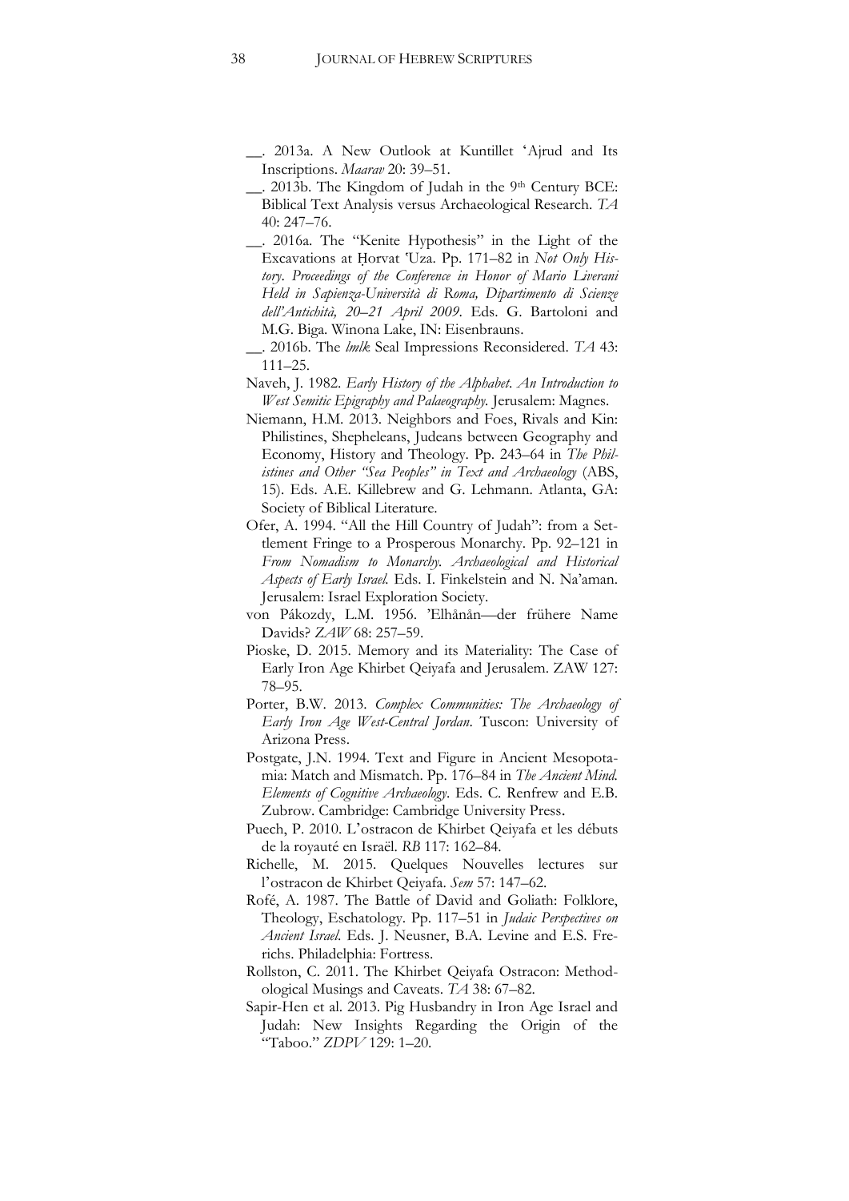__. 2013a. A New Outlook at Kuntillet ʻAjrud and Its Inscriptions. *Maarav* 20: 39–51.

__. 2013b. The Kingdom of Judah in the 9th Century BCE: Biblical Text Analysis versus Archaeological Research. *TA* 40: 247–76.

__. 2016a. The "Kenite Hypothesis" in the Light of the Excavations at Ḥorvat ʽUza. Pp. 171–82 in *Not Only History. Proceedings of the Conference in Honor of Mario Liverani Held in Sapienza-Università di Roma, Dipartimento di Scienze dell'Antichità, 20–21 April 2009*. Eds. G. Bartoloni and M.G. Biga. Winona Lake, IN: Eisenbrauns.

__. 2016b. The *lmlk* Seal Impressions Reconsidered. *TA* 43: 111–25.

Naveh, J. 1982. *Early History of the Alphabet. An Introduction to West Semitic Epigraphy and Palaeography.* Jerusalem: Magnes.

Niemann, H.M. 2013. Neighbors and Foes, Rivals and Kin: Philistines, Shepheleans, Judeans between Geography and Economy, History and Theology. Pp. 243–64 in *The Philistines and Other "Sea Peoples" in Text and Archaeology* (ABS, 15). Eds. A.E. Killebrew and G. Lehmann. Atlanta, GA: Society of Biblical Literature.

Ofer, A. 1994. "All the Hill Country of Judah": from a Settlement Fringe to a Prosperous Monarchy. Pp. 92–121 in *From Nomadism to Monarchy. Archaeological and Historical Aspects of Early Israel.* Eds. I. Finkelstein and N. Na'aman. Jerusalem: Israel Exploration Society.

von Pákozdy, L.M. 1956. 'Elḥånån—der frühere Name Davids? *ZAW* 68: 257–59.

Pioske, D. 2015. Memory and its Materiality: The Case of Early Iron Age Khirbet Qeiyafa and Jerusalem. ZAW 127: 78–95.

Porter, B.W. 2013. *Complex Communities: The Archaeology of Early Iron Age West-Central Jordan*. Tuscon: University of Arizona Press.

Postgate, J.N. 1994. Text and Figure in Ancient Mesopotamia: Match and Mismatch. Pp. 176–84 in *The Ancient Mind. Elements of Cognitive Archaeology*. Eds. C. Renfrew and E.B. Zubrow. Cambridge: Cambridge University Press.

Puech, P. 2010. L'ostracon de Khirbet Qeiyafa et les débuts de la royauté en Israël. *RB* 117: 162–84.

Richelle, M. 2015. Quelques Nouvelles lectures sur l'ostracon de Khirbet Qeiyafa. *Sem* 57: 147–62.

Rofé, A. 1987. The Battle of David and Goliath: Folklore, Theology, Eschatology. Pp. 117–51 in *Judaic Perspectives on Ancient Israel.* Eds. J. Neusner, B.A. Levine and E.S. Frerichs. Philadelphia: Fortress.

Rollston, C. 2011. The Khirbet Qeiyafa Ostracon: Methodological Musings and Caveats. *TA* 38: 67–82.

Sapir-Hen et al. 2013. Pig Husbandry in Iron Age Israel and Judah: New Insights Regarding the Origin of the "Taboo." *ZDPV* 129: 1–20.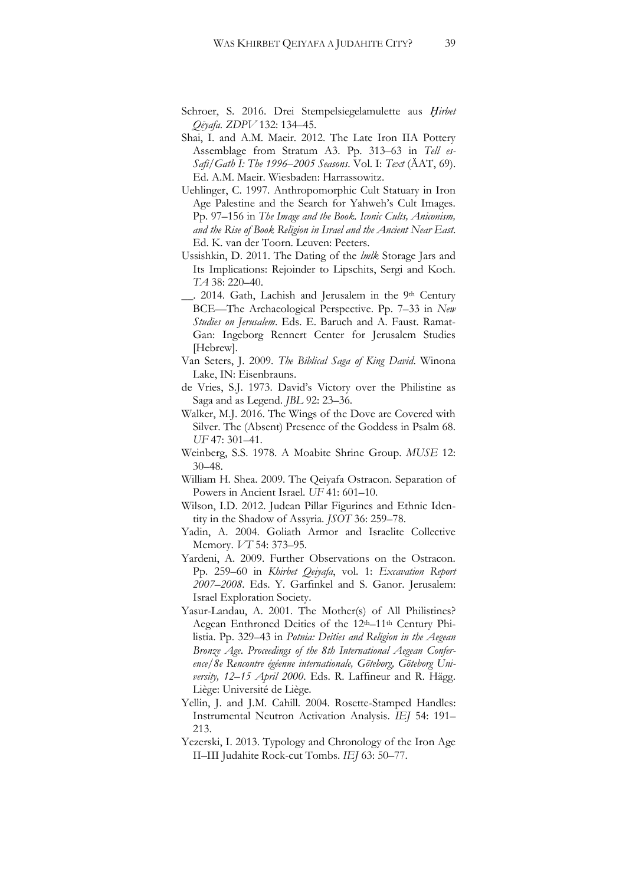Schroer, S. 2016. Drei Stempelsiegelamulette aus *Ḫirbet Qēyafa*. *ZDPV* 132: 134–45.

Shai, I. and A.M. Maeir. 2012. The Late Iron IIA Pottery Assemblage from Stratum A3. Pp. 313–63 in *Tell es-Safi/Gath I: The 1996–2005 Seasons*. Vol. I: *Text* (ÄAT, 69). Ed. A.M. Maeir. Wiesbaden: Harrassowitz.

Uehlinger, C. 1997. Anthropomorphic Cult Statuary in Iron Age Palestine and the Search for Yahweh's Cult Images. Pp. 97–156 in *The Image and the Book. Iconic Cults, Aniconism, and the Rise of Book Religion in Israel and the Ancient Near East*. Ed. K. van der Toorn. Leuven: Peeters.

Ussishkin, D. 2011. The Dating of the *lmlk* Storage Jars and Its Implications: Rejoinder to Lipschits, Sergi and Koch. *TA* 38: 220–40.

__. 2014. Gath, Lachish and Jerusalem in the 9th Century BCE—The Archaeological Perspective. Pp. 7–33 in *New Studies on Jerusalem*. Eds. E. Baruch and A. Faust. Ramat-Gan: Ingeborg Rennert Center for Jerusalem Studies [Hebrew].

Van Seters, J. 2009. *The Biblical Saga of King David*. Winona Lake, IN: Eisenbrauns.

de Vries, S.J. 1973. David's Victory over the Philistine as Saga and as Legend. *JBL* 92: 23–36.

Walker, M.J. 2016. The Wings of the Dove are Covered with Silver. The (Absent) Presence of the Goddess in Psalm 68. *UF* 47: 301–41.

Weinberg, S.S. 1978. A Moabite Shrine Group. *MUSE* 12: 30–48.

William H. Shea. 2009. The Qeiyafa Ostracon. Separation of Powers in Ancient Israel. *UF* 41: 601–10.

Wilson, I.D. 2012. Judean Pillar Figurines and Ethnic Identity in the Shadow of Assyria. *JSOT* 36: 259–78.

Yadin, A. 2004. Goliath Armor and Israelite Collective Memory. *VT* 54: 373–95.

Yardeni, A. 2009. Further Observations on the Ostracon. Pp. 259–60 in *Khirbet Qeiyafa*, vol. 1: *Excavation Report 2007–2008*. Eds. Y. Garfinkel and S. Ganor. Jerusalem: Israel Exploration Society.

Yasur-Landau, A. 2001. The Mother(s) of All Philistines? Aegean Enthroned Deities of the 12th–11th Century Philistia. Pp. 329–43 in *Potnia: Deities and Religion in the Aegean Bronze Age*. *Proceedings of the 8th International Aegean Conference/8e Rencontre égéenne internationale, Göteborg, Göteborg University, 12–15 April 2000*. Eds. R. Laffineur and R. Hägg. Liège: Université de Liège.

Yellin, J. and J.M. Cahill. 2004. Rosette-Stamped Handles: Instrumental Neutron Activation Analysis. *IEJ* 54: 191–213.

Yezerski, I. 2013. Typology and Chronology of the Iron Age II–III Judahite Rock-cut Tombs. *IEJ* 63: 50–77.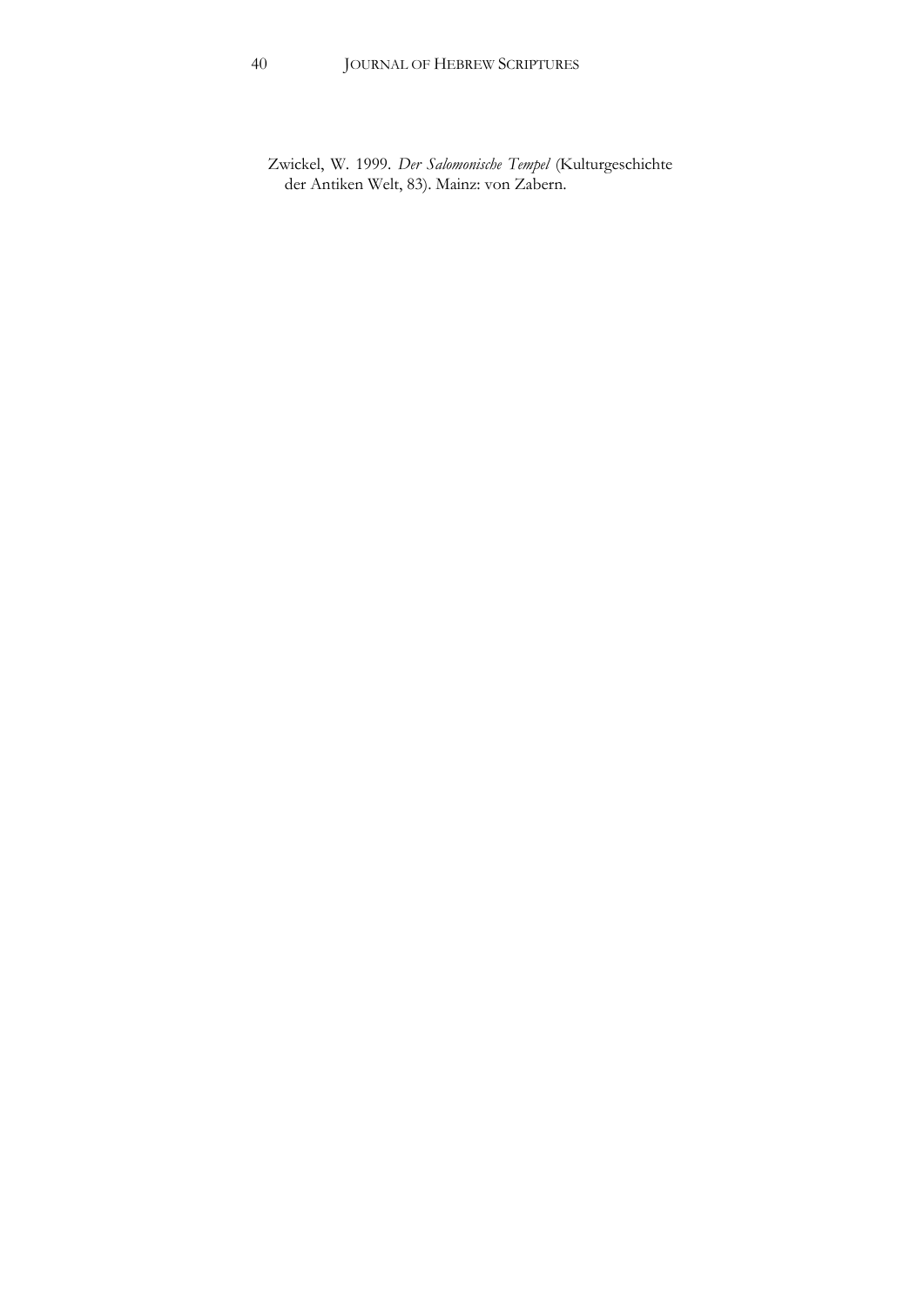Zwickel, W. 1999. *Der Salomonische Tempel* (Kulturgeschichte der Antiken Welt, 83). Mainz: von Zabern.